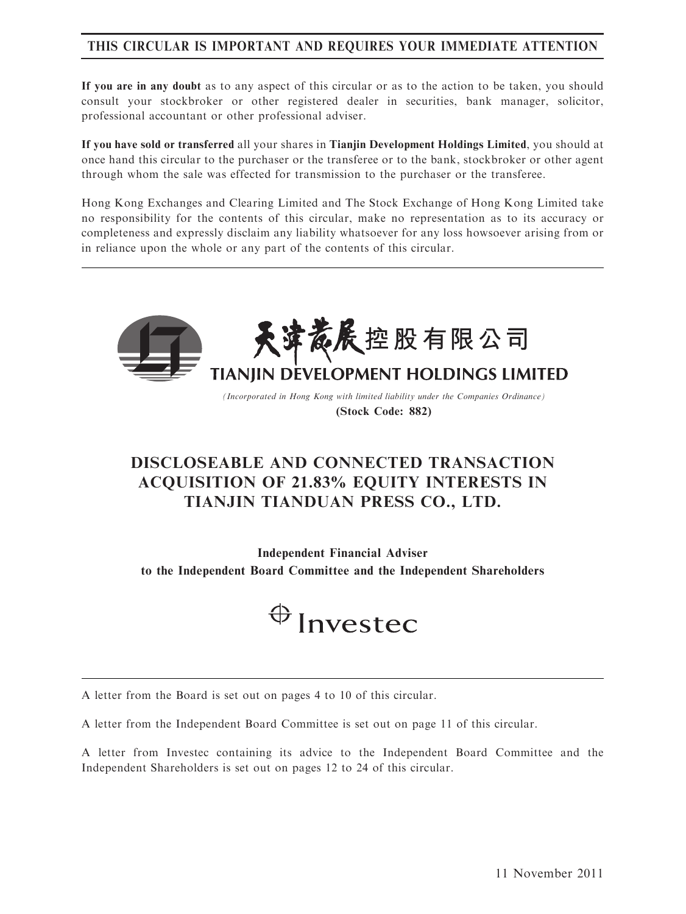**THIS CIRCULAR IS IMPORTANT AND REQUIRES YOUR IMMEDIATE ATTENTION**

**If you are in any doubt** as to any aspect of this circular or as to the action to be taken, you should consult your stockbroker or other registered dealer in securities, bank manager, solicitor, professional accountant or other professional adviser.

**If you have sold or transferred** all your shares in **Tianjin Development Holdings Limited**, you should at once hand this circular to the purchaser or the transferee or to the bank, stockbroker or other agent through whom the sale was effected for transmission to the purchaser or the transferee.

Hong Kong Exchanges and Clearing Limited and The Stock Exchange of Hong Kong Limited take no responsibility for the contents of this circular, make no representation as to its accuracy or completeness and expressly disclaim any liability whatsoever for any loss howsoever arising from or in reliance upon the whole or any part of the contents of this circular.

天津發展控股有限公司

**TIANJIN DEVELOPMENT HOLDINGS LIMITED**

*(Incorporated in Hong Kong with limited liability under the Companies Ordinance)*

**(Stock Code: 882)**

# DISCLOSEABLE AND CONNECTED TRANSACTION ACQUISITION OF 21.83% EQUITY INTERESTS IN TIANJIN TIANDUAN PRESS CO., LTD.

**Independent Financial Adviser to the Independent Board Committee and the Independent Shareholders**

Investec

A letter from the Board is set out on pages 4 to 10 of this circular.

A letter from the Independent Board Committee is set out on page 11 of this circular.

A letter from Investec containing its advice to the Independent Board Committee and the Independent Shareholders is set out on pages 12 to 24 of this circular.

11 November 2011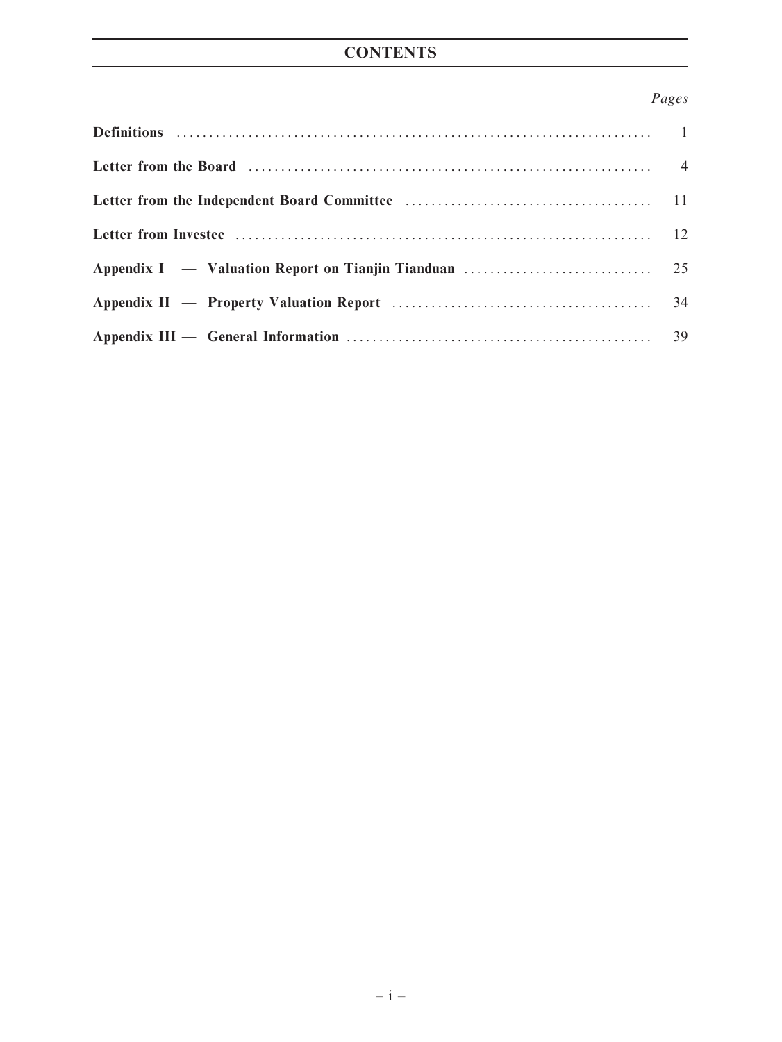# CONTENTS

| | *Pages* |
|---|---|
| **Definitions** | 1 |
| **Letter from the Board** | 4 |
| **Letter from the Independent Board Committee** | 11 |
| **Letter from Investec** | 12 |
| **Appendix I — Valuation Report on Tianjin Tianduan** | 25 |
| **Appendix II — Property Valuation Report** | 34 |
| **Appendix III — General Information** | 39 |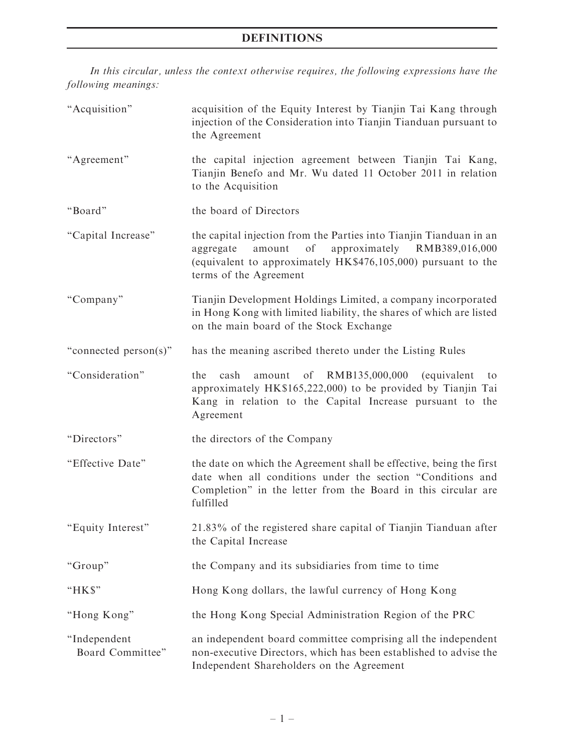# DEFINITIONS

*In this circular, unless the context otherwise requires, the following expressions have the following meanings:*

| | |
|---|---|
| "Acquisition" | acquisition of the Equity Interest by Tianjin Tai Kang through injection of the Consideration into Tianjin Tianduan pursuant to the Agreement |
| "Agreement" | the capital injection agreement between Tianjin Tai Kang, Tianjin Benefo and Mr. Wu dated 11 October 2011 in relation to the Acquisition |
| "Board" | the board of Directors |
| "Capital Increase" | the capital injection from the Parties into Tianjin Tianduan in an aggregate amount of approximately RMB389,016,000 (equivalent to approximately HK$476,105,000) pursuant to the terms of the Agreement |
| "Company" | Tianjin Development Holdings Limited, a company incorporated in Hong Kong with limited liability, the shares of which are listed on the main board of the Stock Exchange |
| "connected person(s)" | has the meaning ascribed thereto under the Listing Rules |
| "Consideration" | the cash amount of RMB135,000,000 (equivalent to approximately HK$165,222,000) to be provided by Tianjin Tai Kang in relation to the Capital Increase pursuant to the Agreement |
| "Directors" | the directors of the Company |
| "Effective Date" | the date on which the Agreement shall be effective, being the first date when all conditions under the section "Conditions and Completion" in the letter from the Board in this circular are fulfilled |
| "Equity Interest" | 21.83% of the registered share capital of Tianjin Tianduan after the Capital Increase |
| "Group" | the Company and its subsidiaries from time to time |
| "HK$" | Hong Kong dollars, the lawful currency of Hong Kong |
| "Hong Kong" | the Hong Kong Special Administration Region of the PRC |
| "Independent Board Committee" | an independent board committee comprising all the independent non-executive Directors, which has been established to advise the Independent Shareholders on the Agreement |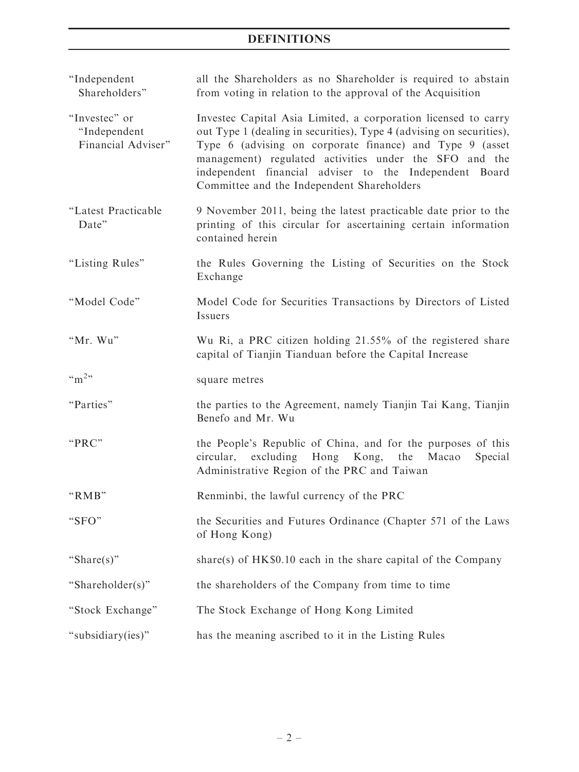## DEFINITIONS

| | |
|---|---|
| "Independent Shareholders" | all the Shareholders as no Shareholder is required to abstain from voting in relation to the approval of the Acquisition |
| "Investec" or "Independent Financial Adviser" | Investec Capital Asia Limited, a corporation licensed to carry out Type 1 (dealing in securities), Type 4 (advising on securities), Type 6 (advising on corporate finance) and Type 9 (asset management) regulated activities under the SFO and the independent financial adviser to the Independent Board Committee and the Independent Shareholders |
| "Latest Practicable Date" | 9 November 2011, being the latest practicable date prior to the printing of this circular for ascertaining certain information contained herein |
| "Listing Rules" | the Rules Governing the Listing of Securities on the Stock Exchange |
| "Model Code" | Model Code for Securities Transactions by Directors of Listed Issuers |
| "Mr. Wu" | Wu Ri, a PRC citizen holding 21.55% of the registered share capital of Tianjin Tianduan before the Capital Increase |
| "$m^2$" | square metres |
| "Parties" | the parties to the Agreement, namely Tianjin Tai Kang, Tianjin Benefo and Mr. Wu |
| "PRC" | the People's Republic of China, and for the purposes of this circular, excluding Hong Kong, the Macao Special Administrative Region of the PRC and Taiwan |
| "RMB" | Renminbi, the lawful currency of the PRC |
| "SFO" | the Securities and Futures Ordinance (Chapter 571 of the Laws of Hong Kong) |
| "Share(s)" | share(s) of HK$0.10 each in the share capital of the Company |
| "Shareholder(s)" | the shareholders of the Company from time to time |
| "Stock Exchange" | The Stock Exchange of Hong Kong Limited |
| "subsidiary(ies)" | has the meaning ascribed to it in the Listing Rules |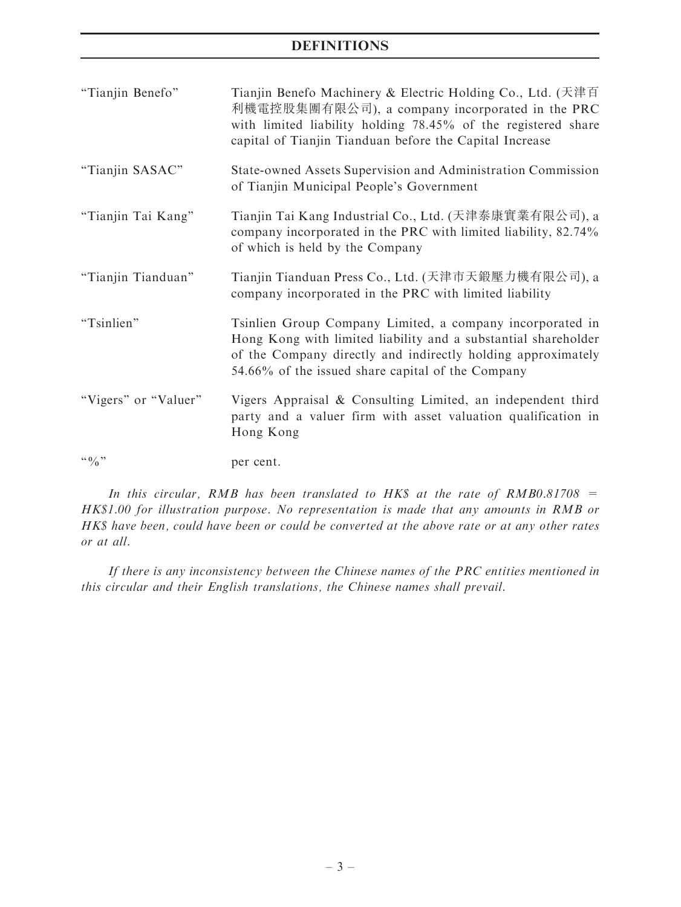| | |
|---|---|
| "Tianjin Benefo" | Tianjin Benefo Machinery & Electric Holding Co., Ltd. (天津百利機電控股集團有限公司), a company incorporated in the PRC with limited liability holding 78.45% of the registered share capital of Tianjin Tianduan before the Capital Increase |
| "Tianjin SASAC" | State-owned Assets Supervision and Administration Commission of Tianjin Municipal People's Government |
| "Tianjin Tai Kang" | Tianjin Tai Kang Industrial Co., Ltd. (天津泰康實業有限公司), a company incorporated in the PRC with limited liability, 82.74% of which is held by the Company |
| "Tianjin Tianduan" | Tianjin Tianduan Press Co., Ltd. (天津市天鍛壓力機有限公司), a company incorporated in the PRC with limited liability |
| "Tsinlien" | Tsinlien Group Company Limited, a company incorporated in Hong Kong with limited liability and a substantial shareholder of the Company directly and indirectly holding approximately 54.66% of the issued share capital of the Company |
| "Vigers" or "Valuer" | Vigers Appraisal & Consulting Limited, an independent third party and a valuer firm with asset valuation qualification in Hong Kong |
| "%" | per cent. |

*In this circular, RMB has been translated to HK$ at the rate of RMB0.81708 = HK$1.00 for illustration purpose. No representation is made that any amounts in RMB or HK$ have been, could have been or could be converted at the above rate or at any other rates or at all.*

*If there is any inconsistency between the Chinese names of the PRC entities mentioned in this circular and their English translations, the Chinese names shall prevail.*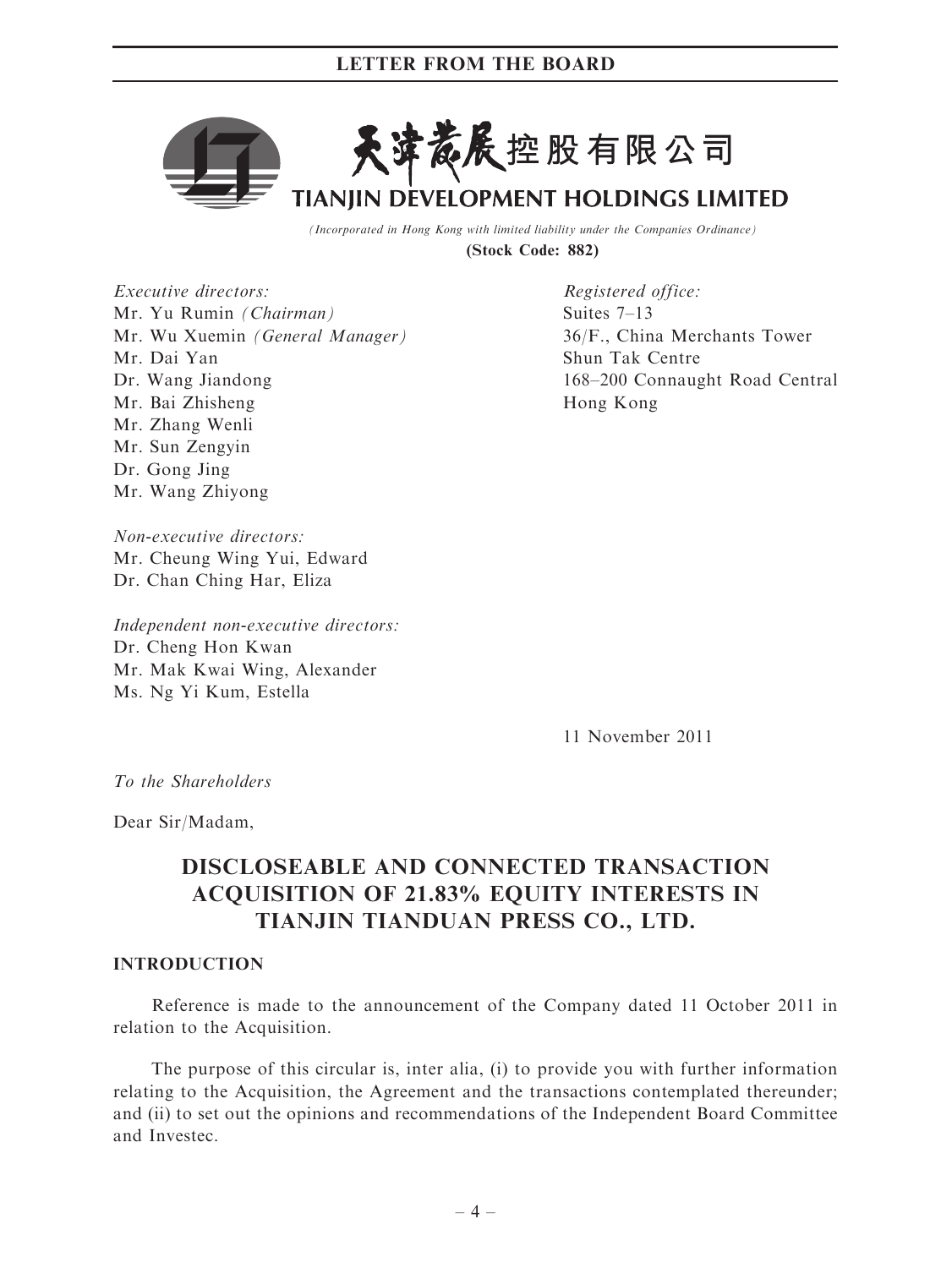天津發展控股有限公司

**TIANJIN DEVELOPMENT HOLDINGS LIMITED**

*(Incorporated in Hong Kong with limited liability under the Companies Ordinance)*

**(Stock Code: 882)**

*Executive directors:*
Mr. Yu Rumin *(Chairman)*
Mr. Wu Xuemin *(General Manager)*
Mr. Dai Yan
Dr. Wang Jiandong
Mr. Bai Zhisheng
Mr. Zhang Wenli
Mr. Sun Zengyin
Dr. Gong Jing
Mr. Wang Zhiyong

*Non-executive directors:*
Mr. Cheung Wing Yui, Edward
Dr. Chan Ching Har, Eliza

*Independent non-executive directors:*
Dr. Cheng Hon Kwan
Mr. Mak Kwai Wing, Alexander
Ms. Ng Yi Kum, Estella

*Registered office:*
Suites 7–13
36/F., China Merchants Tower
Shun Tak Centre
168–200 Connaught Road Central
Hong Kong

11 November 2011

*To the Shareholders*

Dear Sir/Madam,

# DISCLOSEABLE AND CONNECTED TRANSACTION ACQUISITION OF 21.83% EQUITY INTERESTS IN TIANJIN TIANDUAN PRESS CO., LTD.

## INTRODUCTION

Reference is made to the announcement of the Company dated 11 October 2011 in relation to the Acquisition.

The purpose of this circular is, inter alia, (i) to provide you with further information relating to the Acquisition, the Agreement and the transactions contemplated thereunder; and (ii) to set out the opinions and recommendations of the Independent Board Committee and Investec.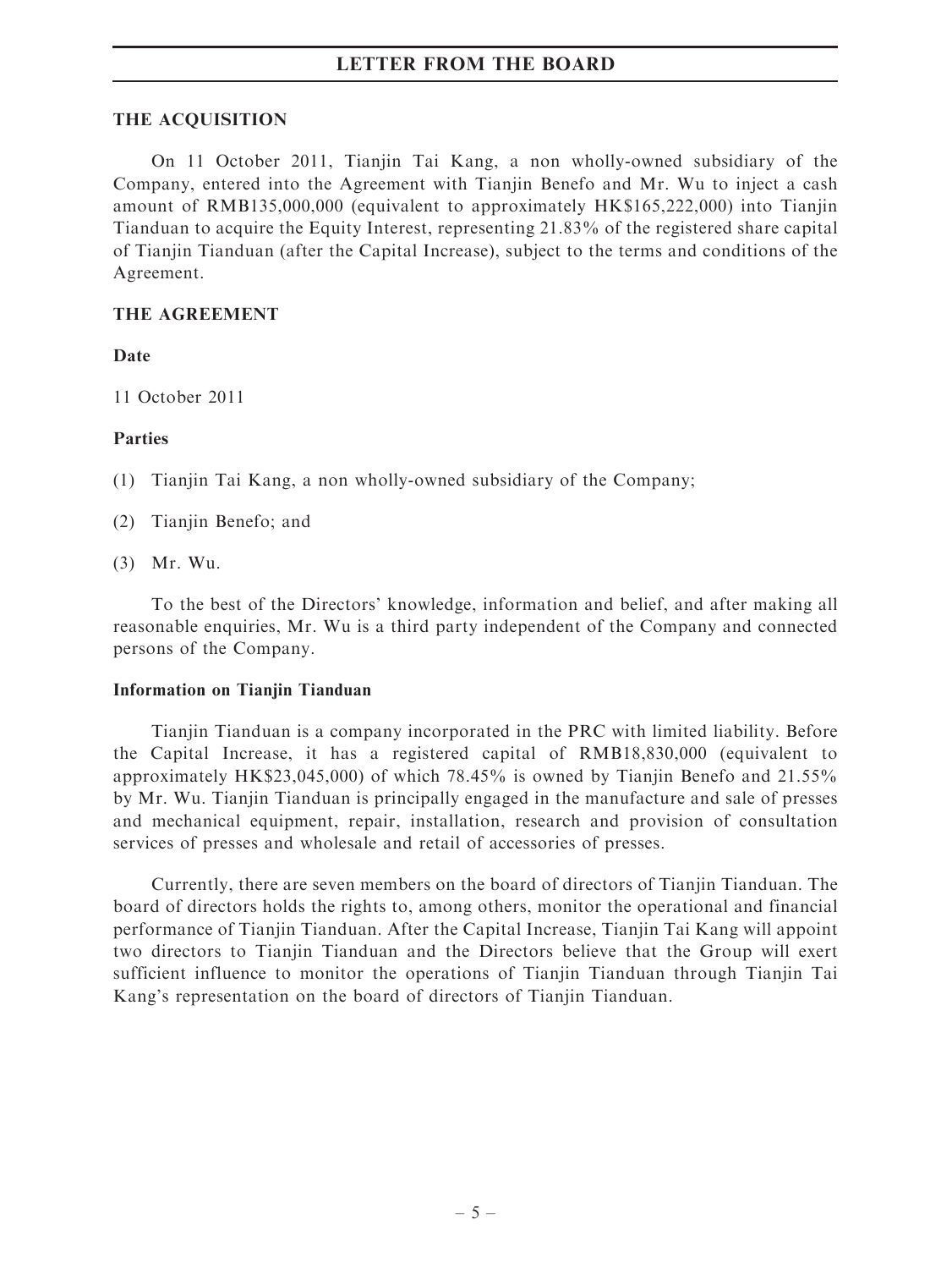## THE ACQUISITION

On 11 October 2011, Tianjin Tai Kang, a non wholly-owned subsidiary of the Company, entered into the Agreement with Tianjin Benefo and Mr. Wu to inject a cash amount of RMB135,000,000 (equivalent to approximately HK$165,222,000) into Tianjin Tianduan to acquire the Equity Interest, representing 21.83% of the registered share capital of Tianjin Tianduan (after the Capital Increase), subject to the terms and conditions of the Agreement.

## THE AGREEMENT

### Date

11 October 2011

### Parties

(1) Tianjin Tai Kang, a non wholly-owned subsidiary of the Company;

(2) Tianjin Benefo; and

(3) Mr. Wu.

To the best of the Directors' knowledge, information and belief, and after making all reasonable enquiries, Mr. Wu is a third party independent of the Company and connected persons of the Company.

### Information on Tianjin Tianduan

Tianjin Tianduan is a company incorporated in the PRC with limited liability. Before the Capital Increase, it has a registered capital of RMB18,830,000 (equivalent to approximately HK$23,045,000) of which 78.45% is owned by Tianjin Benefo and 21.55% by Mr. Wu. Tianjin Tianduan is principally engaged in the manufacture and sale of presses and mechanical equipment, repair, installation, research and provision of consultation services of presses and wholesale and retail of accessories of presses.

Currently, there are seven members on the board of directors of Tianjin Tianduan. The board of directors holds the rights to, among others, monitor the operational and financial performance of Tianjin Tianduan. After the Capital Increase, Tianjin Tai Kang will appoint two directors to Tianjin Tianduan and the Directors believe that the Group will exert sufficient influence to monitor the operations of Tianjin Tianduan through Tianjin Tai Kang's representation on the board of directors of Tianjin Tianduan.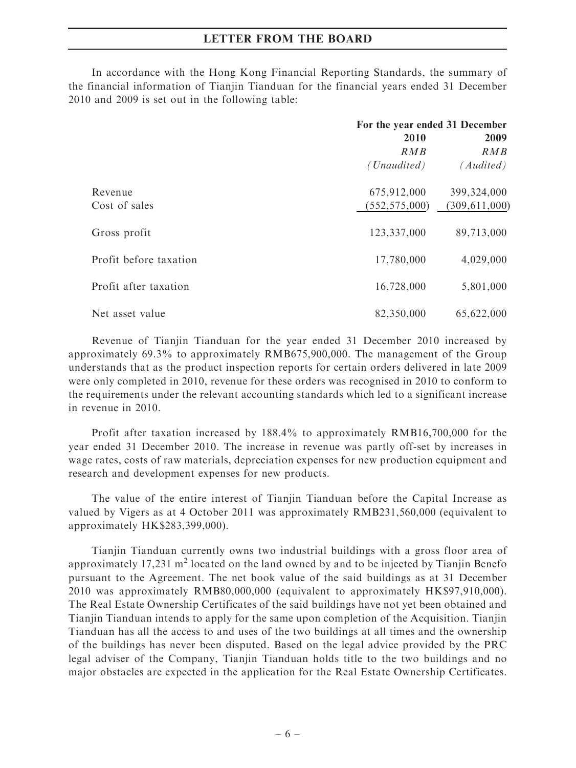In accordance with the Hong Kong Financial Reporting Standards, the summary of the financial information of Tianjin Tianduan for the financial years ended 31 December 2010 and 2009 is set out in the following table:

| | For the year ended 31 December | |
|---|---|---|
| | **2010** | **2009** |
| | *RMB* | *RMB* |
| | *(Unaudited)* | *(Audited)* |
| Revenue | 675,912,000 | 399,324,000 |
| Cost of sales | (552,575,000) | (309,611,000) |
| Gross profit | 123,337,000 | 89,713,000 |
| Profit before taxation | 17,780,000 | 4,029,000 |
| Profit after taxation | 16,728,000 | 5,801,000 |
| Net asset value | 82,350,000 | 65,622,000 |

Revenue of Tianjin Tianduan for the year ended 31 December 2010 increased by approximately 69.3% to approximately RMB675,900,000. The management of the Group understands that as the product inspection reports for certain orders delivered in late 2009 were only completed in 2010, revenue for these orders was recognised in 2010 to conform to the requirements under the relevant accounting standards which led to a significant increase in revenue in 2010.

Profit after taxation increased by 188.4% to approximately RMB16,700,000 for the year ended 31 December 2010. The increase in revenue was partly off-set by increases in wage rates, costs of raw materials, depreciation expenses for new production equipment and research and development expenses for new products.

The value of the entire interest of Tianjin Tianduan before the Capital Increase as valued by Vigers as at 4 October 2011 was approximately RMB231,560,000 (equivalent to approximately HK$283,399,000).

Tianjin Tianduan currently owns two industrial buildings with a gross floor area of approximately 17,231 $m^2$ located on the land owned by and to be injected by Tianjin Benefo pursuant to the Agreement. The net book value of the said buildings as at 31 December 2010 was approximately RMB80,000,000 (equivalent to approximately HK$97,910,000). The Real Estate Ownership Certificates of the said buildings have not yet been obtained and Tianjin Tianduan intends to apply for the same upon completion of the Acquisition. Tianjin Tianduan has all the access to and uses of the two buildings at all times and the ownership of the buildings has never been disputed. Based on the legal advice provided by the PRC legal adviser of the Company, Tianjin Tianduan holds title to the two buildings and no major obstacles are expected in the application for the Real Estate Ownership Certificates.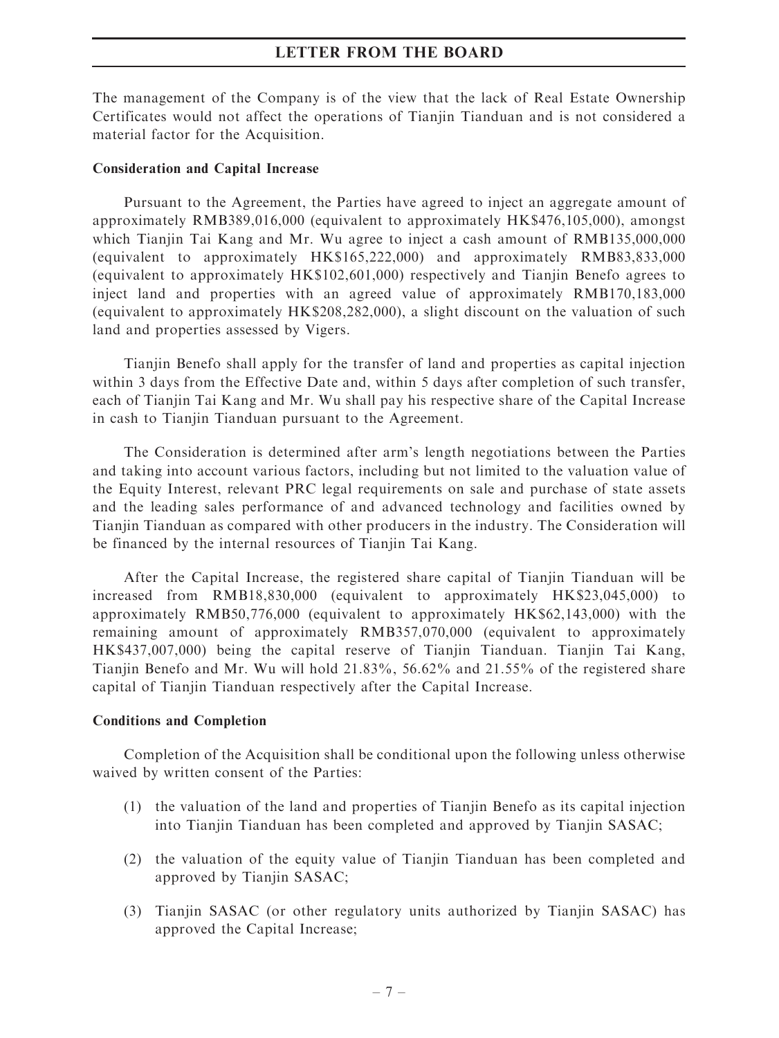The management of the Company is of the view that the lack of Real Estate Ownership Certificates would not affect the operations of Tianjin Tianduan and is not considered a material factor for the Acquisition.

**Consideration and Capital Increase**

Pursuant to the Agreement, the Parties have agreed to inject an aggregate amount of approximately RMB389,016,000 (equivalent to approximately HK$476,105,000), amongst which Tianjin Tai Kang and Mr. Wu agree to inject a cash amount of RMB135,000,000 (equivalent to approximately HK$165,222,000) and approximately RMB83,833,000 (equivalent to approximately HK$102,601,000) respectively and Tianjin Benefo agrees to inject land and properties with an agreed value of approximately RMB170,183,000 (equivalent to approximately HK$208,282,000), a slight discount on the valuation of such land and properties assessed by Vigers.

Tianjin Benefo shall apply for the transfer of land and properties as capital injection within 3 days from the Effective Date and, within 5 days after completion of such transfer, each of Tianjin Tai Kang and Mr. Wu shall pay his respective share of the Capital Increase in cash to Tianjin Tianduan pursuant to the Agreement.

The Consideration is determined after arm's length negotiations between the Parties and taking into account various factors, including but not limited to the valuation value of the Equity Interest, relevant PRC legal requirements on sale and purchase of state assets and the leading sales performance of and advanced technology and facilities owned by Tianjin Tianduan as compared with other producers in the industry. The Consideration will be financed by the internal resources of Tianjin Tai Kang.

After the Capital Increase, the registered share capital of Tianjin Tianduan will be increased from RMB18,830,000 (equivalent to approximately HK$23,045,000) to approximately RMB50,776,000 (equivalent to approximately HK$62,143,000) with the remaining amount of approximately RMB357,070,000 (equivalent to approximately HK$437,007,000) being the capital reserve of Tianjin Tianduan. Tianjin Tai Kang, Tianjin Benefo and Mr. Wu will hold 21.83%, 56.62% and 21.55% of the registered share capital of Tianjin Tianduan respectively after the Capital Increase.

**Conditions and Completion**

Completion of the Acquisition shall be conditional upon the following unless otherwise waived by written consent of the Parties:

(1) the valuation of the land and properties of Tianjin Benefo as its capital injection into Tianjin Tianduan has been completed and approved by Tianjin SASAC;

(2) the valuation of the equity value of Tianjin Tianduan has been completed and approved by Tianjin SASAC;

(3) Tianjin SASAC (or other regulatory units authorized by Tianjin SASAC) has approved the Capital Increase;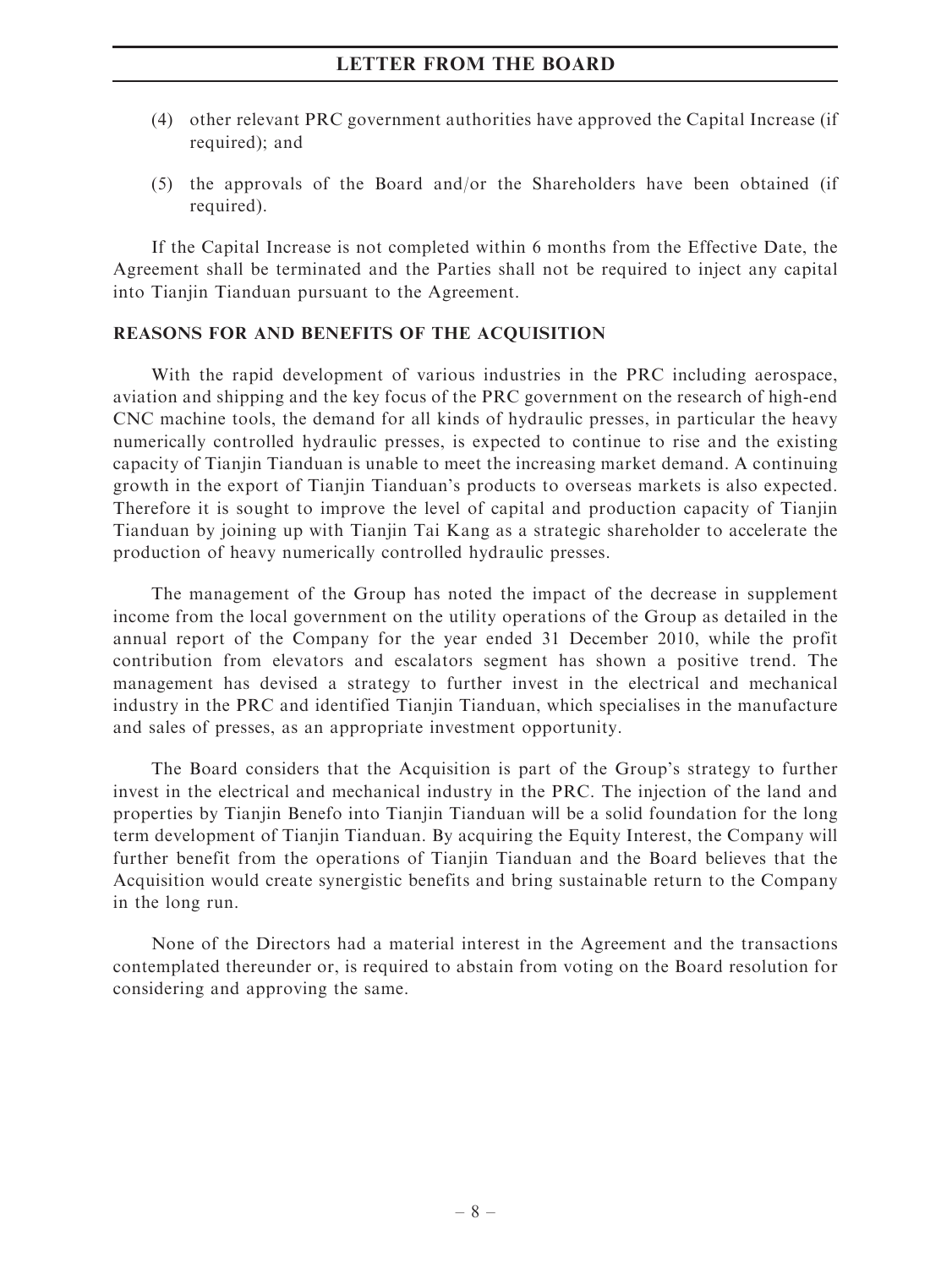(4) other relevant PRC government authorities have approved the Capital Increase (if required); and

(5) the approvals of the Board and/or the Shareholders have been obtained (if required).

If the Capital Increase is not completed within 6 months from the Effective Date, the Agreement shall be terminated and the Parties shall not be required to inject any capital into Tianjin Tianduan pursuant to the Agreement.

## REASONS FOR AND BENEFITS OF THE ACQUISITION

With the rapid development of various industries in the PRC including aerospace, aviation and shipping and the key focus of the PRC government on the research of high-end CNC machine tools, the demand for all kinds of hydraulic presses, in particular the heavy numerically controlled hydraulic presses, is expected to continue to rise and the existing capacity of Tianjin Tianduan is unable to meet the increasing market demand. A continuing growth in the export of Tianjin Tianduan's products to overseas markets is also expected. Therefore it is sought to improve the level of capital and production capacity of Tianjin Tianduan by joining up with Tianjin Tai Kang as a strategic shareholder to accelerate the production of heavy numerically controlled hydraulic presses.

The management of the Group has noted the impact of the decrease in supplement income from the local government on the utility operations of the Group as detailed in the annual report of the Company for the year ended 31 December 2010, while the profit contribution from elevators and escalators segment has shown a positive trend. The management has devised a strategy to further invest in the electrical and mechanical industry in the PRC and identified Tianjin Tianduan, which specialises in the manufacture and sales of presses, as an appropriate investment opportunity.

The Board considers that the Acquisition is part of the Group's strategy to further invest in the electrical and mechanical industry in the PRC. The injection of the land and properties by Tianjin Benefo into Tianjin Tianduan will be a solid foundation for the long term development of Tianjin Tianduan. By acquiring the Equity Interest, the Company will further benefit from the operations of Tianjin Tianduan and the Board believes that the Acquisition would create synergistic benefits and bring sustainable return to the Company in the long run.

None of the Directors had a material interest in the Agreement and the transactions contemplated thereunder or, is required to abstain from voting on the Board resolution for considering and approving the same.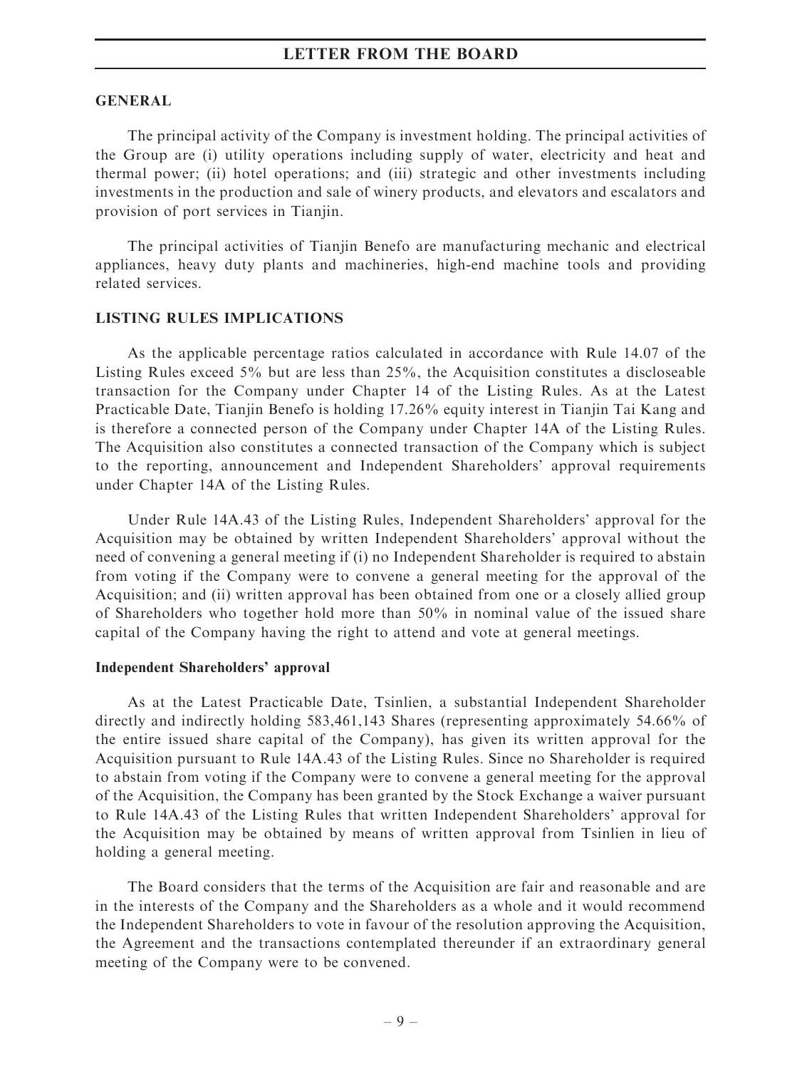## GENERAL

The principal activity of the Company is investment holding. The principal activities of the Group are (i) utility operations including supply of water, electricity and heat and thermal power; (ii) hotel operations; and (iii) strategic and other investments including investments in the production and sale of winery products, and elevators and escalators and provision of port services in Tianjin.

The principal activities of Tianjin Benefo are manufacturing mechanic and electrical appliances, heavy duty plants and machineries, high-end machine tools and providing related services.

## LISTING RULES IMPLICATIONS

As the applicable percentage ratios calculated in accordance with Rule 14.07 of the Listing Rules exceed 5% but are less than 25%, the Acquisition constitutes a discloseable transaction for the Company under Chapter 14 of the Listing Rules. As at the Latest Practicable Date, Tianjin Benefo is holding 17.26% equity interest in Tianjin Tai Kang and is therefore a connected person of the Company under Chapter 14A of the Listing Rules. The Acquisition also constitutes a connected transaction of the Company which is subject to the reporting, announcement and Independent Shareholders' approval requirements under Chapter 14A of the Listing Rules.

Under Rule 14A.43 of the Listing Rules, Independent Shareholders' approval for the Acquisition may be obtained by written Independent Shareholders' approval without the need of convening a general meeting if (i) no Independent Shareholder is required to abstain from voting if the Company were to convene a general meeting for the approval of the Acquisition; and (ii) written approval has been obtained from one or a closely allied group of Shareholders who together hold more than 50% in nominal value of the issued share capital of the Company having the right to attend and vote at general meetings.

### Independent Shareholders' approval

As at the Latest Practicable Date, Tsinlien, a substantial Independent Shareholder directly and indirectly holding 583,461,143 Shares (representing approximately 54.66% of the entire issued share capital of the Company), has given its written approval for the Acquisition pursuant to Rule 14A.43 of the Listing Rules. Since no Shareholder is required to abstain from voting if the Company were to convene a general meeting for the approval of the Acquisition, the Company has been granted by the Stock Exchange a waiver pursuant to Rule 14A.43 of the Listing Rules that written Independent Shareholders' approval for the Acquisition may be obtained by means of written approval from Tsinlien in lieu of holding a general meeting.

The Board considers that the terms of the Acquisition are fair and reasonable and are in the interests of the Company and the Shareholders as a whole and it would recommend the Independent Shareholders to vote in favour of the resolution approving the Acquisition, the Agreement and the transactions contemplated thereunder if an extraordinary general meeting of the Company were to be convened.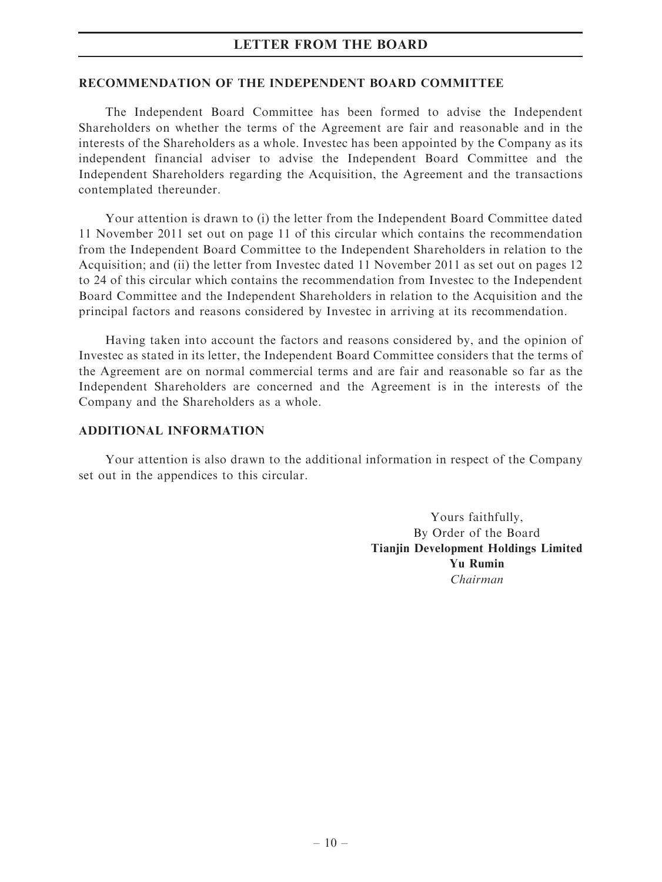## RECOMMENDATION OF THE INDEPENDENT BOARD COMMITTEE

The Independent Board Committee has been formed to advise the Independent Shareholders on whether the terms of the Agreement are fair and reasonable and in the interests of the Shareholders as a whole. Investec has been appointed by the Company as its independent financial adviser to advise the Independent Board Committee and the Independent Shareholders regarding the Acquisition, the Agreement and the transactions contemplated thereunder.

Your attention is drawn to (i) the letter from the Independent Board Committee dated 11 November 2011 set out on page 11 of this circular which contains the recommendation from the Independent Board Committee to the Independent Shareholders in relation to the Acquisition; and (ii) the letter from Investec dated 11 November 2011 as set out on pages 12 to 24 of this circular which contains the recommendation from Investec to the Independent Board Committee and the Independent Shareholders in relation to the Acquisition and the principal factors and reasons considered by Investec in arriving at its recommendation.

Having taken into account the factors and reasons considered by, and the opinion of Investec as stated in its letter, the Independent Board Committee considers that the terms of the Agreement are on normal commercial terms and are fair and reasonable so far as the Independent Shareholders are concerned and the Agreement is in the interests of the Company and the Shareholders as a whole.

## ADDITIONAL INFORMATION

Your attention is also drawn to the additional information in respect of the Company set out in the appendices to this circular.

Yours faithfully,
By Order of the Board
**Tianjin Development Holdings Limited**
**Yu Rumin**
*Chairman*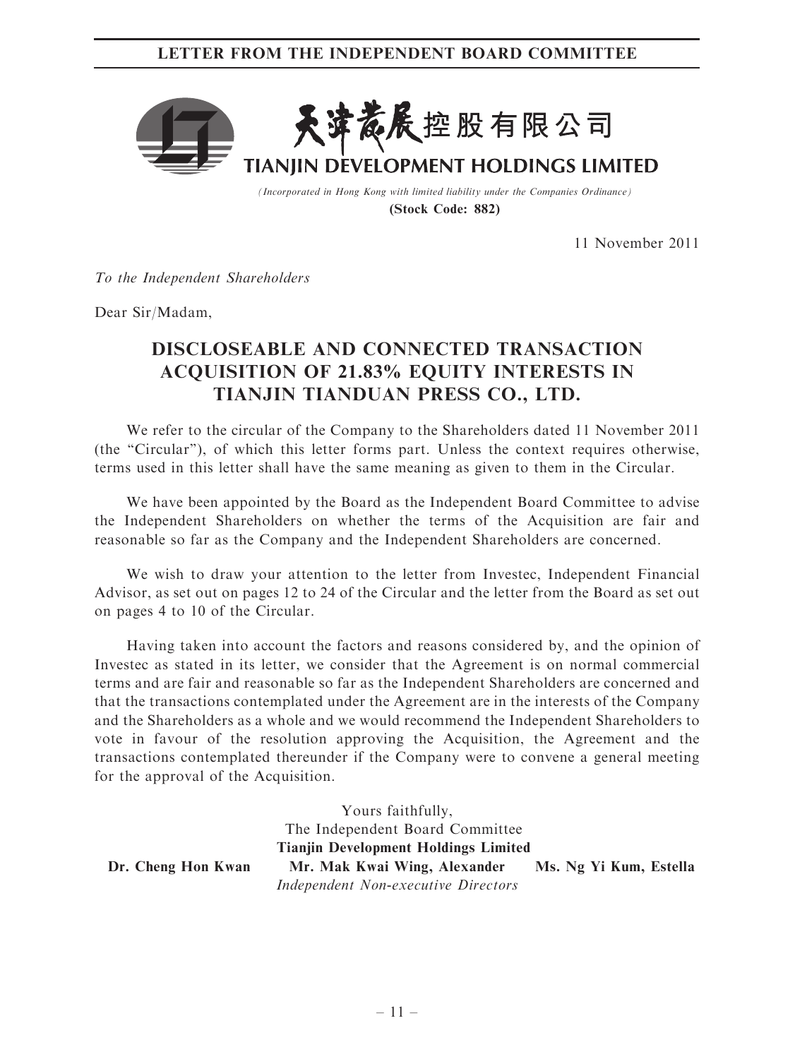# LETTER FROM THE INDEPENDENT BOARD COMMITTEE

天津發展控股有限公司

**TIANJIN DEVELOPMENT HOLDINGS LIMITED**

*(Incorporated in Hong Kong with limited liability under the Companies Ordinance)*

**(Stock Code: 882)**

11 November 2011

*To the Independent Shareholders*

Dear Sir/Madam,

## DISCLOSEABLE AND CONNECTED TRANSACTION ACQUISITION OF 21.83% EQUITY INTERESTS IN TIANJIN TIANDUAN PRESS CO., LTD.

We refer to the circular of the Company to the Shareholders dated 11 November 2011 (the "Circular"), of which this letter forms part. Unless the context requires otherwise, terms used in this letter shall have the same meaning as given to them in the Circular.

We have been appointed by the Board as the Independent Board Committee to advise the Independent Shareholders on whether the terms of the Acquisition are fair and reasonable so far as the Company and the Independent Shareholders are concerned.

We wish to draw your attention to the letter from Investec, Independent Financial Advisor, as set out on pages 12 to 24 of the Circular and the letter from the Board as set out on pages 4 to 10 of the Circular.

Having taken into account the factors and reasons considered by, and the opinion of Investec as stated in its letter, we consider that the Agreement is on normal commercial terms and are fair and reasonable so far as the Independent Shareholders are concerned and that the transactions contemplated under the Agreement are in the interests of the Company and the Shareholders as a whole and we would recommend the Independent Shareholders to vote in favour of the resolution approving the Acquisition, the Agreement and the transactions contemplated thereunder if the Company were to convene a general meeting for the approval of the Acquisition.

Yours faithfully,
The Independent Board Committee
**Tianjin Development Holdings Limited**

**Dr. Cheng Hon Kwan** | **Mr. Mak Kwai Wing, Alexander** | **Ms. Ng Yi Kum, Estella**

*Independent Non-executive Directors*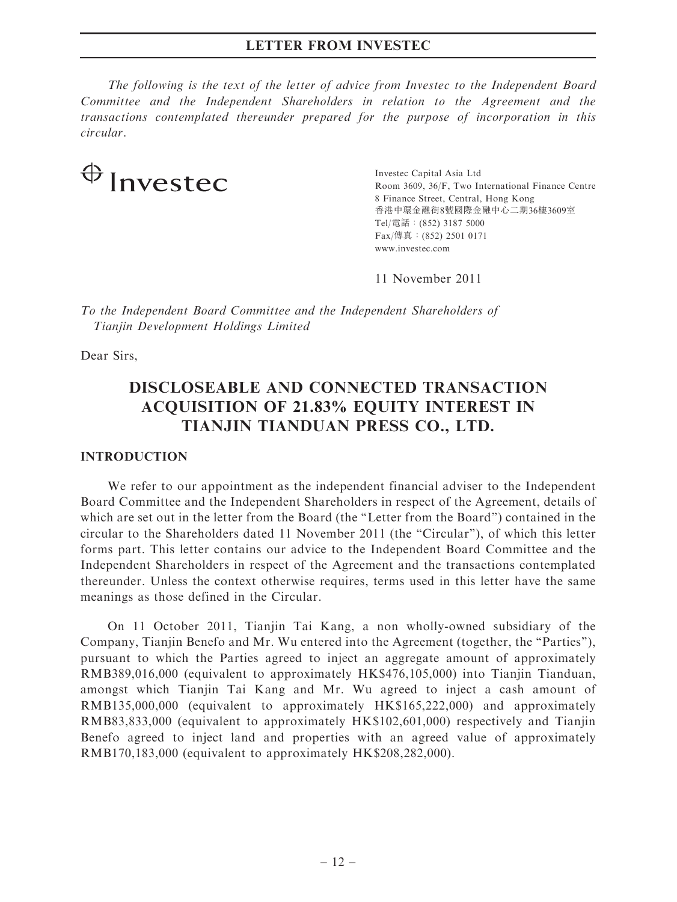The following is the text of the letter of advice from Investec to the Independent Board Committee and the Independent Shareholders in relation to the Agreement and the transactions contemplated thereunder prepared for the purpose of incorporation in this circular.*

Investec

Investec Capital Asia Ltd
Room 3609, 36/F, Two International Finance Centre
8 Finance Street, Central, Hong Kong
香港中環金融街8號國際金融中心二期36樓3609室
Tel/電話：(852) 3187 5000
Fax/傳真：(852) 2501 0171
www.investec.com

11 November 2011

*To the Independent Board Committee and the Independent Shareholders of Tianjin Development Holdings Limited*

Dear Sirs,

# DISCLOSEABLE AND CONNECTED TRANSACTION ACQUISITION OF 21.83% EQUITY INTEREST IN TIANJIN TIANDUAN PRESS CO., LTD.

## INTRODUCTION

We refer to our appointment as the independent financial adviser to the Independent Board Committee and the Independent Shareholders in respect of the Agreement, details of which are set out in the letter from the Board (the "Letter from the Board") contained in the circular to the Shareholders dated 11 November 2011 (the "Circular"), of which this letter forms part. This letter contains our advice to the Independent Board Committee and the Independent Shareholders in respect of the Agreement and the transactions contemplated thereunder. Unless the context otherwise requires, terms used in this letter have the same meanings as those defined in the Circular.

On 11 October 2011, Tianjin Tai Kang, a non wholly-owned subsidiary of the Company, Tianjin Benefo and Mr. Wu entered into the Agreement (together, the "Parties"), pursuant to which the Parties agreed to inject an aggregate amount of approximately RMB389,016,000 (equivalent to approximately HK$476,105,000) into Tianjin Tianduan, amongst which Tianjin Tai Kang and Mr. Wu agreed to inject a cash amount of RMB135,000,000 (equivalent to approximately HK$165,222,000) and approximately RMB83,833,000 (equivalent to approximately HK$102,601,000) respectively and Tianjin Benefo agreed to inject land and properties with an agreed value of approximately RMB170,183,000 (equivalent to approximately HK$208,282,000).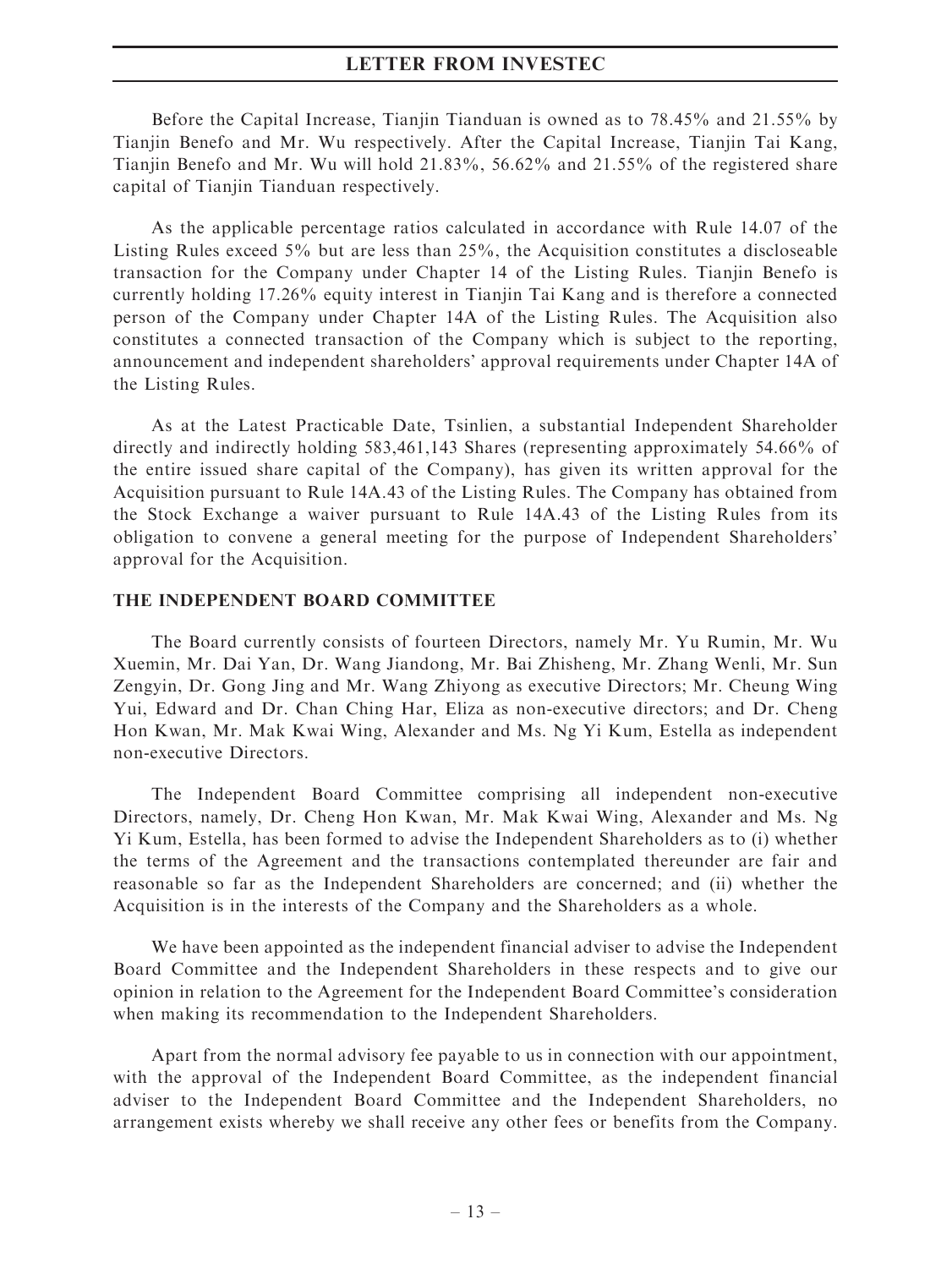Before the Capital Increase, Tianjin Tianduan is owned as to 78.45% and 21.55% by Tianjin Benefo and Mr. Wu respectively. After the Capital Increase, Tianjin Tai Kang, Tianjin Benefo and Mr. Wu will hold 21.83%, 56.62% and 21.55% of the registered share capital of Tianjin Tianduan respectively.

As the applicable percentage ratios calculated in accordance with Rule 14.07 of the Listing Rules exceed 5% but are less than 25%, the Acquisition constitutes a discloseable transaction for the Company under Chapter 14 of the Listing Rules. Tianjin Benefo is currently holding 17.26% equity interest in Tianjin Tai Kang and is therefore a connected person of the Company under Chapter 14A of the Listing Rules. The Acquisition also constitutes a connected transaction of the Company which is subject to the reporting, announcement and independent shareholders' approval requirements under Chapter 14A of the Listing Rules.

As at the Latest Practicable Date, Tsinlien, a substantial Independent Shareholder directly and indirectly holding 583,461,143 Shares (representing approximately 54.66% of the entire issued share capital of the Company), has given its written approval for the Acquisition pursuant to Rule 14A.43 of the Listing Rules. The Company has obtained from the Stock Exchange a waiver pursuant to Rule 14A.43 of the Listing Rules from its obligation to convene a general meeting for the purpose of Independent Shareholders' approval for the Acquisition.

## THE INDEPENDENT BOARD COMMITTEE

The Board currently consists of fourteen Directors, namely Mr. Yu Rumin, Mr. Wu Xuemin, Mr. Dai Yan, Dr. Wang Jiandong, Mr. Bai Zhisheng, Mr. Zhang Wenli, Mr. Sun Zengyin, Dr. Gong Jing and Mr. Wang Zhiyong as executive Directors; Mr. Cheung Wing Yui, Edward and Dr. Chan Ching Har, Eliza as non-executive directors; and Dr. Cheng Hon Kwan, Mr. Mak Kwai Wing, Alexander and Ms. Ng Yi Kum, Estella as independent non-executive Directors.

The Independent Board Committee comprising all independent non-executive Directors, namely, Dr. Cheng Hon Kwan, Mr. Mak Kwai Wing, Alexander and Ms. Ng Yi Kum, Estella, has been formed to advise the Independent Shareholders as to (i) whether the terms of the Agreement and the transactions contemplated thereunder are fair and reasonable so far as the Independent Shareholders are concerned; and (ii) whether the Acquisition is in the interests of the Company and the Shareholders as a whole.

We have been appointed as the independent financial adviser to advise the Independent Board Committee and the Independent Shareholders in these respects and to give our opinion in relation to the Agreement for the Independent Board Committee's consideration when making its recommendation to the Independent Shareholders.

Apart from the normal advisory fee payable to us in connection with our appointment, with the approval of the Independent Board Committee, as the independent financial adviser to the Independent Board Committee and the Independent Shareholders, no arrangement exists whereby we shall receive any other fees or benefits from the Company.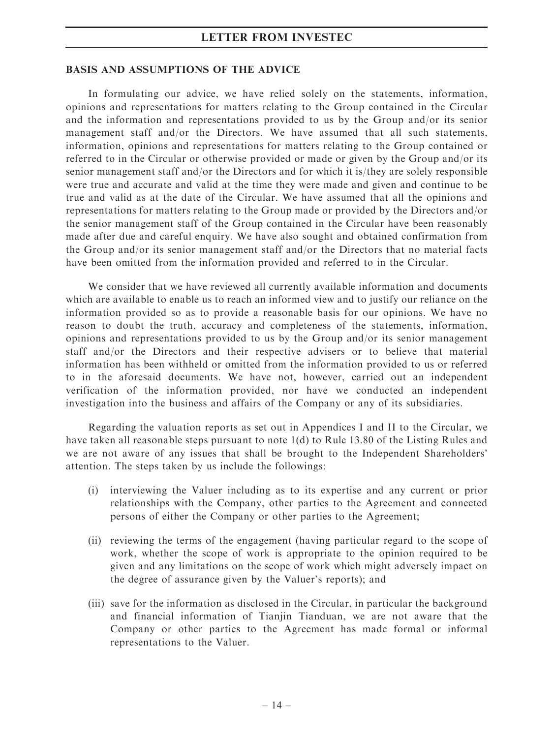## BASIS AND ASSUMPTIONS OF THE ADVICE

In formulating our advice, we have relied solely on the statements, information, opinions and representations for matters relating to the Group contained in the Circular and the information and representations provided to us by the Group and/or its senior management staff and/or the Directors. We have assumed that all such statements, information, opinions and representations for matters relating to the Group contained or referred to in the Circular or otherwise provided or made or given by the Group and/or its senior management staff and/or the Directors and for which it is/they are solely responsible were true and accurate and valid at the time they were made and given and continue to be true and valid as at the date of the Circular. We have assumed that all the opinions and representations for matters relating to the Group made or provided by the Directors and/or the senior management staff of the Group contained in the Circular have been reasonably made after due and careful enquiry. We have also sought and obtained confirmation from the Group and/or its senior management staff and/or the Directors that no material facts have been omitted from the information provided and referred to in the Circular.

We consider that we have reviewed all currently available information and documents which are available to enable us to reach an informed view and to justify our reliance on the information provided so as to provide a reasonable basis for our opinions. We have no reason to doubt the truth, accuracy and completeness of the statements, information, opinions and representations provided to us by the Group and/or its senior management staff and/or the Directors and their respective advisers or to believe that material information has been withheld or omitted from the information provided to us or referred to in the aforesaid documents. We have not, however, carried out an independent verification of the information provided, nor have we conducted an independent investigation into the business and affairs of the Company or any of its subsidiaries.

Regarding the valuation reports as set out in Appendices I and II to the Circular, we have taken all reasonable steps pursuant to note 1(d) to Rule 13.80 of the Listing Rules and we are not aware of any issues that shall be brought to the Independent Shareholders' attention. The steps taken by us include the followings:

(i) interviewing the Valuer including as to its expertise and any current or prior relationships with the Company, other parties to the Agreement and connected persons of either the Company or other parties to the Agreement;

(ii) reviewing the terms of the engagement (having particular regard to the scope of work, whether the scope of work is appropriate to the opinion required to be given and any limitations on the scope of work which might adversely impact on the degree of assurance given by the Valuer's reports); and

(iii) save for the information as disclosed in the Circular, in particular the background and financial information of Tianjin Tianduan, we are not aware that the Company or other parties to the Agreement has made formal or informal representations to the Valuer.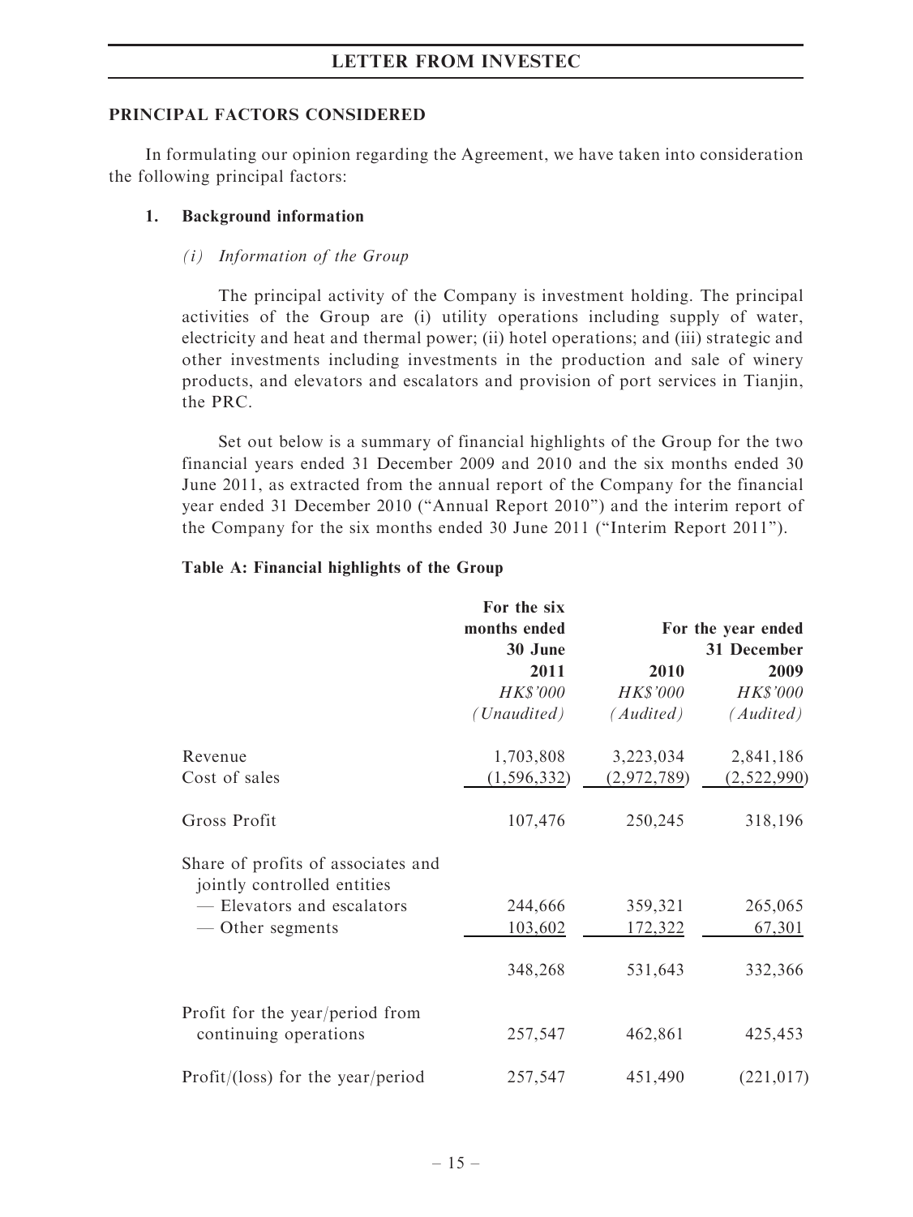## PRINCIPAL FACTORS CONSIDERED

In formulating our opinion regarding the Agreement, we have taken into consideration the following principal factors:

### 1. Background information

#### *(i) Information of the Group*

The principal activity of the Company is investment holding. The principal activities of the Group are (i) utility operations including supply of water, electricity and heat and thermal power; (ii) hotel operations; and (iii) strategic and other investments including investments in the production and sale of winery products, and elevators and escalators and provision of port services in Tianjin, the PRC.

Set out below is a summary of financial highlights of the Group for the two financial years ended 31 December 2009 and 2010 and the six months ended 30 June 2011, as extracted from the annual report of the Company for the financial year ended 31 December 2010 ("Annual Report 2010") and the interim report of the Company for the six months ended 30 June 2011 ("Interim Report 2011").

**Table A: Financial highlights of the Group**

| | For the six months ended 30 June | For the year ended 31 December | |
|---|---|---|---|
| | 2011 | 2010 | 2009 |
| | *HK$'000* | *HK$'000* | *HK$'000* |
| | *(Unaudited)* | *(Audited)* | *(Audited)* |
| Revenue | 1,703,808 | 3,223,034 | 2,841,186 |
| Cost of sales | (1,596,332) | (2,972,789) | (2,522,990) |
| Gross Profit | 107,476 | 250,245 | 318,196 |
| Share of profits of associates and jointly controlled entities | | | |
| — Elevators and escalators | 244,666 | 359,321 | 265,065 |
| — Other segments | 103,602 | 172,322 | 67,301 |
| | 348,268 | 531,643 | 332,366 |
| Profit for the year/period from continuing operations | 257,547 | 462,861 | 425,453 |
| Profit/(loss) for the year/period | 257,547 | 451,490 | (221,017) |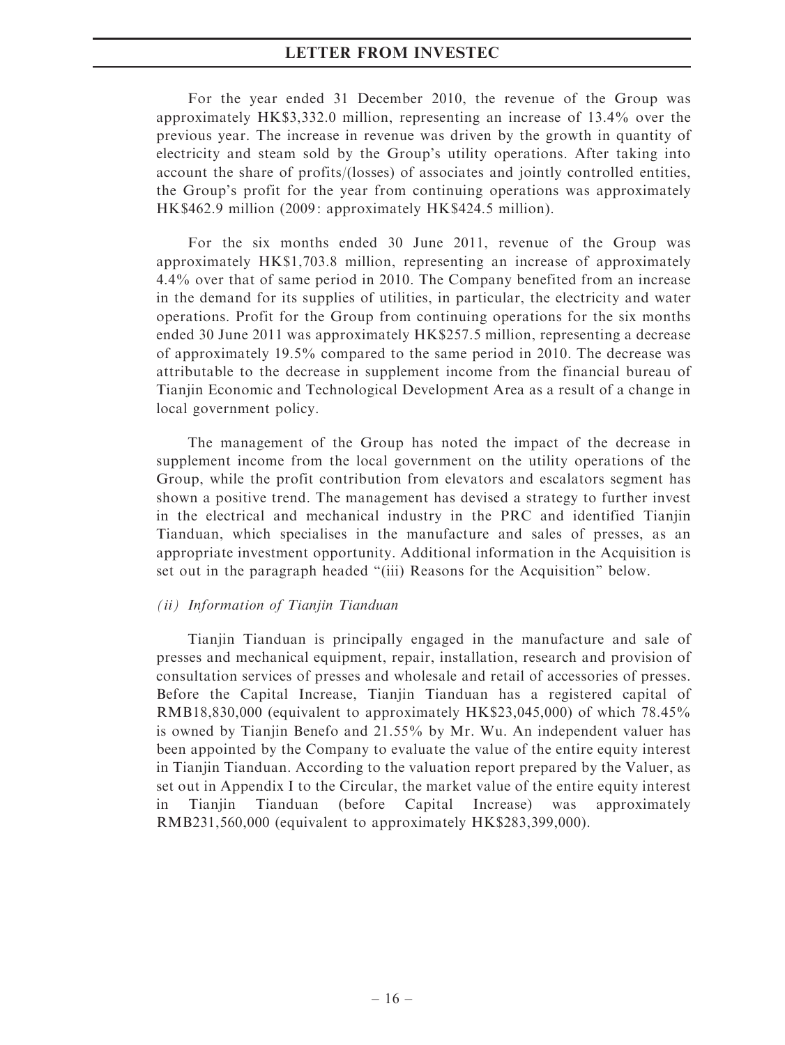For the year ended 31 December 2010, the revenue of the Group was approximately HK$3,332.0 million, representing an increase of 13.4% over the previous year. The increase in revenue was driven by the growth in quantity of electricity and steam sold by the Group's utility operations. After taking into account the share of profits/(losses) of associates and jointly controlled entities, the Group's profit for the year from continuing operations was approximately HK$462.9 million (2009: approximately HK$424.5 million).

For the six months ended 30 June 2011, revenue of the Group was approximately HK$1,703.8 million, representing an increase of approximately 4.4% over that of same period in 2010. The Company benefited from an increase in the demand for its supplies of utilities, in particular, the electricity and water operations. Profit for the Group from continuing operations for the six months ended 30 June 2011 was approximately HK$257.5 million, representing a decrease of approximately 19.5% compared to the same period in 2010. The decrease was attributable to the decrease in supplement income from the financial bureau of Tianjin Economic and Technological Development Area as a result of a change in local government policy.

The management of the Group has noted the impact of the decrease in supplement income from the local government on the utility operations of the Group, while the profit contribution from elevators and escalators segment has shown a positive trend. The management has devised a strategy to further invest in the electrical and mechanical industry in the PRC and identified Tianjin Tianduan, which specialises in the manufacture and sales of presses, as an appropriate investment opportunity. Additional information in the Acquisition is set out in the paragraph headed "(iii) Reasons for the Acquisition" below.

*(ii) Information of Tianjin Tianduan*

Tianjin Tianduan is principally engaged in the manufacture and sale of presses and mechanical equipment, repair, installation, research and provision of consultation services of presses and wholesale and retail of accessories of presses. Before the Capital Increase, Tianjin Tianduan has a registered capital of RMB18,830,000 (equivalent to approximately HK$23,045,000) of which 78.45% is owned by Tianjin Benefo and 21.55% by Mr. Wu. An independent valuer has been appointed by the Company to evaluate the value of the entire equity interest in Tianjin Tianduan. According to the valuation report prepared by the Valuer, as set out in Appendix I to the Circular, the market value of the entire equity interest in Tianjin Tianduan (before Capital Increase) was approximately RMB231,560,000 (equivalent to approximately HK$283,399,000).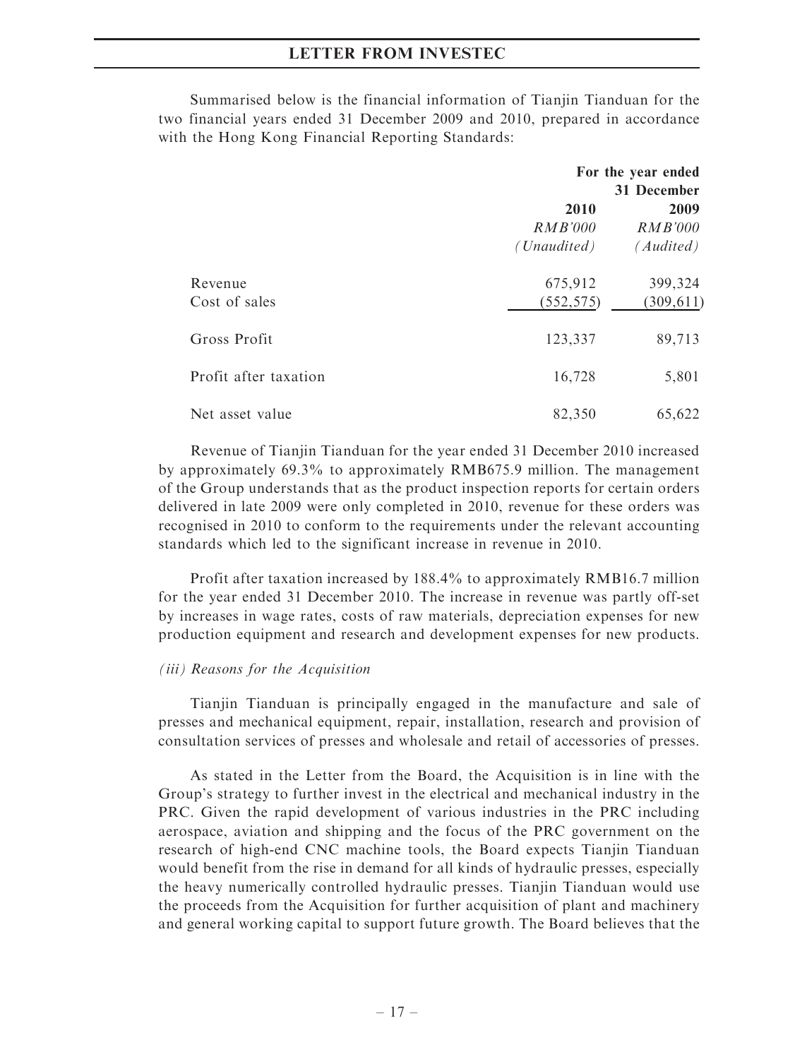Summarised below is the financial information of Tianjin Tianduan for the two financial years ended 31 December 2009 and 2010, prepared in accordance with the Hong Kong Financial Reporting Standards:

| | For the year ended 31 December | |
|---|---|---|
| | 2010 | 2009 |
| | *RMB'000* | *RMB'000* |
| | *(Unaudited)* | *(Audited)* |
| Revenue | 675,912 | 399,324 |
| Cost of sales | (552,575) | (309,611) |
| Gross Profit | 123,337 | 89,713 |
| Profit after taxation | 16,728 | 5,801 |
| Net asset value | 82,350 | 65,622 |

Revenue of Tianjin Tianduan for the year ended 31 December 2010 increased by approximately 69.3% to approximately RMB675.9 million. The management of the Group understands that as the product inspection reports for certain orders delivered in late 2009 were only completed in 2010, revenue for these orders was recognised in 2010 to conform to the requirements under the relevant accounting standards which led to the significant increase in revenue in 2010.

Profit after taxation increased by 188.4% to approximately RMB16.7 million for the year ended 31 December 2010. The increase in revenue was partly off-set by increases in wage rates, costs of raw materials, depreciation expenses for new production equipment and research and development expenses for new products.

*(iii) Reasons for the Acquisition*

Tianjin Tianduan is principally engaged in the manufacture and sale of presses and mechanical equipment, repair, installation, research and provision of consultation services of presses and wholesale and retail of accessories of presses.

As stated in the Letter from the Board, the Acquisition is in line with the Group's strategy to further invest in the electrical and mechanical industry in the PRC. Given the rapid development of various industries in the PRC including aerospace, aviation and shipping and the focus of the PRC government on the research of high-end CNC machine tools, the Board expects Tianjin Tianduan would benefit from the rise in demand for all kinds of hydraulic presses, especially the heavy numerically controlled hydraulic presses. Tianjin Tianduan would use the proceeds from the Acquisition for further acquisition of plant and machinery and general working capital to support future growth. The Board believes that the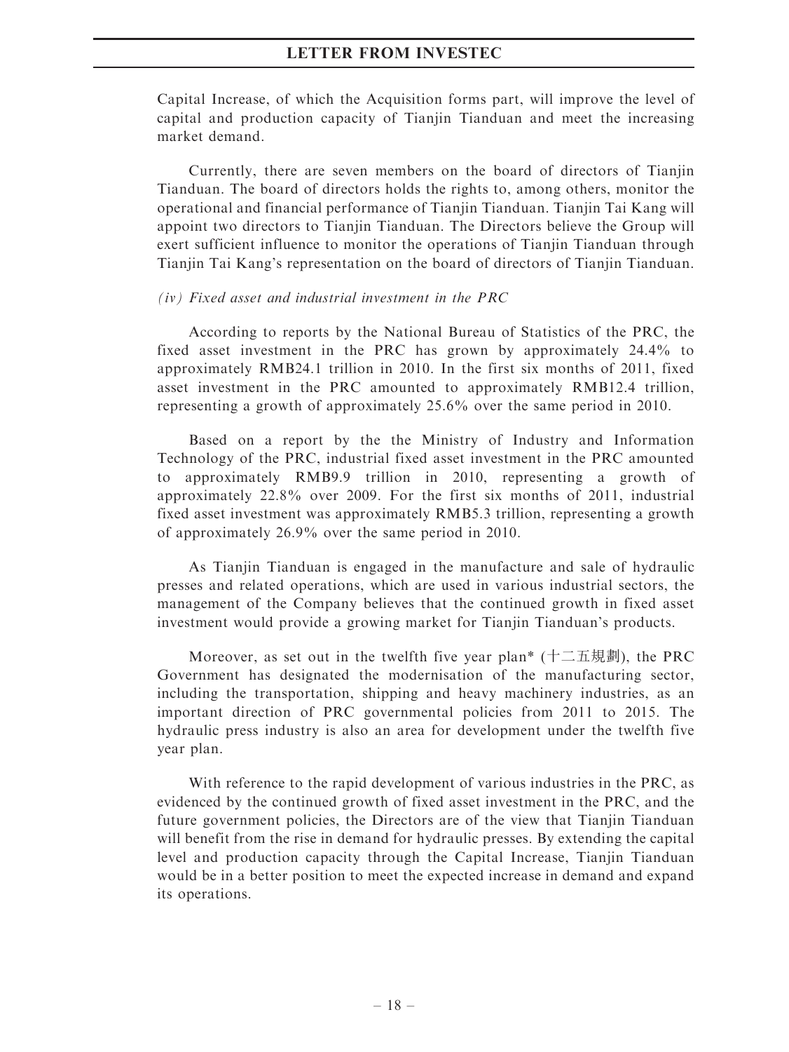Capital Increase, of which the Acquisition forms part, will improve the level of capital and production capacity of Tianjin Tianduan and meet the increasing market demand.

Currently, there are seven members on the board of directors of Tianjin Tianduan. The board of directors holds the rights to, among others, monitor the operational and financial performance of Tianjin Tianduan. Tianjin Tai Kang will appoint two directors to Tianjin Tianduan. The Directors believe the Group will exert sufficient influence to monitor the operations of Tianjin Tianduan through Tianjin Tai Kang's representation on the board of directors of Tianjin Tianduan.

*(iv) Fixed asset and industrial investment in the PRC*

According to reports by the National Bureau of Statistics of the PRC, the fixed asset investment in the PRC has grown by approximately 24.4% to approximately RMB24.1 trillion in 2010. In the first six months of 2011, fixed asset investment in the PRC amounted to approximately RMB12.4 trillion, representing a growth of approximately 25.6% over the same period in 2010.

Based on a report by the the Ministry of Industry and Information Technology of the PRC, industrial fixed asset investment in the PRC amounted to approximately RMB9.9 trillion in 2010, representing a growth of approximately 22.8% over 2009. For the first six months of 2011, industrial fixed asset investment was approximately RMB5.3 trillion, representing a growth of approximately 26.9% over the same period in 2010.

As Tianjin Tianduan is engaged in the manufacture and sale of hydraulic presses and related operations, which are used in various industrial sectors, the management of the Company believes that the continued growth in fixed asset investment would provide a growing market for Tianjin Tianduan's products.

Moreover, as set out in the twelfth five year plan* (十二五規劃), the PRC Government has designated the modernisation of the manufacturing sector, including the transportation, shipping and heavy machinery industries, as an important direction of PRC governmental policies from 2011 to 2015. The hydraulic press industry is also an area for development under the twelfth five year plan.

With reference to the rapid development of various industries in the PRC, as evidenced by the continued growth of fixed asset investment in the PRC, and the future government policies, the Directors are of the view that Tianjin Tianduan will benefit from the rise in demand for hydraulic presses. By extending the capital level and production capacity through the Capital Increase, Tianjin Tianduan would be in a better position to meet the expected increase in demand and expand its operations.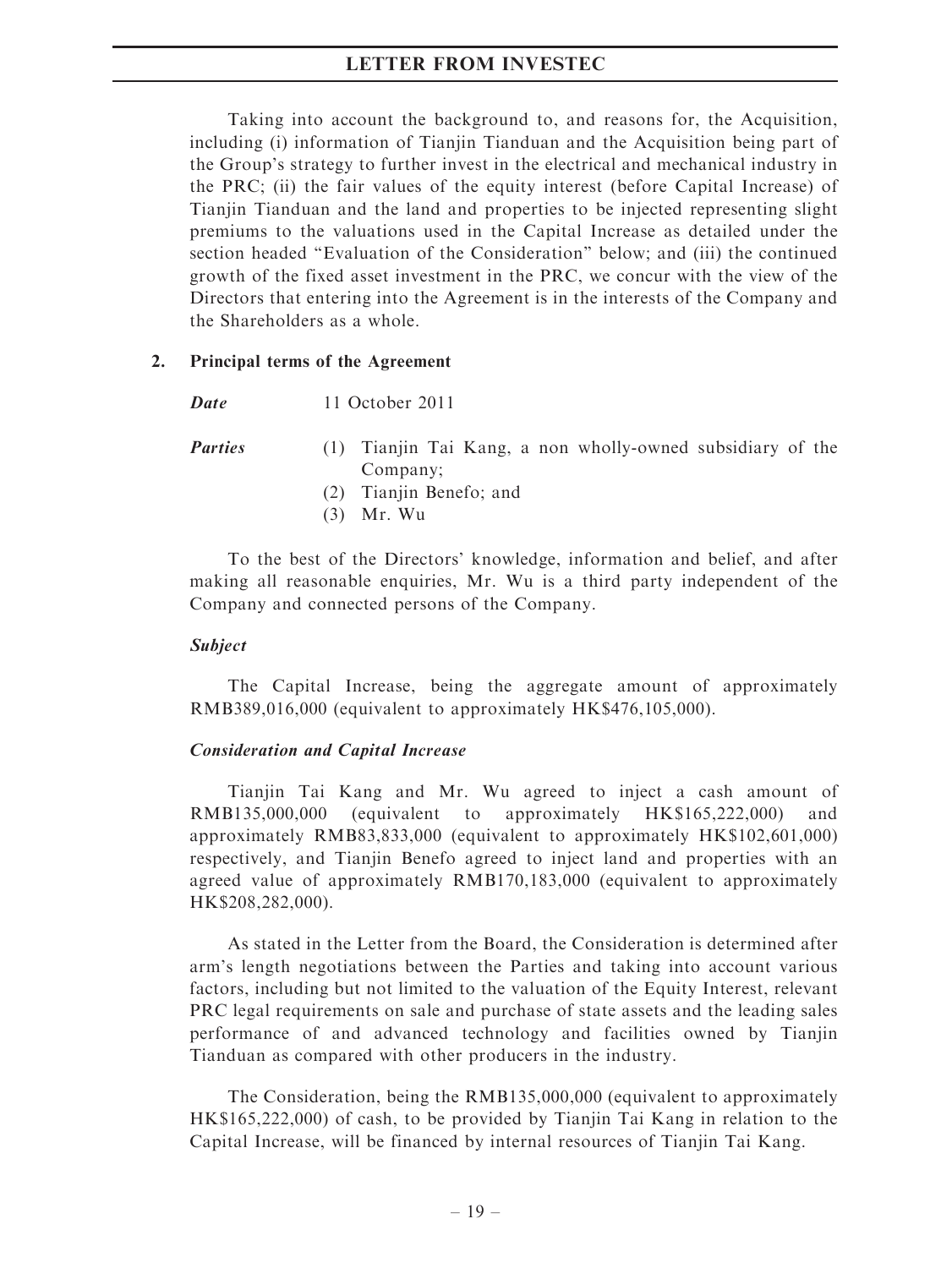Taking into account the background to, and reasons for, the Acquisition, including (i) information of Tianjin Tianduan and the Acquisition being part of the Group's strategy to further invest in the electrical and mechanical industry in the PRC; (ii) the fair values of the equity interest (before Capital Increase) of Tianjin Tianduan and the land and properties to be injected representing slight premiums to the valuations used in the Capital Increase as detailed under the section headed "Evaluation of the Consideration" below; and (iii) the continued growth of the fixed asset investment in the PRC, we concur with the view of the Directors that entering into the Agreement is in the interests of the Company and the Shareholders as a whole.

## 2. Principal terms of the Agreement

***Date*** 11 October 2011

***Parties***

(1) Tianjin Tai Kang, a non wholly-owned subsidiary of the Company;
(2) Tianjin Benefo; and
(3) Mr. Wu

To the best of the Directors' knowledge, information and belief, and after making all reasonable enquiries, Mr. Wu is a third party independent of the Company and connected persons of the Company.

***Subject***

The Capital Increase, being the aggregate amount of approximately RMB389,016,000 (equivalent to approximately HK$476,105,000).

***Consideration and Capital Increase***

Tianjin Tai Kang and Mr. Wu agreed to inject a cash amount of RMB135,000,000 (equivalent to approximately HK$165,222,000) and approximately RMB83,833,000 (equivalent to approximately HK$102,601,000) respectively, and Tianjin Benefo agreed to inject land and properties with an agreed value of approximately RMB170,183,000 (equivalent to approximately HK$208,282,000).

As stated in the Letter from the Board, the Consideration is determined after arm's length negotiations between the Parties and taking into account various factors, including but not limited to the valuation of the Equity Interest, relevant PRC legal requirements on sale and purchase of state assets and the leading sales performance of and advanced technology and facilities owned by Tianjin Tianduan as compared with other producers in the industry.

The Consideration, being the RMB135,000,000 (equivalent to approximately HK$165,222,000) of cash, to be provided by Tianjin Tai Kang in relation to the Capital Increase, will be financed by internal resources of Tianjin Tai Kang.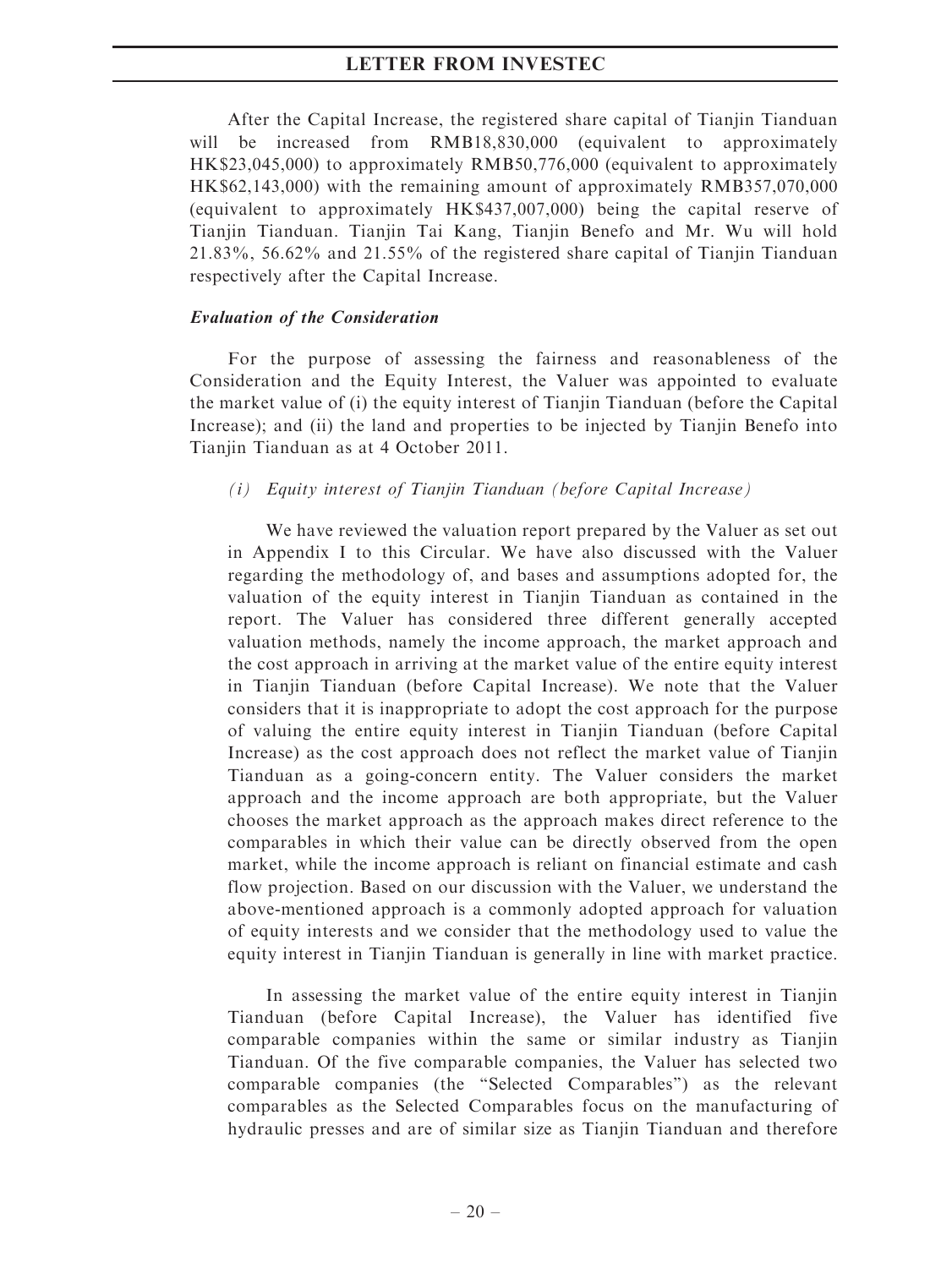After the Capital Increase, the registered share capital of Tianjin Tianduan will be increased from RMB18,830,000 (equivalent to approximately HK$23,045,000) to approximately RMB50,776,000 (equivalent to approximately HK$62,143,000) with the remaining amount of approximately RMB357,070,000 (equivalent to approximately HK$437,007,000) being the capital reserve of Tianjin Tianduan. Tianjin Tai Kang, Tianjin Benefo and Mr. Wu will hold 21.83%, 56.62% and 21.55% of the registered share capital of Tianjin Tianduan respectively after the Capital Increase.

***Evaluation of the Consideration***

For the purpose of assessing the fairness and reasonableness of the Consideration and the Equity Interest, the Valuer was appointed to evaluate the market value of (i) the equity interest of Tianjin Tianduan (before the Capital Increase); and (ii) the land and properties to be injected by Tianjin Benefo into Tianjin Tianduan as at 4 October 2011.

*(i) Equity interest of Tianjin Tianduan (before Capital Increase)*

We have reviewed the valuation report prepared by the Valuer as set out in Appendix I to this Circular. We have also discussed with the Valuer regarding the methodology of, and bases and assumptions adopted for, the valuation of the equity interest in Tianjin Tianduan as contained in the report. The Valuer has considered three different generally accepted valuation methods, namely the income approach, the market approach and the cost approach in arriving at the market value of the entire equity interest in Tianjin Tianduan (before Capital Increase). We note that the Valuer considers that it is inappropriate to adopt the cost approach for the purpose of valuing the entire equity interest in Tianjin Tianduan (before Capital Increase) as the cost approach does not reflect the market value of Tianjin Tianduan as a going-concern entity. The Valuer considers the market approach and the income approach are both appropriate, but the Valuer chooses the market approach as the approach makes direct reference to the comparables in which their value can be directly observed from the open market, while the income approach is reliant on financial estimate and cash flow projection. Based on our discussion with the Valuer, we understand the above-mentioned approach is a commonly adopted approach for valuation of equity interests and we consider that the methodology used to value the equity interest in Tianjin Tianduan is generally in line with market practice.

In assessing the market value of the entire equity interest in Tianjin Tianduan (before Capital Increase), the Valuer has identified five comparable companies within the same or similar industry as Tianjin Tianduan. Of the five comparable companies, the Valuer has selected two comparable companies (the "Selected Comparables") as the relevant comparables as the Selected Comparables focus on the manufacturing of hydraulic presses and are of similar size as Tianjin Tianduan and therefore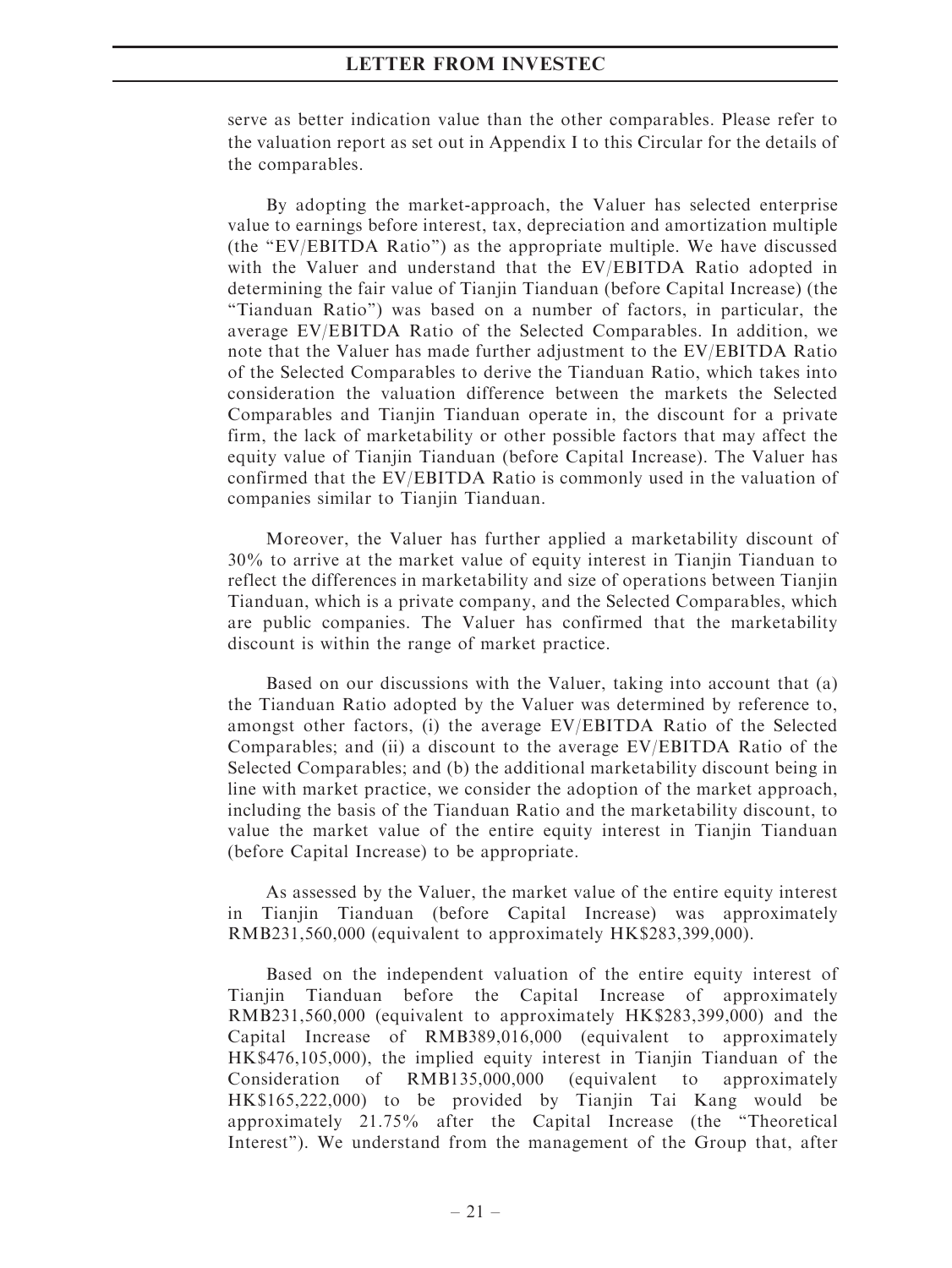serve as better indication value than the other comparables. Please refer to the valuation report as set out in Appendix I to this Circular for the details of the comparables.

By adopting the market-approach, the Valuer has selected enterprise value to earnings before interest, tax, depreciation and amortization multiple (the "EV/EBITDA Ratio") as the appropriate multiple. We have discussed with the Valuer and understand that the EV/EBITDA Ratio adopted in determining the fair value of Tianjin Tianduan (before Capital Increase) (the "Tianduan Ratio") was based on a number of factors, in particular, the average EV/EBITDA Ratio of the Selected Comparables. In addition, we note that the Valuer has made further adjustment to the EV/EBITDA Ratio of the Selected Comparables to derive the Tianduan Ratio, which takes into consideration the valuation difference between the markets the Selected Comparables and Tianjin Tianduan operate in, the discount for a private firm, the lack of marketability or other possible factors that may affect the equity value of Tianjin Tianduan (before Capital Increase). The Valuer has confirmed that the EV/EBITDA Ratio is commonly used in the valuation of companies similar to Tianjin Tianduan.

Moreover, the Valuer has further applied a marketability discount of 30% to arrive at the market value of equity interest in Tianjin Tianduan to reflect the differences in marketability and size of operations between Tianjin Tianduan, which is a private company, and the Selected Comparables, which are public companies. The Valuer has confirmed that the marketability discount is within the range of market practice.

Based on our discussions with the Valuer, taking into account that (a) the Tianduan Ratio adopted by the Valuer was determined by reference to, amongst other factors, (i) the average EV/EBITDA Ratio of the Selected Comparables; and (ii) a discount to the average EV/EBITDA Ratio of the Selected Comparables; and (b) the additional marketability discount being in line with market practice, we consider the adoption of the market approach, including the basis of the Tianduan Ratio and the marketability discount, to value the market value of the entire equity interest in Tianjin Tianduan (before Capital Increase) to be appropriate.

As assessed by the Valuer, the market value of the entire equity interest in Tianjin Tianduan (before Capital Increase) was approximately RMB231,560,000 (equivalent to approximately HK$283,399,000).

Based on the independent valuation of the entire equity interest of Tianjin Tianduan before the Capital Increase of approximately RMB231,560,000 (equivalent to approximately HK$283,399,000) and the Capital Increase of RMB389,016,000 (equivalent to approximately HK$476,105,000), the implied equity interest in Tianjin Tianduan of the Consideration of RMB135,000,000 (equivalent to approximately HK$165,222,000) to be provided by Tianjin Tai Kang would be approximately 21.75% after the Capital Increase (the "Theoretical Interest"). We understand from the management of the Group that, after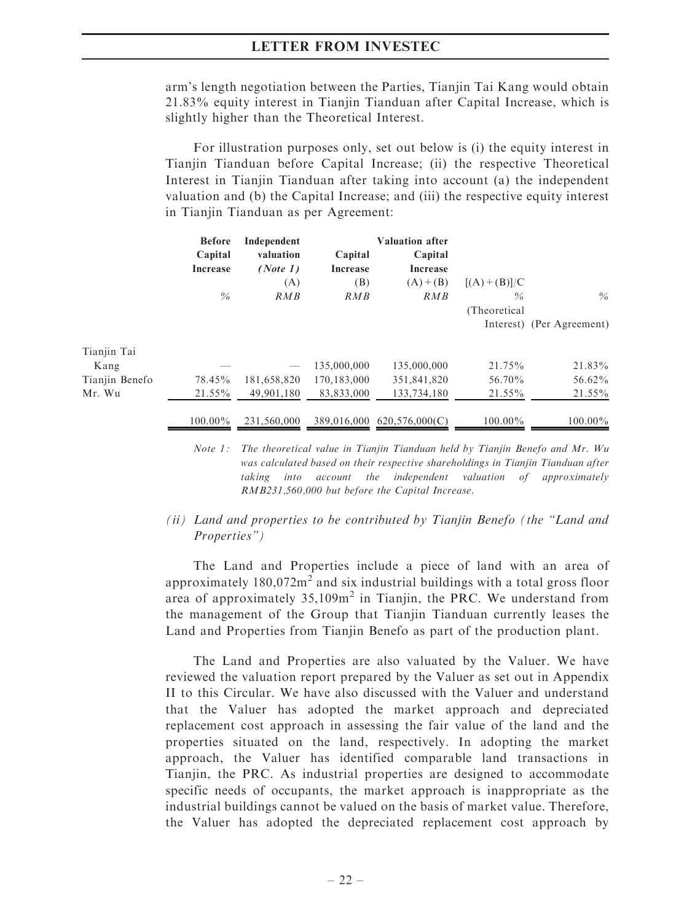arm's length negotiation between the Parties, Tianjin Tai Kang would obtain 21.83% equity interest in Tianjin Tianduan after Capital Increase, which is slightly higher than the Theoretical Interest.

For illustration purposes only, set out below is (i) the equity interest in Tianjin Tianduan before Capital Increase; (ii) the respective Theoretical Interest in Tianjin Tianduan after taking into account (a) the independent valuation and (b) the Capital Increase; and (iii) the respective equity interest in Tianjin Tianduan as per Agreement:

| | **Before Capital Increase** | **Independent valuation (Note 1)** | **Capital Increase** | **Valuation after Capital Increase** | | |
|---|---|---|---|---|---|---|
| | | (A) | (B) | (A)+(B) | [(A)+(B)]/C | |
| | % | RMB | RMB | RMB | % (Theoretical Interest) | % (Per Agreement) |
| Tianjin Tai Kang | — | — | 135,000,000 | 135,000,000 | 21.75% | 21.83% |
| Tianjin Benefo | 78.45% | 181,658,820 | 170,183,000 | 351,841,820 | 56.70% | 56.62% |
| Mr. Wu | 21.55% | 49,901,180 | 83,833,000 | 133,734,180 | 21.55% | 21.55% |
| | 100.00% | 231,560,000 | 389,016,000 | 620,576,000(C) | 100.00% | 100.00% |

*Note 1: The theoretical value in Tianjin Tianduan held by Tianjin Benefo and Mr. Wu was calculated based on their respective shareholdings in Tianjin Tianduan after taking into account the independent valuation of approximately RMB231,560,000 but before the Capital Increase.*

*(ii) Land and properties to be contributed by Tianjin Benefo (the "Land and Properties")*

The Land and Properties include a piece of land with an area of approximately 180,072m$^2$ and six industrial buildings with a total gross floor area of approximately 35,109m$^2$ in Tianjin, the PRC. We understand from the management of the Group that Tianjin Tianduan currently leases the Land and Properties from Tianjin Benefo as part of the production plant.

The Land and Properties are also valuated by the Valuer. We have reviewed the valuation report prepared by the Valuer as set out in Appendix II to this Circular. We have also discussed with the Valuer and understand that the Valuer has adopted the market approach and depreciated replacement cost approach in assessing the fair value of the land and the properties situated on the land, respectively. In adopting the market approach, the Valuer has identified comparable land transactions in Tianjin, the PRC. As industrial properties are designed to accommodate specific needs of occupants, the market approach is inappropriate as the industrial buildings cannot be valued on the basis of market value. Therefore, the Valuer has adopted the depreciated replacement cost approach by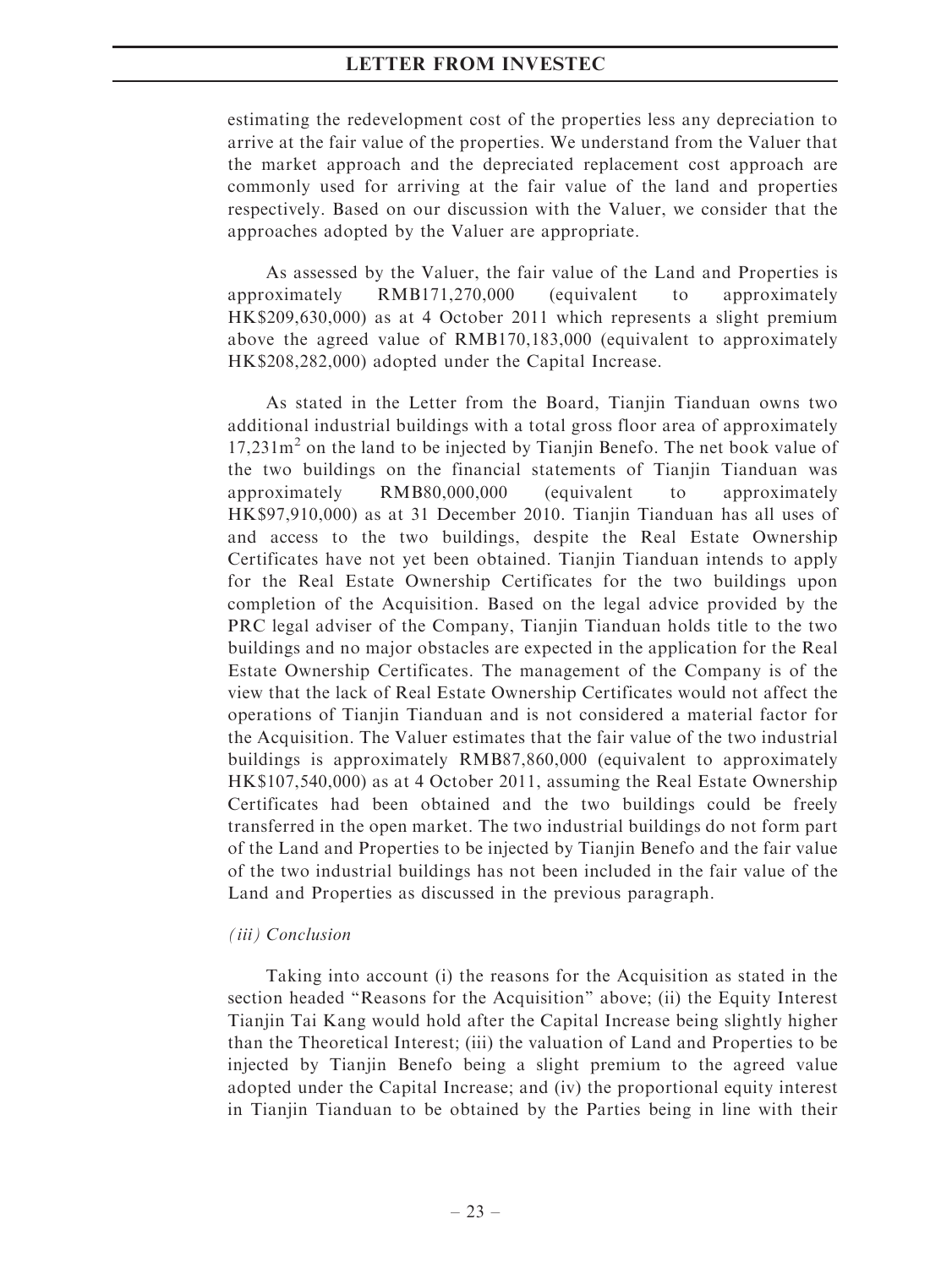estimating the redevelopment cost of the properties less any depreciation to arrive at the fair value of the properties. We understand from the Valuer that the market approach and the depreciated replacement cost approach are commonly used for arriving at the fair value of the land and properties respectively. Based on our discussion with the Valuer, we consider that the approaches adopted by the Valuer are appropriate.

As assessed by the Valuer, the fair value of the Land and Properties is approximately RMB171,270,000 (equivalent to approximately HK$209,630,000) as at 4 October 2011 which represents a slight premium above the agreed value of RMB170,183,000 (equivalent to approximately HK$208,282,000) adopted under the Capital Increase.

As stated in the Letter from the Board, Tianjin Tianduan owns two additional industrial buildings with a total gross floor area of approximately 17,231m$^2$ on the land to be injected by Tianjin Benefo. The net book value of the two buildings on the financial statements of Tianjin Tianduan was approximately RMB80,000,000 (equivalent to approximately HK$97,910,000) as at 31 December 2010. Tianjin Tianduan has all uses of and access to the two buildings, despite the Real Estate Ownership Certificates have not yet been obtained. Tianjin Tianduan intends to apply for the Real Estate Ownership Certificates for the two buildings upon completion of the Acquisition. Based on the legal advice provided by the PRC legal adviser of the Company, Tianjin Tianduan holds title to the two buildings and no major obstacles are expected in the application for the Real Estate Ownership Certificates. The management of the Company is of the view that the lack of Real Estate Ownership Certificates would not affect the operations of Tianjin Tianduan and is not considered a material factor for the Acquisition. The Valuer estimates that the fair value of the two industrial buildings is approximately RMB87,860,000 (equivalent to approximately HK$107,540,000) as at 4 October 2011, assuming the Real Estate Ownership Certificates had been obtained and the two buildings could be freely transferred in the open market. The two industrial buildings do not form part of the Land and Properties to be injected by Tianjin Benefo and the fair value of the two industrial buildings has not been included in the fair value of the Land and Properties as discussed in the previous paragraph.

*(iii) Conclusion*

Taking into account (i) the reasons for the Acquisition as stated in the section headed "Reasons for the Acquisition" above; (ii) the Equity Interest Tianjin Tai Kang would hold after the Capital Increase being slightly higher than the Theoretical Interest; (iii) the valuation of Land and Properties to be injected by Tianjin Benefo being a slight premium to the agreed value adopted under the Capital Increase; and (iv) the proportional equity interest in Tianjin Tianduan to be obtained by the Parties being in line with their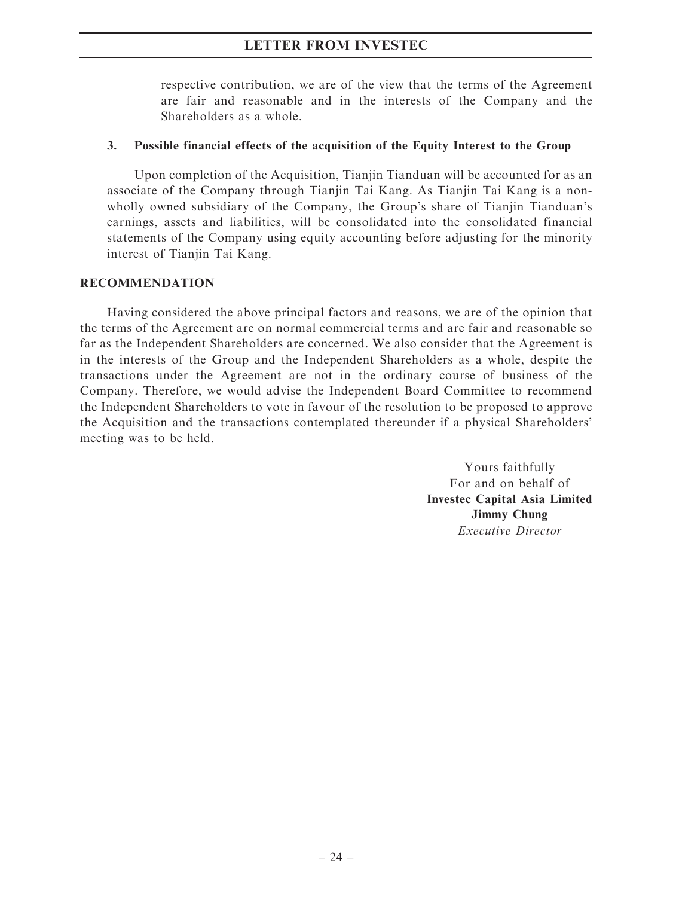respective contribution, we are of the view that the terms of the Agreement are fair and reasonable and in the interests of the Company and the Shareholders as a whole.

**3. Possible financial effects of the acquisition of the Equity Interest to the Group**

Upon completion of the Acquisition, Tianjin Tianduan will be accounted for as an associate of the Company through Tianjin Tai Kang. As Tianjin Tai Kang is a non-wholly owned subsidiary of the Company, the Group's share of Tianjin Tianduan's earnings, assets and liabilities, will be consolidated into the consolidated financial statements of the Company using equity accounting before adjusting for the minority interest of Tianjin Tai Kang.

## RECOMMENDATION

Having considered the above principal factors and reasons, we are of the opinion that the terms of the Agreement are on normal commercial terms and are fair and reasonable so far as the Independent Shareholders are concerned. We also consider that the Agreement is in the interests of the Group and the Independent Shareholders as a whole, despite the transactions under the Agreement are not in the ordinary course of business of the Company. Therefore, we would advise the Independent Board Committee to recommend the Independent Shareholders to vote in favour of the resolution to be proposed to approve the Acquisition and the transactions contemplated thereunder if a physical Shareholders' meeting was to be held.

Yours faithfully
For and on behalf of
**Investec Capital Asia Limited**
**Jimmy Chung**
*Executive Director*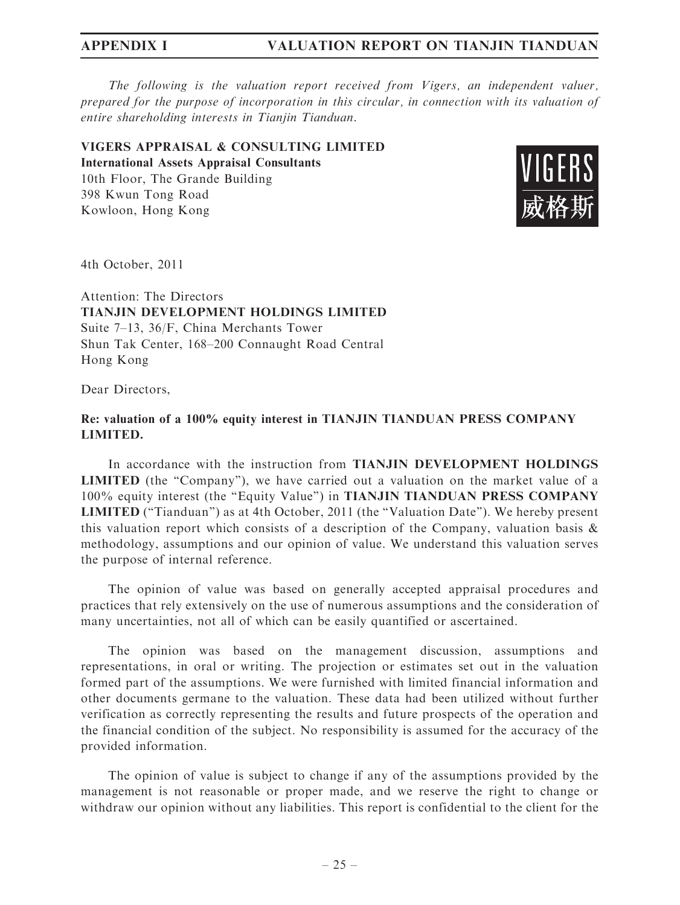*The following is the valuation report received from Vigers, an independent valuer, prepared for the purpose of incorporation in this circular, in connection with its valuation of entire shareholding interests in Tianjin Tianduan.*

**VIGERS APPRAISAL & CONSULTING LIMITED**
**International Assets Appraisal Consultants**
10th Floor, The Grande Building
398 Kwun Tong Road
Kowloon, Hong Kong

VIGERS
威格斯

4th October, 2011

Attention: The Directors
**TIANJIN DEVELOPMENT HOLDINGS LIMITED**
Suite 7–13, 36/F, China Merchants Tower
Shun Tak Center, 168–200 Connaught Road Central
Hong Kong

Dear Directors,

**Re: valuation of a 100% equity interest in TIANJIN TIANDUAN PRESS COMPANY LIMITED.**

In accordance with the instruction from **TIANJIN DEVELOPMENT HOLDINGS LIMITED** (the "Company"), we have carried out a valuation on the market value of a 100% equity interest (the "Equity Value") in **TIANJIN TIANDUAN PRESS COMPANY LIMITED** ("Tianduan") as at 4th October, 2011 (the "Valuation Date"). We hereby present this valuation report which consists of a description of the Company, valuation basis & methodology, assumptions and our opinion of value. We understand this valuation serves the purpose of internal reference.

The opinion of value was based on generally accepted appraisal procedures and practices that rely extensively on the use of numerous assumptions and the consideration of many uncertainties, not all of which can be easily quantified or ascertained.

The opinion was based on the management discussion, assumptions and representations, in oral or writing. The projection or estimates set out in the valuation formed part of the assumptions. We were furnished with limited financial information and other documents germane to the valuation. These data had been utilized without further verification as correctly representing the results and future prospects of the operation and the financial condition of the subject. No responsibility is assumed for the accuracy of the provided information.

The opinion of value is subject to change if any of the assumptions provided by the management is not reasonable or proper made, and we reserve the right to change or withdraw our opinion without any liabilities. This report is confidential to the client for the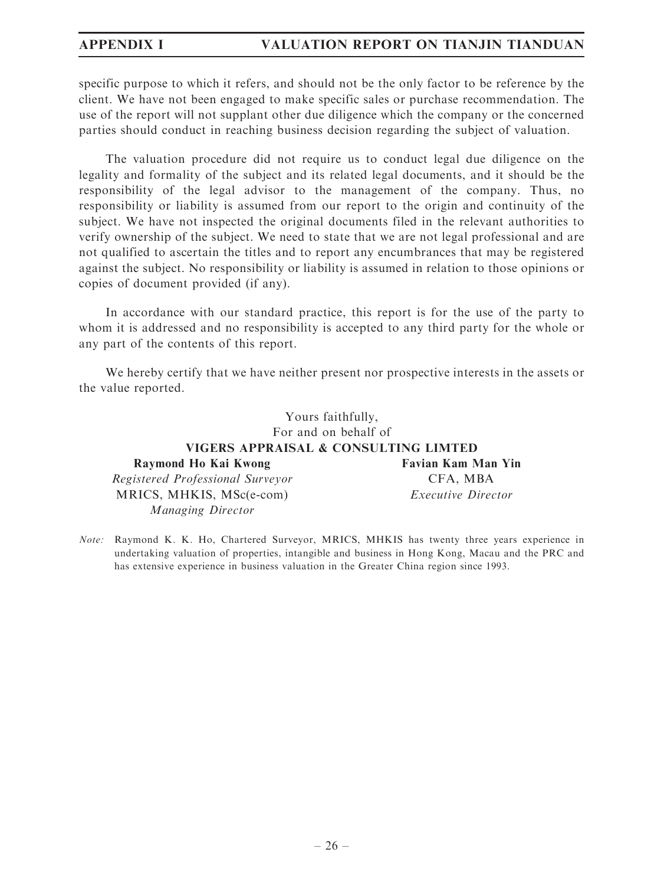specific purpose to which it refers, and should not be the only factor to be reference by the client. We have not been engaged to make specific sales or purchase recommendation. The use of the report will not supplant other due diligence which the company or the concerned parties should conduct in reaching business decision regarding the subject of valuation.

The valuation procedure did not require us to conduct legal due diligence on the legality and formality of the subject and its related legal documents, and it should be the responsibility of the legal advisor to the management of the company. Thus, no responsibility or liability is assumed from our report to the origin and continuity of the subject. We have not inspected the original documents filed in the relevant authorities to verify ownership of the subject. We need to state that we are not legal professional and are not qualified to ascertain the titles and to report any encumbrances that may be registered against the subject. No responsibility or liability is assumed in relation to those opinions or copies of document provided (if any).

In accordance with our standard practice, this report is for the use of the party to whom it is addressed and no responsibility is accepted to any third party for the whole or any part of the contents of this report.

We hereby certify that we have neither present nor prospective interests in the assets or the value reported.

Yours faithfully,
For and on behalf of
**VIGERS APPRAISAL & CONSULTING LIMTED**

**Raymond Ho Kai Kwong**
*Registered Professional Surveyor*
MRICS, MHKIS, MSc(e-com)
*Managing Director*

**Favian Kam Man Yin**
CFA, MBA
*Executive Director*

*Note:* Raymond K. K. Ho, Chartered Surveyor, MRICS, MHKIS has twenty three years experience in undertaking valuation of properties, intangible and business in Hong Kong, Macau and the PRC and has extensive experience in business valuation in the Greater China region since 1993.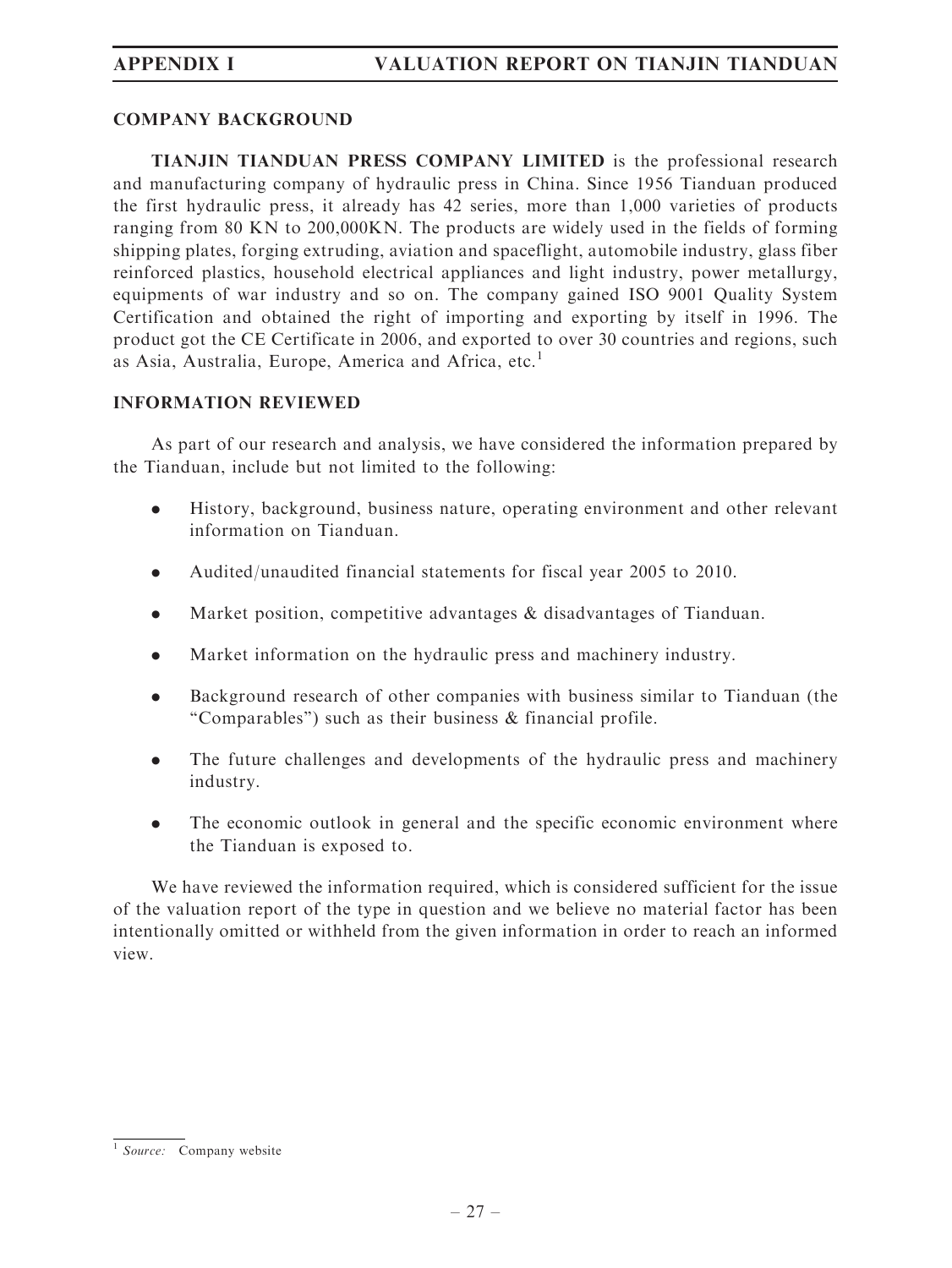## COMPANY BACKGROUND

**TIANJIN TIANDUAN PRESS COMPANY LIMITED** is the professional research and manufacturing company of hydraulic press in China. Since 1956 Tianduan produced the first hydraulic press, it already has 42 series, more than 1,000 varieties of products ranging from 80 KN to 200,000KN. The products are widely used in the fields of forming shipping plates, forging extruding, aviation and spaceflight, automobile industry, glass fiber reinforced plastics, household electrical appliances and light industry, power metallurgy, equipments of war industry and so on. The company gained ISO 9001 Quality System Certification and obtained the right of importing and exporting by itself in 1996. The product got the CE Certificate in 2006, and exported to over 30 countries and regions, such as Asia, Australia, Europe, America and Africa, etc.[1]

## INFORMATION REVIEWED

As part of our research and analysis, we have considered the information prepared by the Tianduan, include but not limited to the following:

- History, background, business nature, operating environment and other relevant information on Tianduan.
- Audited/unaudited financial statements for fiscal year 2005 to 2010.
- Market position, competitive advantages & disadvantages of Tianduan.
- Market information on the hydraulic press and machinery industry.
- Background research of other companies with business similar to Tianduan (the "Comparables") such as their business & financial profile.
- The future challenges and developments of the hydraulic press and machinery industry.
- The economic outlook in general and the specific economic environment where the Tianduan is exposed to.

We have reviewed the information required, which is considered sufficient for the issue of the valuation report of the type in question and we believe no material factor has been intentionally omitted or withheld from the given information in order to reach an informed view.

[1] *Source:* Company website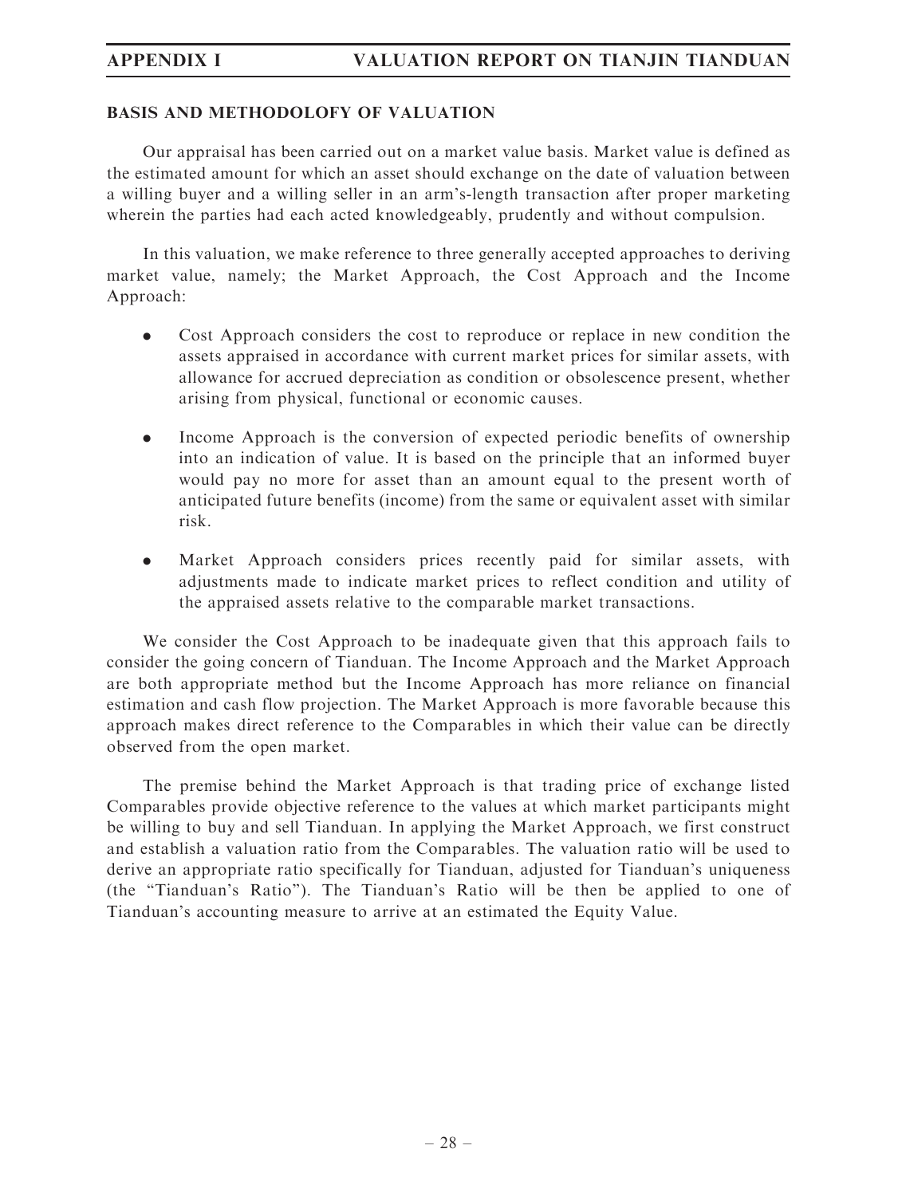## BASIS AND METHODOLOFY OF VALUATION

Our appraisal has been carried out on a market value basis. Market value is defined as the estimated amount for which an asset should exchange on the date of valuation between a willing buyer and a willing seller in an arm's-length transaction after proper marketing wherein the parties had each acted knowledgeably, prudently and without compulsion.

In this valuation, we make reference to three generally accepted approaches to deriving market value, namely; the Market Approach, the Cost Approach and the Income Approach:

- Cost Approach considers the cost to reproduce or replace in new condition the assets appraised in accordance with current market prices for similar assets, with allowance for accrued depreciation as condition or obsolescence present, whether arising from physical, functional or economic causes.
- Income Approach is the conversion of expected periodic benefits of ownership into an indication of value. It is based on the principle that an informed buyer would pay no more for asset than an amount equal to the present worth of anticipated future benefits (income) from the same or equivalent asset with similar risk.
- Market Approach considers prices recently paid for similar assets, with adjustments made to indicate market prices to reflect condition and utility of the appraised assets relative to the comparable market transactions.

We consider the Cost Approach to be inadequate given that this approach fails to consider the going concern of Tianduan. The Income Approach and the Market Approach are both appropriate method but the Income Approach has more reliance on financial estimation and cash flow projection. The Market Approach is more favorable because this approach makes direct reference to the Comparables in which their value can be directly observed from the open market.

The premise behind the Market Approach is that trading price of exchange listed Comparables provide objective reference to the values at which market participants might be willing to buy and sell Tianduan. In applying the Market Approach, we first construct and establish a valuation ratio from the Comparables. The valuation ratio will be used to derive an appropriate ratio specifically for Tianduan, adjusted for Tianduan's uniqueness (the "Tianduan's Ratio"). The Tianduan's Ratio will be then be applied to one of Tianduan's accounting measure to arrive at an estimated the Equity Value.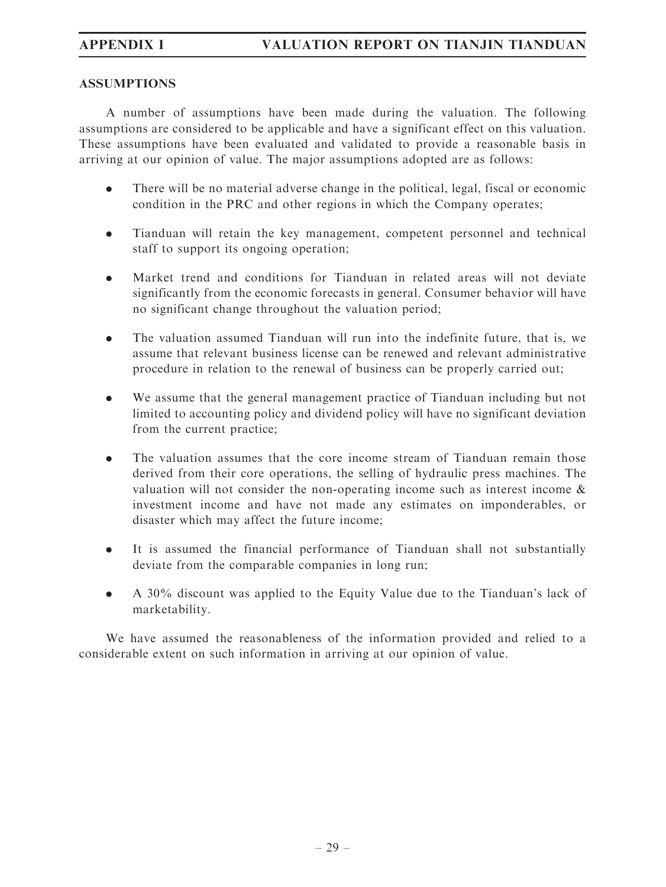## ASSUMPTIONS

A number of assumptions have been made during the valuation. The following assumptions are considered to be applicable and have a significant effect on this valuation. These assumptions have been evaluated and validated to provide a reasonable basis in arriving at our opinion of value. The major assumptions adopted are as follows:

- There will be no material adverse change in the political, legal, fiscal or economic condition in the PRC and other regions in which the Company operates;
- Tianduan will retain the key management, competent personnel and technical staff to support its ongoing operation;
- Market trend and conditions for Tianduan in related areas will not deviate significantly from the economic forecasts in general. Consumer behavior will have no significant change throughout the valuation period;
- The valuation assumed Tianduan will run into the indefinite future, that is, we assume that relevant business license can be renewed and relevant administrative procedure in relation to the renewal of business can be properly carried out;
- We assume that the general management practice of Tianduan including but not limited to accounting policy and dividend policy will have no significant deviation from the current practice;
- The valuation assumes that the core income stream of Tianduan remain those derived from their core operations, the selling of hydraulic press machines. The valuation will not consider the non-operating income such as interest income & investment income and have not made any estimates on imponderables, or disaster which may affect the future income;
- It is assumed the financial performance of Tianduan shall not substantially deviate from the comparable companies in long run;
- A 30% discount was applied to the Equity Value due to the Tianduan's lack of marketability.

We have assumed the reasonableness of the information provided and relied to a considerable extent on such information in arriving at our opinion of value.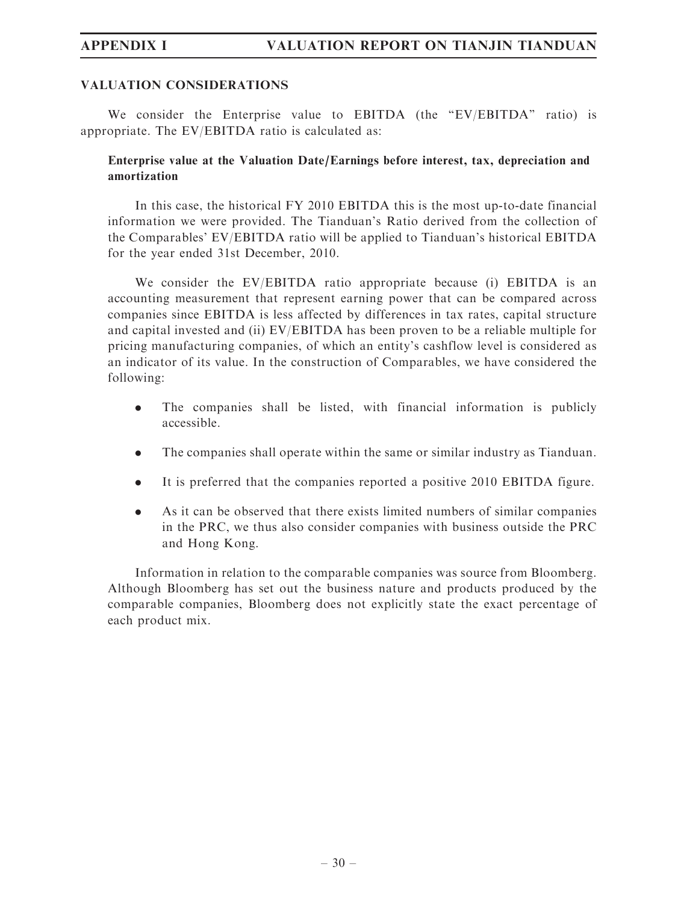## VALUATION CONSIDERATIONS

We consider the Enterprise value to EBITDA (the "EV/EBITDA" ratio) is appropriate. The EV/EBITDA ratio is calculated as:

**Enterprise value at the Valuation Date/Earnings before interest, tax, depreciation and amortization**

In this case, the historical FY 2010 EBITDA this is the most up-to-date financial information we were provided. The Tianduan's Ratio derived from the collection of the Comparables' EV/EBITDA ratio will be applied to Tianduan's historical EBITDA for the year ended 31st December, 2010.

We consider the EV/EBITDA ratio appropriate because (i) EBITDA is an accounting measurement that represent earning power that can be compared across companies since EBITDA is less affected by differences in tax rates, capital structure and capital invested and (ii) EV/EBITDA has been proven to be a reliable multiple for pricing manufacturing companies, of which an entity's cashflow level is considered as an indicator of its value. In the construction of Comparables, we have considered the following:

- The companies shall be listed, with financial information is publicly accessible.
- The companies shall operate within the same or similar industry as Tianduan.
- It is preferred that the companies reported a positive 2010 EBITDA figure.
- As it can be observed that there exists limited numbers of similar companies in the PRC, we thus also consider companies with business outside the PRC and Hong Kong.

Information in relation to the comparable companies was source from Bloomberg. Although Bloomberg has set out the business nature and products produced by the comparable companies, Bloomberg does not explicitly state the exact percentage of each product mix.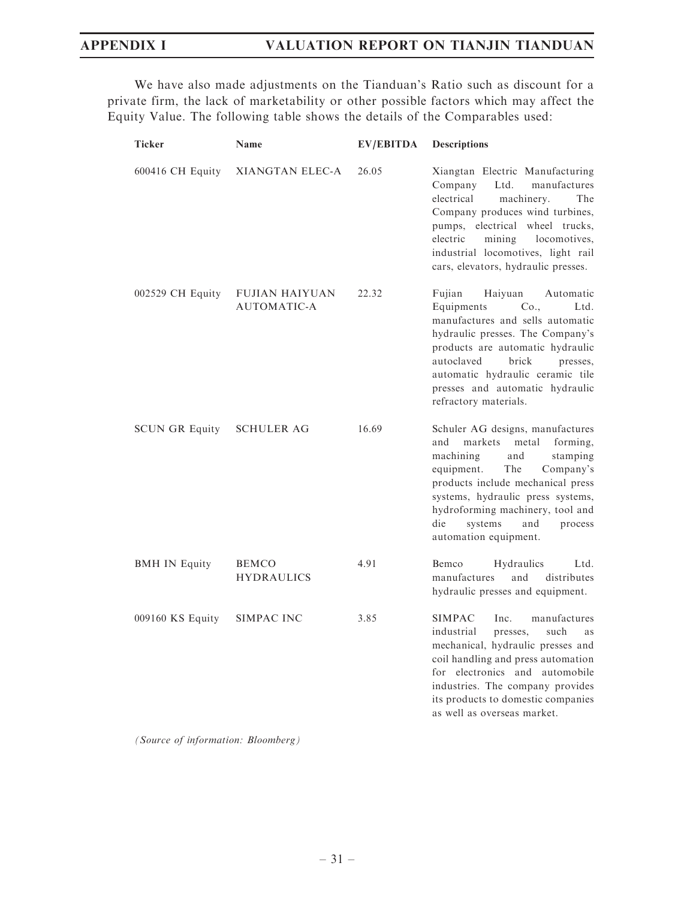We have also made adjustments on the Tianduan's Ratio such as discount for a private firm, the lack of marketability or other possible factors which may affect the Equity Value. The following table shows the details of the Comparables used:

| Ticker | Name | EV/EBITDA | Descriptions |
|---|---|---|---|
| 600416 CH Equity | XIANGTAN ELEC-A | 26.05 | Xiangtan Electric Manufacturing Company Ltd. manufactures electrical machinery. The Company produces wind turbines, pumps, electrical wheel trucks, electric mining locomotives, industrial locomotives, light rail cars, elevators, hydraulic presses. |
| 002529 CH Equity | FUJIAN HAIYUAN AUTOMATIC-A | 22.32 | Fujian Haiyuan Automatic Equipments Co., Ltd. manufactures and sells automatic hydraulic presses. The Company's products are automatic hydraulic autoclaved brick presses, automatic hydraulic ceramic tile presses and automatic hydraulic refractory materials. |
| SCUN GR Equity | SCHULER AG | 16.69 | Schuler AG designs, manufactures and markets metal forming, machining and stamping equipment. The Company's products include mechanical press systems, hydraulic press systems, hydroforming machinery, tool and die systems and process automation equipment. |
| BMH IN Equity | BEMCO HYDRAULICS | 4.91 | Bemco Hydraulics Ltd. manufactures and distributes hydraulic presses and equipment. |
| 009160 KS Equity | SIMPAC INC | 3.85 | SIMPAC Inc. manufactures industrial presses, such as mechanical, hydraulic presses and coil handling and press automation for electronics and automobile industries. The company provides its products to domestic companies as well as overseas market. |

*(Source of information: Bloomberg)*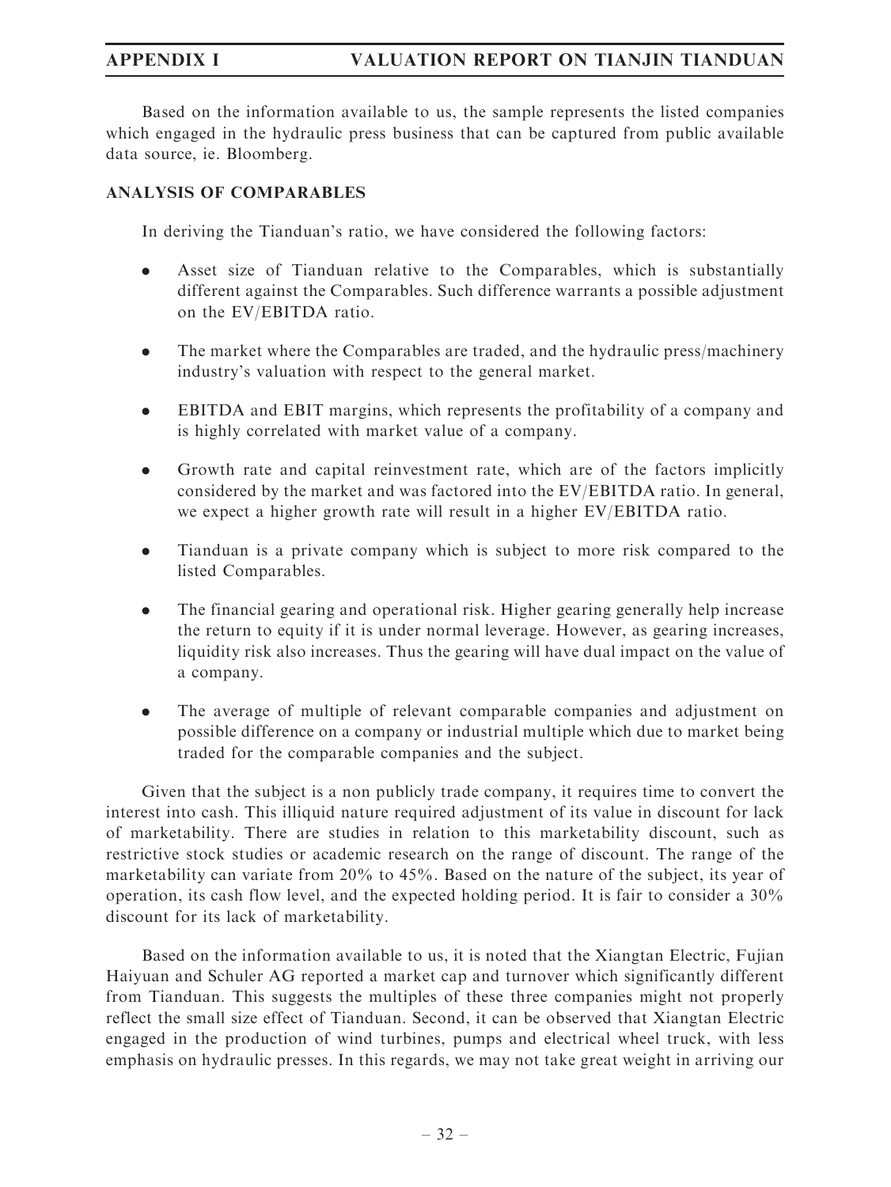Based on the information available to us, the sample represents the listed companies which engaged in the hydraulic press business that can be captured from public available data source, ie. Bloomberg.

## ANALYSIS OF COMPARABLES

In deriving the Tianduan's ratio, we have considered the following factors:

- Asset size of Tianduan relative to the Comparables, which is substantially different against the Comparables. Such difference warrants a possible adjustment on the EV/EBITDA ratio.
- The market where the Comparables are traded, and the hydraulic press/machinery industry's valuation with respect to the general market.
- EBITDA and EBIT margins, which represents the profitability of a company and is highly correlated with market value of a company.
- Growth rate and capital reinvestment rate, which are of the factors implicitly considered by the market and was factored into the EV/EBITDA ratio. In general, we expect a higher growth rate will result in a higher EV/EBITDA ratio.
- Tianduan is a private company which is subject to more risk compared to the listed Comparables.
- The financial gearing and operational risk. Higher gearing generally help increase the return to equity if it is under normal leverage. However, as gearing increases, liquidity risk also increases. Thus the gearing will have dual impact on the value of a company.
- The average of multiple of relevant comparable companies and adjustment on possible difference on a company or industrial multiple which due to market being traded for the comparable companies and the subject.

Given that the subject is a non publicly trade company, it requires time to convert the interest into cash. This illiquid nature required adjustment of its value in discount for lack of marketability. There are studies in relation to this marketability discount, such as restrictive stock studies or academic research on the range of discount. The range of the marketability can variate from 20% to 45%. Based on the nature of the subject, its year of operation, its cash flow level, and the expected holding period. It is fair to consider a 30% discount for its lack of marketability.

Based on the information available to us, it is noted that the Xiangtan Electric, Fujian Haiyuan and Schuler AG reported a market cap and turnover which significantly different from Tianduan. This suggests the multiples of these three companies might not properly reflect the small size effect of Tianduan. Second, it can be observed that Xiangtan Electric engaged in the production of wind turbines, pumps and electrical wheel truck, with less emphasis on hydraulic presses. In this regards, we may not take great weight in arriving our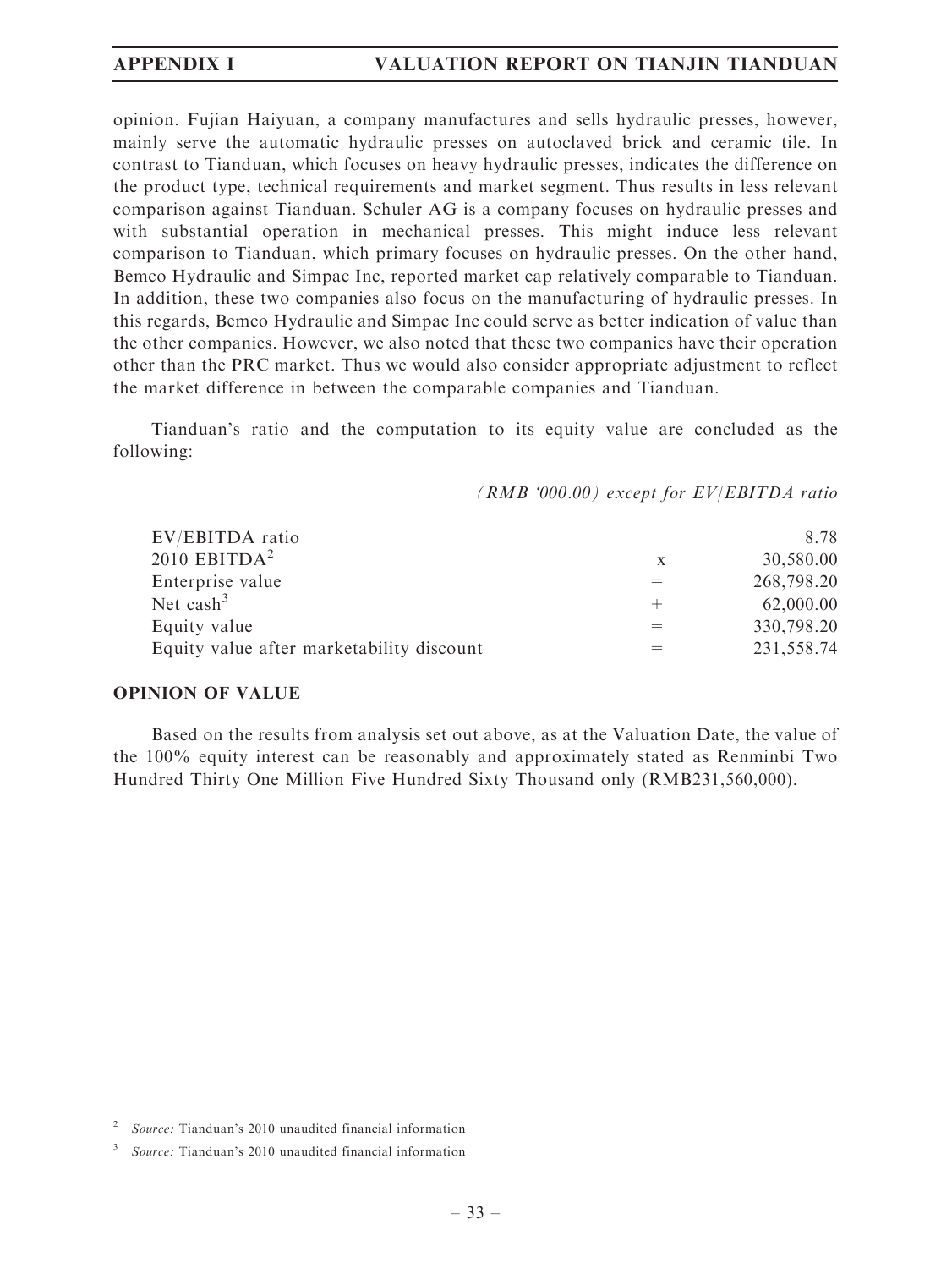opinion. Fujian Haiyuan, a company manufactures and sells hydraulic presses, however, mainly serve the automatic hydraulic presses on autoclaved brick and ceramic tile. In contrast to Tianduan, which focuses on heavy hydraulic presses, indicates the difference on the product type, technical requirements and market segment. Thus results in less relevant comparison against Tianduan. Schuler AG is a company focuses on hydraulic presses and with substantial operation in mechanical presses. This might induce less relevant comparison to Tianduan, which primary focuses on hydraulic presses. On the other hand, Bemco Hydraulic and Simpac Inc, reported market cap relatively comparable to Tianduan. In addition, these two companies also focus on the manufacturing of hydraulic presses. In this regards, Bemco Hydraulic and Simpac Inc could serve as better indication of value than the other companies. However, we also noted that these two companies have their operation other than the PRC market. Thus we would also consider appropriate adjustment to reflect the market difference in between the comparable companies and Tianduan.

Tianduan's ratio and the computation to its equity value are concluded as the following:

*(RMB '000.00) except for EV/EBITDA ratio*

| | | |
|---|---|---|
| EV/EBITDA ratio | | 8.78 |
| 2010 EBITDA[2] | x | 30,580.00 |
| Enterprise value | = | 268,798.20 |
| Net cash[3] | + | 62,000.00 |
| Equity value | = | 330,798.20 |
| Equity value after marketability discount | = | 231,558.74 |

## OPINION OF VALUE

Based on the results from analysis set out above, as at the Valuation Date, the value of the 100% equity interest can be reasonably and approximately stated as Renminbi Two Hundred Thirty One Million Five Hundred Sixty Thousand only (RMB231,560,000).

[2] *Source:* Tianduan's 2010 unaudited financial information

[3] *Source:* Tianduan's 2010 unaudited financial information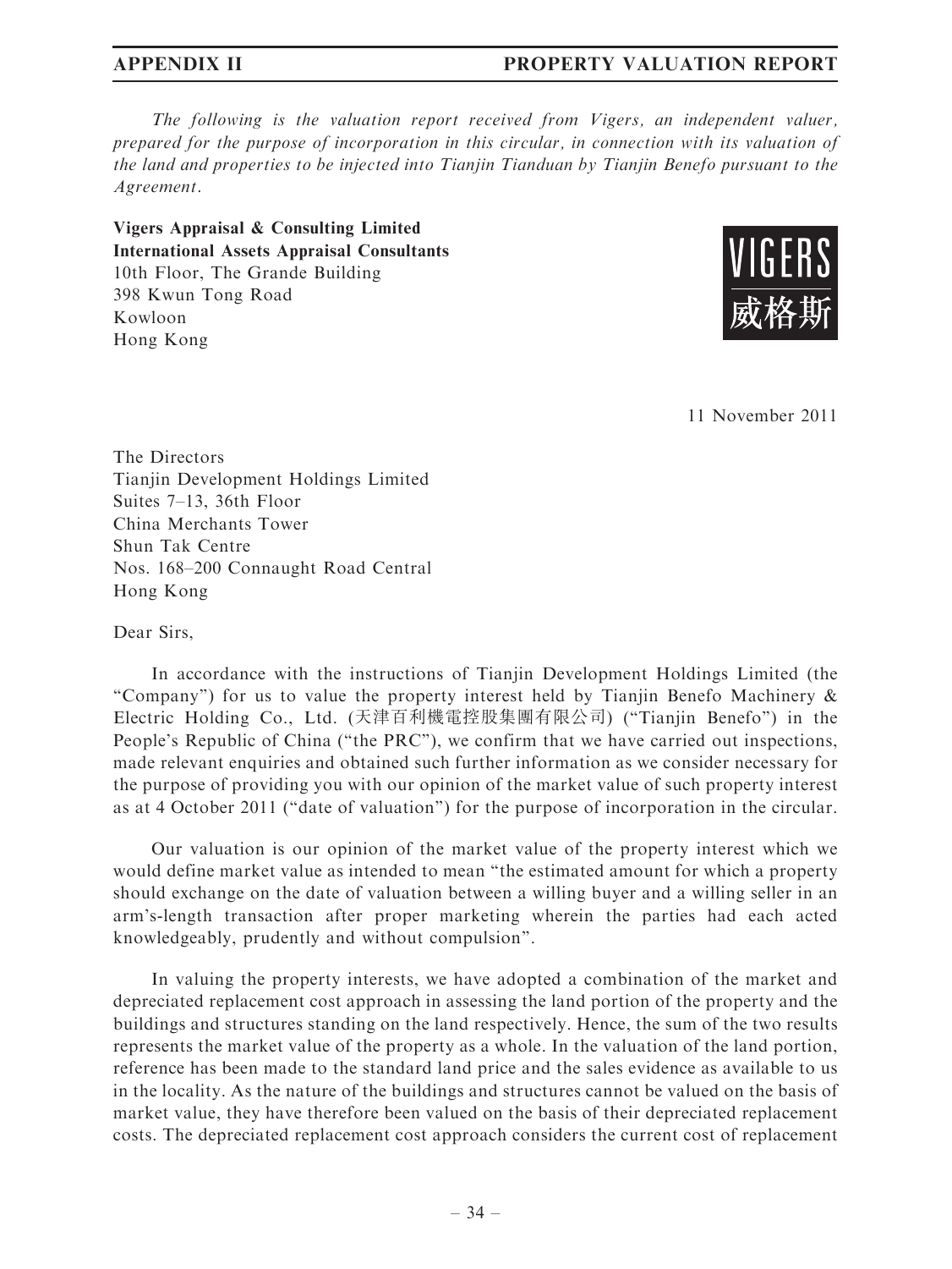*The following is the valuation report received from Vigers, an independent valuer, prepared for the purpose of incorporation in this circular, in connection with its valuation of the land and properties to be injected into Tianjin Tianduan by Tianjin Benefo pursuant to the Agreement.*

**Vigers Appraisal & Consulting Limited**
**International Assets Appraisal Consultants**
10th Floor, The Grande Building
398 Kwun Tong Road
Kowloon
Hong Kong

VIGERS
威格斯

11 November 2011

The Directors
Tianjin Development Holdings Limited
Suites 7–13, 36th Floor
China Merchants Tower
Shun Tak Centre
Nos. 168–200 Connaught Road Central
Hong Kong

Dear Sirs,

In accordance with the instructions of Tianjin Development Holdings Limited (the "Company") for us to value the property interest held by Tianjin Benefo Machinery & Electric Holding Co., Ltd. (天津百利機電控股集團有限公司) ("Tianjin Benefo") in the People's Republic of China ("the PRC"), we confirm that we have carried out inspections, made relevant enquiries and obtained such further information as we consider necessary for the purpose of providing you with our opinion of the market value of such property interest as at 4 October 2011 ("date of valuation") for the purpose of incorporation in the circular.

Our valuation is our opinion of the market value of the property interest which we would define market value as intended to mean "the estimated amount for which a property should exchange on the date of valuation between a willing buyer and a willing seller in an arm's-length transaction after proper marketing wherein the parties had each acted knowledgeably, prudently and without compulsion".

In valuing the property interests, we have adopted a combination of the market and depreciated replacement cost approach in assessing the land portion of the property and the buildings and structures standing on the land respectively. Hence, the sum of the two results represents the market value of the property as a whole. In the valuation of the land portion, reference has been made to the standard land price and the sales evidence as available to us in the locality. As the nature of the buildings and structures cannot be valued on the basis of market value, they have therefore been valued on the basis of their depreciated replacement costs. The depreciated replacement cost approach considers the current cost of replacement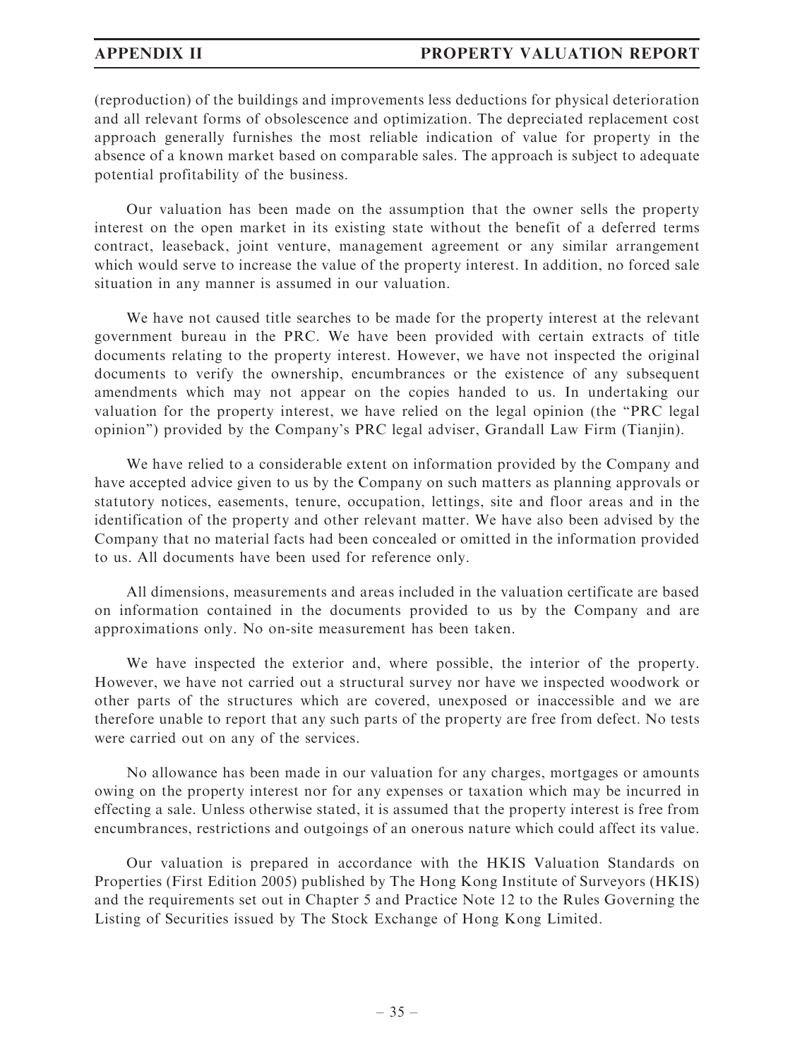(reproduction) of the buildings and improvements less deductions for physical deterioration and all relevant forms of obsolescence and optimization. The depreciated replacement cost approach generally furnishes the most reliable indication of value for property in the absence of a known market based on comparable sales. The approach is subject to adequate potential profitability of the business.

Our valuation has been made on the assumption that the owner sells the property interest on the open market in its existing state without the benefit of a deferred terms contract, leaseback, joint venture, management agreement or any similar arrangement which would serve to increase the value of the property interest. In addition, no forced sale situation in any manner is assumed in our valuation.

We have not caused title searches to be made for the property interest at the relevant government bureau in the PRC. We have been provided with certain extracts of title documents relating to the property interest. However, we have not inspected the original documents to verify the ownership, encumbrances or the existence of any subsequent amendments which may not appear on the copies handed to us. In undertaking our valuation for the property interest, we have relied on the legal opinion (the "PRC legal opinion") provided by the Company's PRC legal adviser, Grandall Law Firm (Tianjin).

We have relied to a considerable extent on information provided by the Company and have accepted advice given to us by the Company on such matters as planning approvals or statutory notices, easements, tenure, occupation, lettings, site and floor areas and in the identification of the property and other relevant matter. We have also been advised by the Company that no material facts had been concealed or omitted in the information provided to us. All documents have been used for reference only.

All dimensions, measurements and areas included in the valuation certificate are based on information contained in the documents provided to us by the Company and are approximations only. No on-site measurement has been taken.

We have inspected the exterior and, where possible, the interior of the property. However, we have not carried out a structural survey nor have we inspected woodwork or other parts of the structures which are covered, unexposed or inaccessible and we are therefore unable to report that any such parts of the property are free from defect. No tests were carried out on any of the services.

No allowance has been made in our valuation for any charges, mortgages or amounts owing on the property interest nor for any expenses or taxation which may be incurred in effecting a sale. Unless otherwise stated, it is assumed that the property interest is free from encumbrances, restrictions and outgoings of an onerous nature which could affect its value.

Our valuation is prepared in accordance with the HKIS Valuation Standards on Properties (First Edition 2005) published by The Hong Kong Institute of Surveyors (HKIS) and the requirements set out in Chapter 5 and Practice Note 12 to the Rules Governing the Listing of Securities issued by The Stock Exchange of Hong Kong Limited.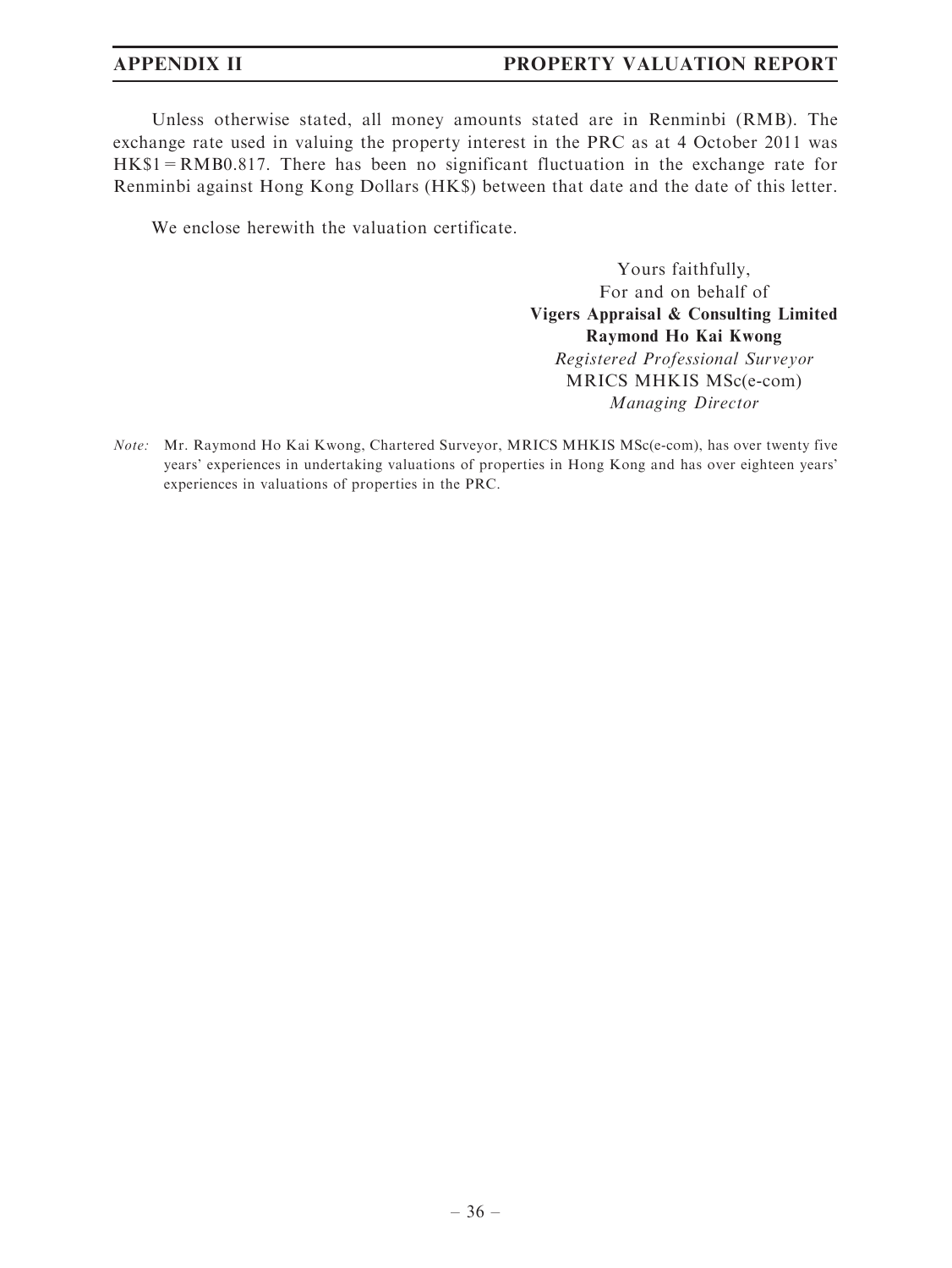Unless otherwise stated, all money amounts stated are in Renminbi (RMB). The exchange rate used in valuing the property interest in the PRC as at 4 October 2011 was HK$1 = RMB0.817. There has been no significant fluctuation in the exchange rate for Renminbi against Hong Kong Dollars (HK$) between that date and the date of this letter.

We enclose herewith the valuation certificate.

Yours faithfully,
For and on behalf of
**Vigers Appraisal & Consulting Limited**
**Raymond Ho Kai Kwong**
*Registered Professional Surveyor*
MRICS MHKIS MSc(e-com)
*Managing Director*

*Note:* Mr. Raymond Ho Kai Kwong, Chartered Surveyor, MRICS MHKIS MSc(e-com), has over twenty five years' experiences in undertaking valuations of properties in Hong Kong and has over eighteen years' experiences in valuations of properties in the PRC.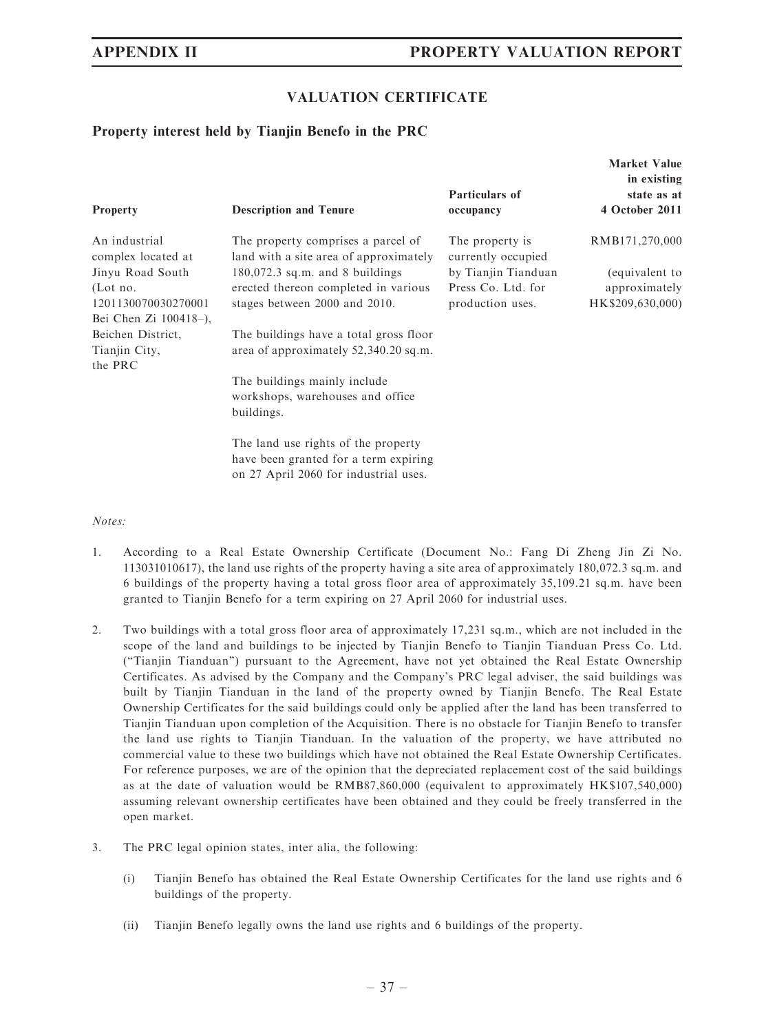## VALUATION CERTIFICATE

### Property interest held by Tianjin Benefo in the PRC

| Property | Description and Tenure | Particulars of occupancy | Market Value in existing state as at 4 October 2011 |
|---|---|---|---|
| An industrial complex located at Jinyu Road South (Lot no. 1201130070030270001 Bei Chen Zi 100418–), Beichen District, Tianjin City, the PRC | The property comprises a parcel of land with a site area of approximately 180,072.3 sq.m. and 8 buildings erected thereon completed in various stages between 2000 and 2010.<br><br>The buildings have a total gross floor area of approximately 52,340.20 sq.m.<br><br>The buildings mainly include workshops, warehouses and office buildings.<br><br>The land use rights of the property have been granted for a term expiring on 27 April 2060 for industrial uses. | The property is currently occupied by Tianjin Tianduan Press Co. Ltd. for production uses. | RMB171,270,000<br><br>(equivalent to approximately HK$209,630,000) |

*Notes:*

1. According to a Real Estate Ownership Certificate (Document No.: Fang Di Zheng Jin Zi No. 113031010617), the land use rights of the property having a site area of approximately 180,072.3 sq.m. and 6 buildings of the property having a total gross floor area of approximately 35,109.21 sq.m. have been granted to Tianjin Benefo for a term expiring on 27 April 2060 for industrial uses.

2. Two buildings with a total gross floor area of approximately 17,231 sq.m., which are not included in the scope of the land and buildings to be injected by Tianjin Benefo to Tianjin Tianduan Press Co. Ltd. ("Tianjin Tianduan") pursuant to the Agreement, have not yet obtained the Real Estate Ownership Certificates. As advised by the Company and the Company's PRC legal adviser, the said buildings was built by Tianjin Tianduan in the land of the property owned by Tianjin Benefo. The Real Estate Ownership Certificates for the said buildings could only be applied after the land has been transferred to Tianjin Tianduan upon completion of the Acquisition. There is no obstacle for Tianjin Benefo to transfer the land use rights to Tianjin Tianduan. In the valuation of the property, we have attributed no commercial value to these two buildings which have not obtained the Real Estate Ownership Certificates. For reference purposes, we are of the opinion that the depreciated replacement cost of the said buildings as at the date of valuation would be RMB87,860,000 (equivalent to approximately HK$107,540,000) assuming relevant ownership certificates have been obtained and they could be freely transferred in the open market.

3. The PRC legal opinion states, inter alia, the following:

   (i) Tianjin Benefo has obtained the Real Estate Ownership Certificates for the land use rights and 6 buildings of the property.

   (ii) Tianjin Benefo legally owns the land use rights and 6 buildings of the property.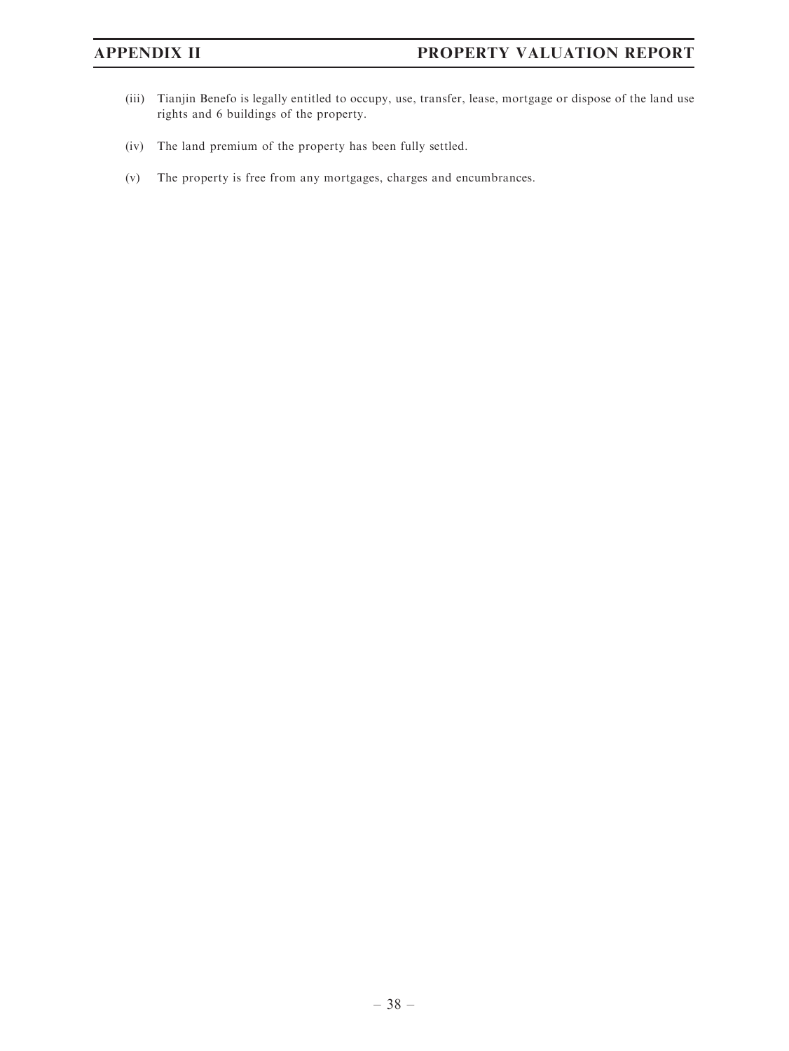(iii) Tianjin Benefo is legally entitled to occupy, use, transfer, lease, mortgage or dispose of the land use rights and 6 buildings of the property.

(iv) The land premium of the property has been fully settled.

(v) The property is free from any mortgages, charges and encumbrances.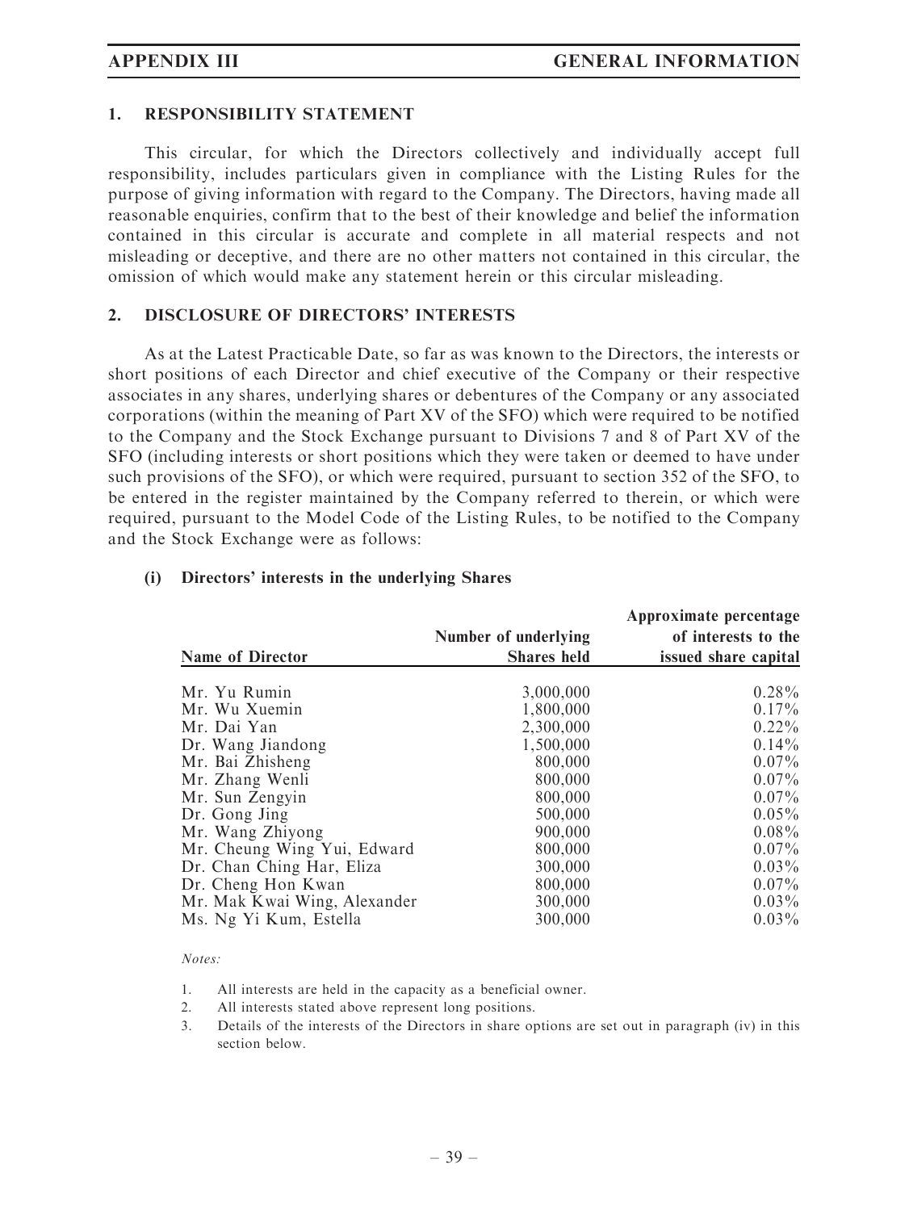## 1. RESPONSIBILITY STATEMENT

This circular, for which the Directors collectively and individually accept full responsibility, includes particulars given in compliance with the Listing Rules for the purpose of giving information with regard to the Company. The Directors, having made all reasonable enquiries, confirm that to the best of their knowledge and belief the information contained in this circular is accurate and complete in all material respects and not misleading or deceptive, and there are no other matters not contained in this circular, the omission of which would make any statement herein or this circular misleading.

## 2. DISCLOSURE OF DIRECTORS' INTERESTS

As at the Latest Practicable Date, so far as was known to the Directors, the interests or short positions of each Director and chief executive of the Company or their respective associates in any shares, underlying shares or debentures of the Company or any associated corporations (within the meaning of Part XV of the SFO) which were required to be notified to the Company and the Stock Exchange pursuant to Divisions 7 and 8 of Part XV of the SFO (including interests or short positions which they were taken or deemed to have under such provisions of the SFO), or which were required, pursuant to section 352 of the SFO, to be entered in the register maintained by the Company referred to therein, or which were required, pursuant to the Model Code of the Listing Rules, to be notified to the Company and the Stock Exchange were as follows:

### (i) Directors' interests in the underlying Shares

| Name of Director | Number of underlying Shares held | Approximate percentage of interests to the issued share capital |
|---|---|---|
| Mr. Yu Rumin | 3,000,000 | 0.28% |
| Mr. Wu Xuemin | 1,800,000 | 0.17% |
| Mr. Dai Yan | 2,300,000 | 0.22% |
| Dr. Wang Jiandong | 1,500,000 | 0.14% |
| Mr. Bai Zhisheng | 800,000 | 0.07% |
| Mr. Zhang Wenli | 800,000 | 0.07% |
| Mr. Sun Zengyin | 800,000 | 0.07% |
| Dr. Gong Jing | 500,000 | 0.05% |
| Mr. Wang Zhiyong | 900,000 | 0.08% |
| Mr. Cheung Wing Yui, Edward | 800,000 | 0.07% |
| Dr. Chan Ching Har, Eliza | 300,000 | 0.03% |
| Dr. Cheng Hon Kwan | 800,000 | 0.07% |
| Mr. Mak Kwai Wing, Alexander | 300,000 | 0.03% |
| Ms. Ng Yi Kum, Estella | 300,000 | 0.03% |

*Notes:*

1. All interests are held in the capacity as a beneficial owner.
2. All interests stated above represent long positions.
3. Details of the interests of the Directors in share options are set out in paragraph (iv) in this section below.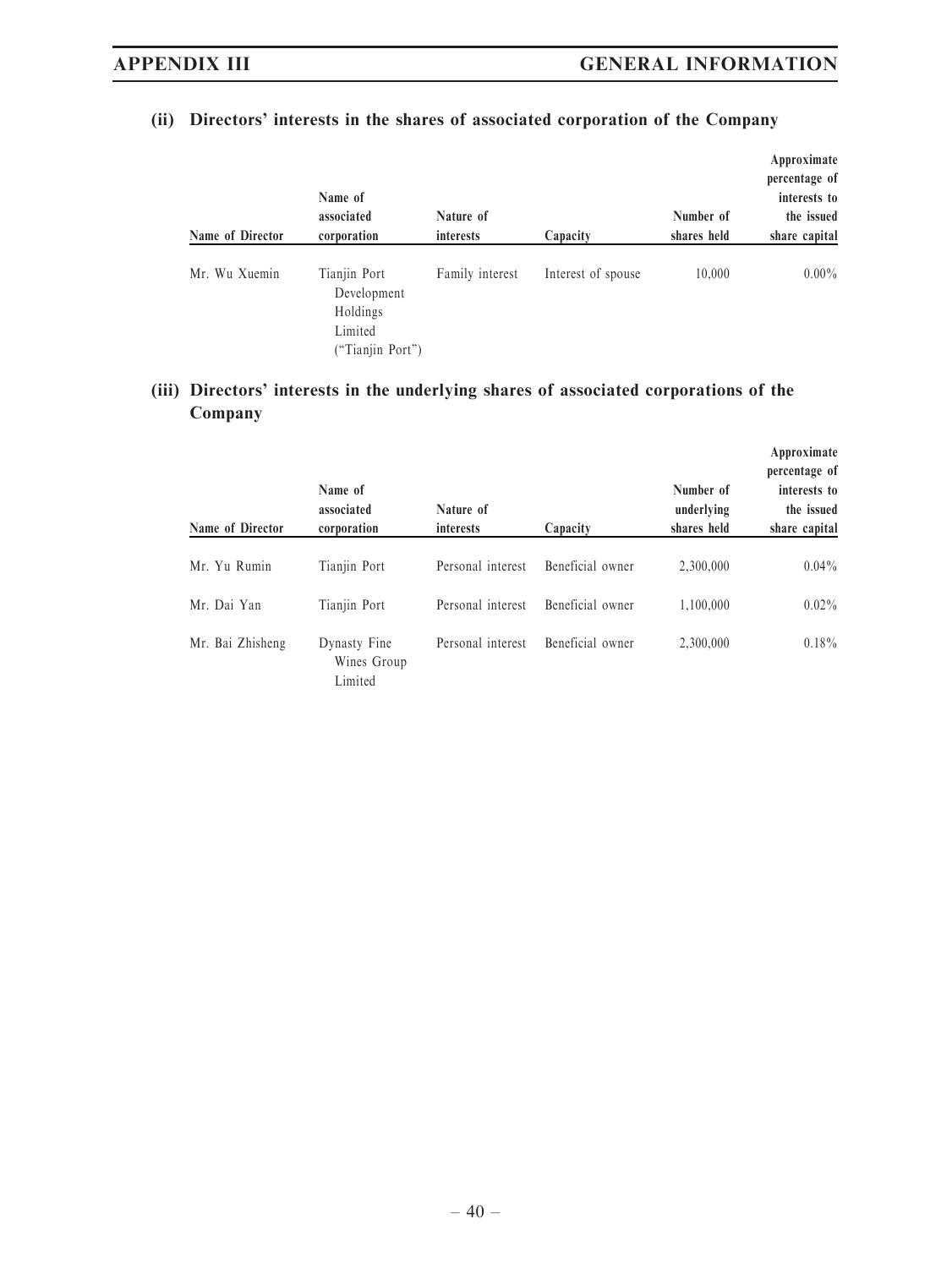### (ii) Directors' interests in the shares of associated corporation of the Company

| Name of Director | Name of associated corporation | Nature of interests | Capacity | Number of shares held | Approximate percentage of interests to the issued share capital |
|---|---|---|---|---|---|
| Mr. Wu Xuemin | Tianjin Port Development Holdings Limited ("Tianjin Port") | Family interest | Interest of spouse | 10,000 | 0.00% |

### (iii) Directors' interests in the underlying shares of associated corporations of the Company

| Name of Director | Name of associated corporation | Nature of interests | Capacity | Number of underlying shares held | Approximate percentage of interests to the issued share capital |
|---|---|---|---|---|---|
| Mr. Yu Rumin | Tianjin Port | Personal interest | Beneficial owner | 2,300,000 | 0.04% |
| Mr. Dai Yan | Tianjin Port | Personal interest | Beneficial owner | 1,100,000 | 0.02% |
| Mr. Bai Zhisheng | Dynasty Fine Wines Group Limited | Personal interest | Beneficial owner | 2,300,000 | 0.18% |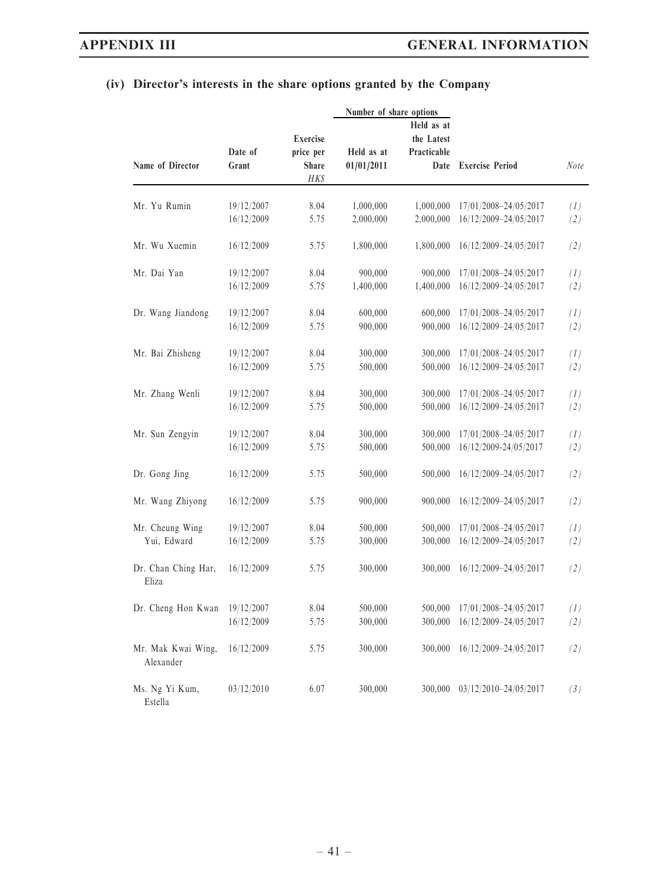### (iv) Director's interests in the share options granted by the Company

| Name of Director | Date of Grant | Exercise price per Share HK$ | Number of share options | | Exercise Period | Note |
|---|---|---|---|---|---|---|
| | | | Held as at 01/01/2011 | Held as at the Latest Practicable Date | | |
| Mr. Yu Rumin | 19/12/2007 | 8.04 | 1,000,000 | 1,000,000 | 17/01/2008–24/05/2017 | (1) |
| | 16/12/2009 | 5.75 | 2,000,000 | 2,000,000 | 16/12/2009–24/05/2017 | (2) |
| Mr. Wu Xuemin | 16/12/2009 | 5.75 | 1,800,000 | 1,800,000 | 16/12/2009–24/05/2017 | (2) |
| Mr. Dai Yan | 19/12/2007 | 8.04 | 900,000 | 900,000 | 17/01/2008–24/05/2017 | (1) |
| | 16/12/2009 | 5.75 | 1,400,000 | 1,400,000 | 16/12/2009–24/05/2017 | (2) |
| Dr. Wang Jiandong | 19/12/2007 | 8.04 | 600,000 | 600,000 | 17/01/2008–24/05/2017 | (1) |
| | 16/12/2009 | 5.75 | 900,000 | 900,000 | 16/12/2009–24/05/2017 | (2) |
| Mr. Bai Zhisheng | 19/12/2007 | 8.04 | 300,000 | 300,000 | 17/01/2008–24/05/2017 | (1) |
| | 16/12/2009 | 5.75 | 500,000 | 500,000 | 16/12/2009–24/05/2017 | (2) |
| Mr. Zhang Wenli | 19/12/2007 | 8.04 | 300,000 | 300,000 | 17/01/2008–24/05/2017 | (1) |
| | 16/12/2009 | 5.75 | 500,000 | 500,000 | 16/12/2009–24/05/2017 | (2) |
| Mr. Sun Zengyin | 19/12/2007 | 8.04 | 300,000 | 300,000 | 17/01/2008–24/05/2017 | (1) |
| | 16/12/2009 | 5.75 | 500,000 | 500,000 | 16/12/2009-24/05/2017 | (2) |
| Dr. Gong Jing | 16/12/2009 | 5.75 | 500,000 | 500,000 | 16/12/2009–24/05/2017 | (2) |
| Mr. Wang Zhiyong | 16/12/2009 | 5.75 | 900,000 | 900,000 | 16/12/2009–24/05/2017 | (2) |
| Mr. Cheung Wing Yui, Edward | 19/12/2007 | 8.04 | 500,000 | 500,000 | 17/01/2008–24/05/2017 | (1) |
| | 16/12/2009 | 5.75 | 300,000 | 300,000 | 16/12/2009–24/05/2017 | (2) |
| Dr. Chan Ching Har, Eliza | 16/12/2009 | 5.75 | 300,000 | 300,000 | 16/12/2009–24/05/2017 | (2) |
| Dr. Cheng Hon Kwan | 19/12/2007 | 8.04 | 500,000 | 500,000 | 17/01/2008–24/05/2017 | (1) |
| | 16/12/2009 | 5.75 | 300,000 | 300,000 | 16/12/2009–24/05/2017 | (2) |
| Mr. Mak Kwai Wing, Alexander | 16/12/2009 | 5.75 | 300,000 | 300,000 | 16/12/2009–24/05/2017 | (2) |
| Ms. Ng Yi Kum, Estella | 03/12/2010 | 6.07 | 300,000 | 300,000 | 03/12/2010–24/05/2017 | (3) |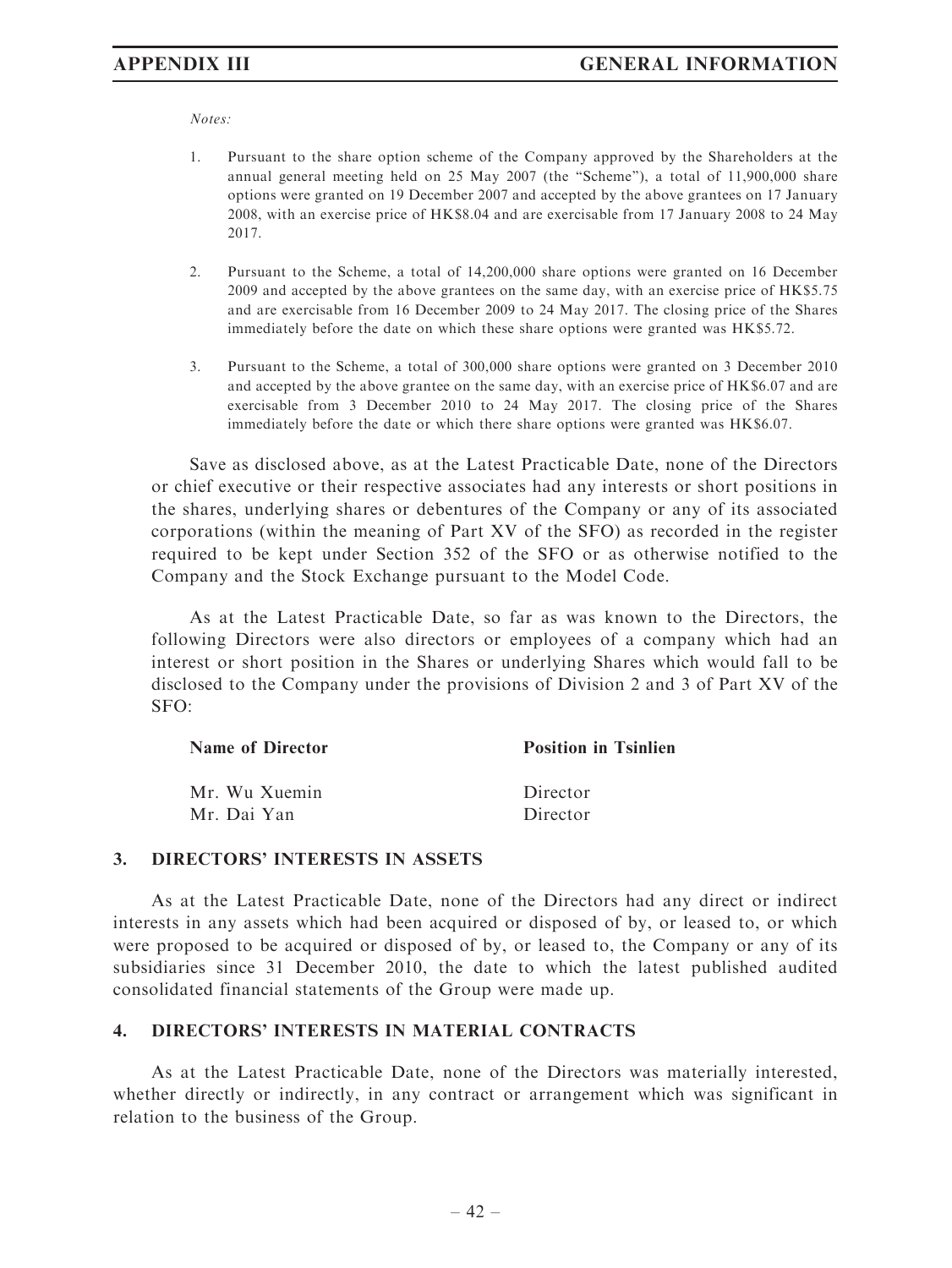*Notes:*

1. Pursuant to the share option scheme of the Company approved by the Shareholders at the annual general meeting held on 25 May 2007 (the "Scheme"), a total of 11,900,000 share options were granted on 19 December 2007 and accepted by the above grantees on 17 January 2008, with an exercise price of HK$8.04 and are exercisable from 17 January 2008 to 24 May 2017.

2. Pursuant to the Scheme, a total of 14,200,000 share options were granted on 16 December 2009 and accepted by the above grantees on the same day, with an exercise price of HK$5.75 and are exercisable from 16 December 2009 to 24 May 2017. The closing price of the Shares immediately before the date on which these share options were granted was HK$5.72.

3. Pursuant to the Scheme, a total of 300,000 share options were granted on 3 December 2010 and accepted by the above grantee on the same day, with an exercise price of HK$6.07 and are exercisable from 3 December 2010 to 24 May 2017. The closing price of the Shares immediately before the date or which there share options were granted was HK$6.07.

Save as disclosed above, as at the Latest Practicable Date, none of the Directors or chief executive or their respective associates had any interests or short positions in the shares, underlying shares or debentures of the Company or any of its associated corporations (within the meaning of Part XV of the SFO) as recorded in the register required to be kept under Section 352 of the SFO or as otherwise notified to the Company and the Stock Exchange pursuant to the Model Code.

As at the Latest Practicable Date, so far as was known to the Directors, the following Directors were also directors or employees of a company which had an interest or short position in the Shares or underlying Shares which would fall to be disclosed to the Company under the provisions of Division 2 and 3 of Part XV of the SFO:

| Name of Director | Position in Tsinlien |
| --- | --- |
| Mr. Wu Xuemin | Director |
| Mr. Dai Yan | Director |

## 3. DIRECTORS' INTERESTS IN ASSETS

As at the Latest Practicable Date, none of the Directors had any direct or indirect interests in any assets which had been acquired or disposed of by, or leased to, or which were proposed to be acquired or disposed of by, or leased to, the Company or any of its subsidiaries since 31 December 2010, the date to which the latest published audited consolidated financial statements of the Group were made up.

## 4. DIRECTORS' INTERESTS IN MATERIAL CONTRACTS

As at the Latest Practicable Date, none of the Directors was materially interested, whether directly or indirectly, in any contract or arrangement which was significant in relation to the business of the Group.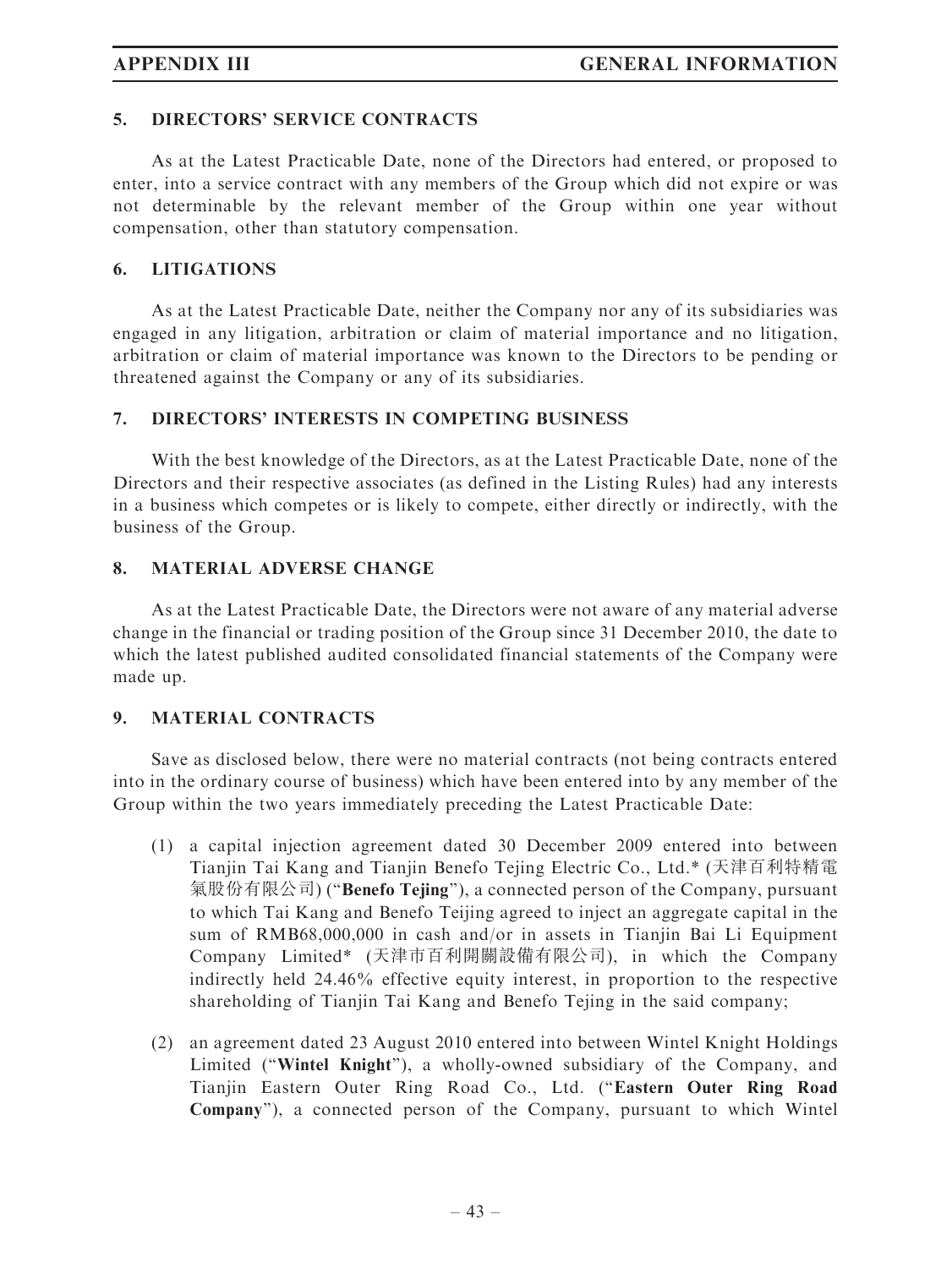## 5. DIRECTORS' SERVICE CONTRACTS

As at the Latest Practicable Date, none of the Directors had entered, or proposed to enter, into a service contract with any members of the Group which did not expire or was not determinable by the relevant member of the Group within one year without compensation, other than statutory compensation.

## 6. LITIGATIONS

As at the Latest Practicable Date, neither the Company nor any of its subsidiaries was engaged in any litigation, arbitration or claim of material importance and no litigation, arbitration or claim of material importance was known to the Directors to be pending or threatened against the Company or any of its subsidiaries.

## 7. DIRECTORS' INTERESTS IN COMPETING BUSINESS

With the best knowledge of the Directors, as at the Latest Practicable Date, none of the Directors and their respective associates (as defined in the Listing Rules) had any interests in a business which competes or is likely to compete, either directly or indirectly, with the business of the Group.

## 8. MATERIAL ADVERSE CHANGE

As at the Latest Practicable Date, the Directors were not aware of any material adverse change in the financial or trading position of the Group since 31 December 2010, the date to which the latest published audited consolidated financial statements of the Company were made up.

## 9. MATERIAL CONTRACTS

Save as disclosed below, there were no material contracts (not being contracts entered into in the ordinary course of business) which have been entered into by any member of the Group within the two years immediately preceding the Latest Practicable Date:

(1) a capital injection agreement dated 30 December 2009 entered into between Tianjin Tai Kang and Tianjin Benefo Tejing Electric Co., Ltd.* (天津百利特精電氣股份有限公司) ("**Benefo Tejing**"), a connected person of the Company, pursuant to which Tai Kang and Benefo Teijing agreed to inject an aggregate capital in the sum of RMB68,000,000 in cash and/or in assets in Tianjin Bai Li Equipment Company Limited* (天津市百利開關設備有限公司), in which the Company indirectly held 24.46% effective equity interest, in proportion to the respective shareholding of Tianjin Tai Kang and Benefo Tejing in the said company;

(2) an agreement dated 23 August 2010 entered into between Wintel Knight Holdings Limited ("**Wintel Knight**"), a wholly-owned subsidiary of the Company, and Tianjin Eastern Outer Ring Road Co., Ltd. ("**Eastern Outer Ring Road Company**"), a connected person of the Company, pursuant to which Wintel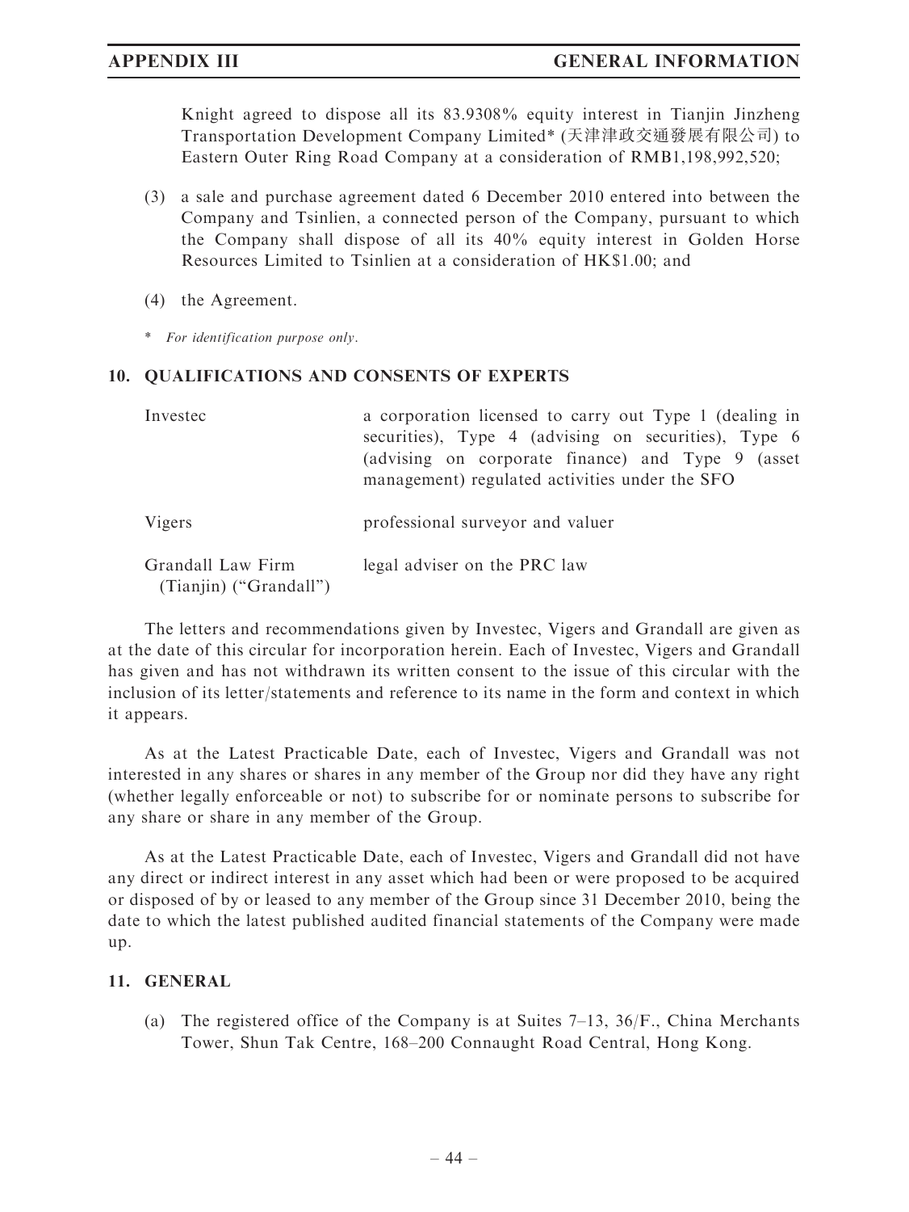Knight agreed to dispose all its 83.9308% equity interest in Tianjin Jinzheng Transportation Development Company Limited* (天津津政交通發展有限公司) to Eastern Outer Ring Road Company at a consideration of RMB1,198,992,520;

(3) a sale and purchase agreement dated 6 December 2010 entered into between the Company and Tsinlien, a connected person of the Company, pursuant to which the Company shall dispose of all its 40% equity interest in Golden Horse Resources Limited to Tsinlien at a consideration of HK$1.00; and

(4) the Agreement.

\* *For identification purpose only.*

## 10. QUALIFICATIONS AND CONSENTS OF EXPERTS

| | |
|---|---|
| Investec | a corporation licensed to carry out Type 1 (dealing in securities), Type 4 (advising on securities), Type 6 (advising on corporate finance) and Type 9 (asset management) regulated activities under the SFO |
| Vigers | professional surveyor and valuer |
| Grandall Law Firm (Tianjin) ("Grandall") | legal adviser on the PRC law |

The letters and recommendations given by Investec, Vigers and Grandall are given as at the date of this circular for incorporation herein. Each of Investec, Vigers and Grandall has given and has not withdrawn its written consent to the issue of this circular with the inclusion of its letter/statements and reference to its name in the form and context in which it appears.

As at the Latest Practicable Date, each of Investec, Vigers and Grandall was not interested in any shares or shares in any member of the Group nor did they have any right (whether legally enforceable or not) to subscribe for or nominate persons to subscribe for any share or share in any member of the Group.

As at the Latest Practicable Date, each of Investec, Vigers and Grandall did not have any direct or indirect interest in any asset which had been or were proposed to be acquired or disposed of by or leased to any member of the Group since 31 December 2010, being the date to which the latest published audited financial statements of the Company were made up.

## 11. GENERAL

(a) The registered office of the Company is at Suites 7–13, 36/F., China Merchants Tower, Shun Tak Centre, 168–200 Connaught Road Central, Hong Kong.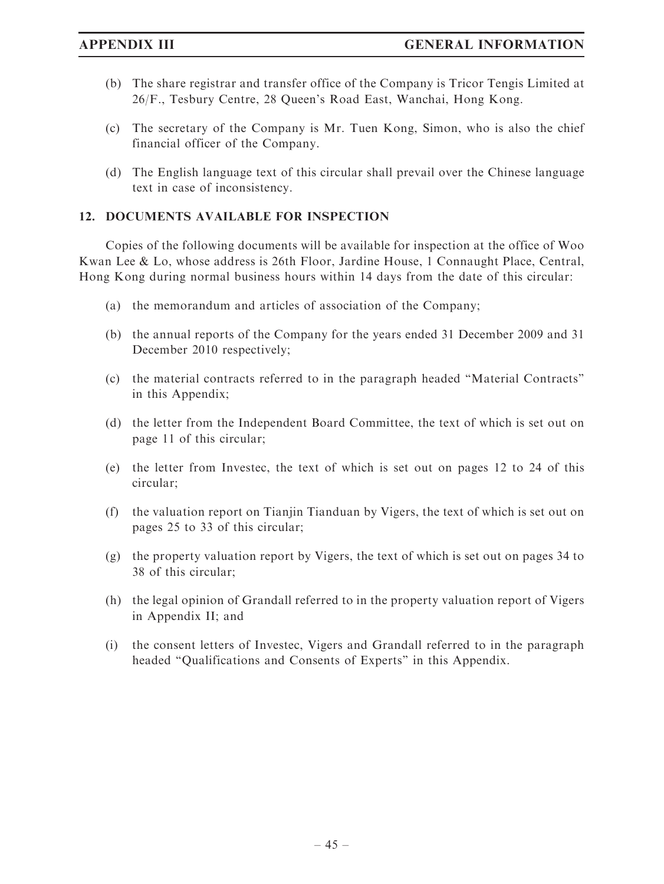(b) The share registrar and transfer office of the Company is Tricor Tengis Limited at 26/F., Tesbury Centre, 28 Queen's Road East, Wanchai, Hong Kong.

(c) The secretary of the Company is Mr. Tuen Kong, Simon, who is also the chief financial officer of the Company.

(d) The English language text of this circular shall prevail over the Chinese language text in case of inconsistency.

## 12. DOCUMENTS AVAILABLE FOR INSPECTION

Copies of the following documents will be available for inspection at the office of Woo Kwan Lee & Lo, whose address is 26th Floor, Jardine House, 1 Connaught Place, Central, Hong Kong during normal business hours within 14 days from the date of this circular:

(a) the memorandum and articles of association of the Company;

(b) the annual reports of the Company for the years ended 31 December 2009 and 31 December 2010 respectively;

(c) the material contracts referred to in the paragraph headed "Material Contracts" in this Appendix;

(d) the letter from the Independent Board Committee, the text of which is set out on page 11 of this circular;

(e) the letter from Investec, the text of which is set out on pages 12 to 24 of this circular;

(f) the valuation report on Tianjin Tianduan by Vigers, the text of which is set out on pages 25 to 33 of this circular;

(g) the property valuation report by Vigers, the text of which is set out on pages 34 to 38 of this circular;

(h) the legal opinion of Grandall referred to in the property valuation report of Vigers in Appendix II; and

(i) the consent letters of Investec, Vigers and Grandall referred to in the paragraph headed "Qualifications and Consents of Experts" in this Appendix.